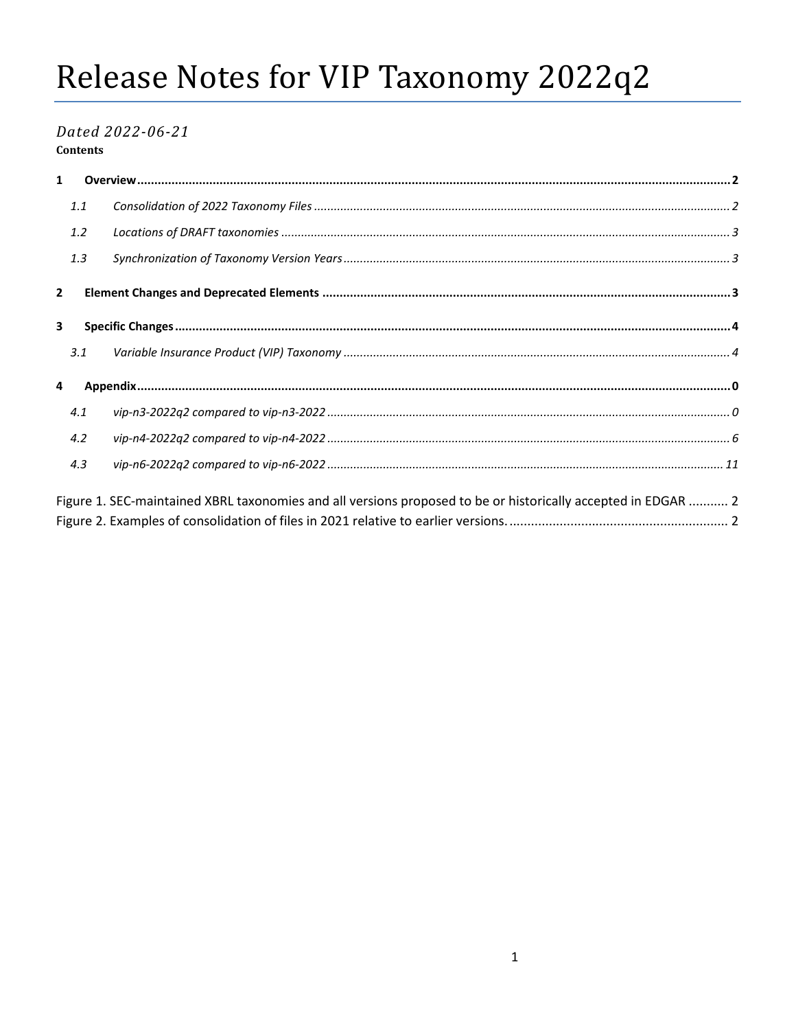# Release Notes for VIP Taxonomy 2022q2

*Dated 2022-06-21*

**Contents**

**1 Overview** .......... **2**

  *1.1 Consolidation of 2022 Taxonomy Files* .......... *2*

  *1.2 Locations of DRAFT taxonomies* .......... *3*

  *1.3 Synchronization of Taxonomy Version Years* .......... *3*

**2 Element Changes and Deprecated Elements** .......... **3**

**3 Specific Changes** .......... **4**

  *3.1 Variable Insurance Product (VIP) Taxonomy* .......... *4*

**4 Appendix** .......... **0**

  *4.1 vip-n3-2022q2 compared to vip-n3-2022* .......... *0*

  *4.2 vip-n4-2022q2 compared to vip-n4-2022* .......... *6*

  *4.3 vip-n6-2022q2 compared to vip-n6-2022* .......... *11*

Figure 1. SEC-maintained XBRL taxonomies and all versions proposed to be or historically accepted in EDGAR .......... 2

Figure 2. Examples of consolidation of files in 2021 relative to earlier versions. .......... 2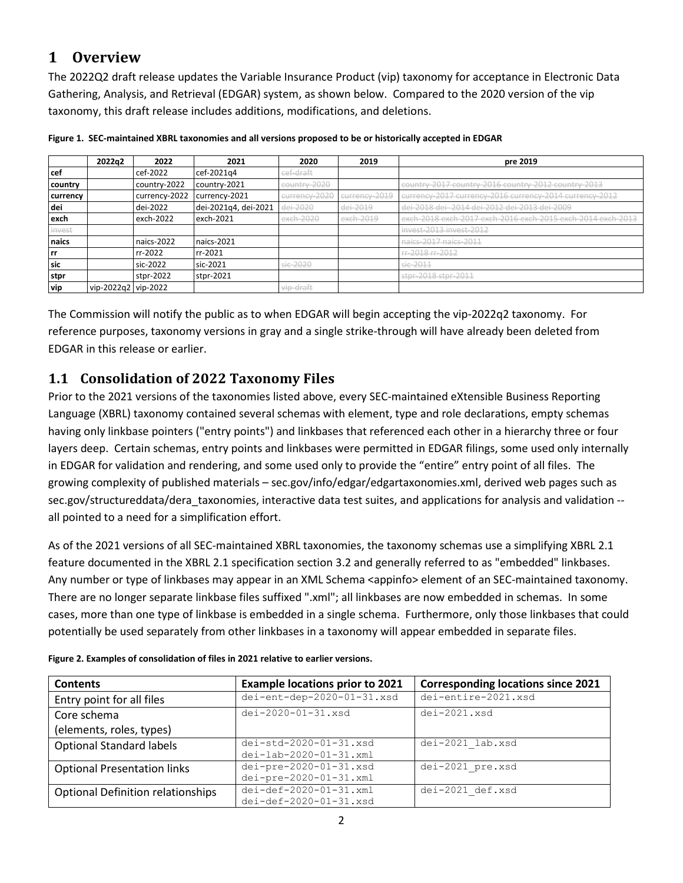# 1 Overview

The 2022Q2 draft release updates the Variable Insurance Product (vip) taxonomy for acceptance in Electronic Data Gathering, Analysis, and Retrieval (EDGAR) system, as shown below. Compared to the 2020 version of the vip taxonomy, this draft release includes additions, modifications, and deletions.

**Figure 1. SEC-maintained XBRL taxonomies and all versions proposed to be or historically accepted in EDGAR**

| | 2022q2 | 2022 | 2021 | 2020 | 2019 | pre 2019 |
|---|---|---|---|---|---|---|
| **cef** | | cef-2022 | cef-2021q4 | ~~cef-draft~~ | | |
| **country** | | country-2022 | country-2021 | ~~country-2020~~ | | ~~country-2017 country-2016 country-2012 country-2013~~ |
| **currency** | | currency-2022 | currency-2021 | ~~currency-2020~~ | ~~currency-2019~~ | ~~currency-2017 currency-2016 currency-2014 currency-2012~~ |
| **dei** | | dei-2022 | dei-2021q4, dei-2021 | ~~dei-2020~~ | ~~dei-2019~~ | ~~dei-2018 dei-2014 dei-2012 dei-2013 dei-2009~~ |
| **exch** | | exch-2022 | exch-2021 | ~~exch-2020~~ | ~~exch-2019~~ | ~~exch-2018 exch-2017 exch-2016 exch-2015 exch-2014 exch-2013~~ |
| ~~invest~~ | | | | | | ~~invest-2013 invest-2012~~ |
| **naics** | | naics-2022 | naics-2021 | | | ~~naics-2017 naics-2011~~ |
| **rr** | | rr-2022 | rr-2021 | | | ~~rr-2018 rr-2012~~ |
| **sic** | | sic-2022 | sic-2021 | ~~sic-2020~~ | | ~~sic-2011~~ |
| **stpr** | | stpr-2022 | stpr-2021 | | | ~~stpr-2018 stpr-2011~~ |
| **vip** | vip-2022q2 | vip-2022 | | ~~vip-draft~~ | | |

The Commission will notify the public as to when EDGAR will begin accepting the vip-2022q2 taxonomy. For reference purposes, taxonomy versions in gray and a single strike-through will have already been deleted from EDGAR in this release or earlier.

## 1.1 Consolidation of 2022 Taxonomy Files

Prior to the 2021 versions of the taxonomies listed above, every SEC-maintained eXtensible Business Reporting Language (XBRL) taxonomy contained several schemas with element, type and role declarations, empty schemas having only linkbase pointers ("entry points") and linkbases that referenced each other in a hierarchy three or four layers deep. Certain schemas, entry points and linkbases were permitted in EDGAR filings, some used only internally in EDGAR for validation and rendering, and some used only to provide the "entire" entry point of all files. The growing complexity of published materials – sec.gov/info/edgar/edgartaxonomies.xml, derived web pages such as sec.gov/structureddata/dera_taxonomies, interactive data test suites, and applications for analysis and validation -- all pointed to a need for a simplification effort.

As of the 2021 versions of all SEC-maintained XBRL taxonomies, the taxonomy schemas use a simplifying XBRL 2.1 feature documented in the XBRL 2.1 specification section 3.2 and generally referred to as "embedded" linkbases. Any number or type of linkbases may appear in an XML Schema <appinfo> element of an SEC-maintained taxonomy. There are no longer separate linkbase files suffixed ".xml"; all linkbases are now embedded in schemas. In some cases, more than one type of linkbase is embedded in a single schema. Furthermore, only those linkbases that could potentially be used separately from other linkbases in a taxonomy will appear embedded in separate files.

**Figure 2. Examples of consolidation of files in 2021 relative to earlier versions.**

| Contents | Example locations prior to 2021 | Corresponding locations since 2021 |
|---|---|---|
| Entry point for all files | dei-ent-dep-2020-01-31.xsd | dei-entire-2021.xsd |
| Core schema (elements, roles, types) | dei-2020-01-31.xsd | dei-2021.xsd |
| Optional Standard labels | dei-std-2020-01-31.xsd<br>dei-lab-2020-01-31.xml | dei-2021_lab.xsd |
| Optional Presentation links | dei-pre-2020-01-31.xsd<br>dei-pre-2020-01-31.xml | dei-2021_pre.xsd |
| Optional Definition relationships | dei-def-2020-01-31.xml<br>dei-def-2020-01-31.xsd | dei-2021_def.xsd |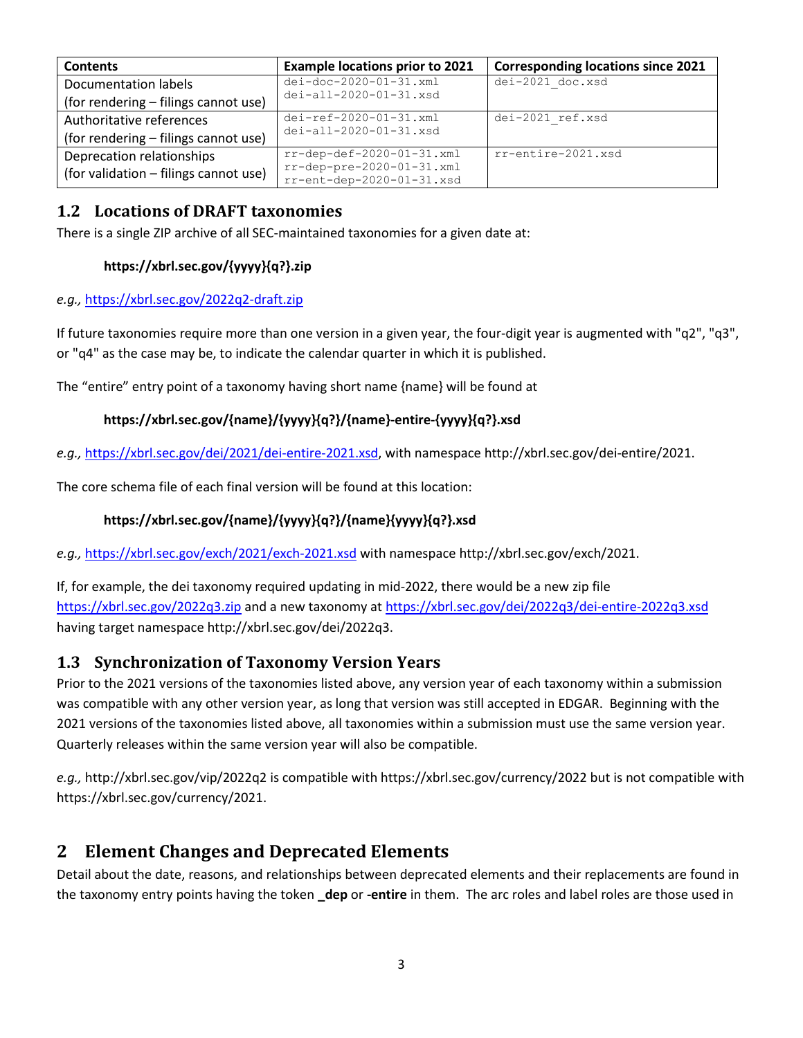| Contents | Example locations prior to 2021 | Corresponding locations since 2021 |
|---|---|---|
| Documentation labels (for rendering – filings cannot use) | dei-doc-2020-01-31.xml dei-all-2020-01-31.xsd | dei-2021_doc.xsd |
| Authoritative references (for rendering – filings cannot use) | dei-ref-2020-01-31.xml dei-all-2020-01-31.xsd | dei-2021_ref.xsd |
| Deprecation relationships (for validation – filings cannot use) | rr-dep-def-2020-01-31.xml rr-dep-pre-2020-01-31.xml rr-ent-dep-2020-01-31.xsd | rr-entire-2021.xsd |

## 1.2 Locations of DRAFT taxonomies

There is a single ZIP archive of all SEC-maintained taxonomies for a given date at:

**https://xbrl.sec.gov/{yyyy}{q?}.zip**

*e.g.,* https://xbrl.sec.gov/2022q2-draft.zip

If future taxonomies require more than one version in a given year, the four-digit year is augmented with "q2", "q3", or "q4" as the case may be, to indicate the calendar quarter in which it is published.

The "entire" entry point of a taxonomy having short name {name} will be found at

**https://xbrl.sec.gov/{name}/{yyyy}{q?}/{name}-entire-{yyyy}{q?}.xsd**

*e.g.,* https://xbrl.sec.gov/dei/2021/dei-entire-2021.xsd, with namespace http://xbrl.sec.gov/dei-entire/2021.

The core schema file of each final version will be found at this location:

**https://xbrl.sec.gov/{name}/{yyyy}{q?}/{name}{yyyy}{q?}.xsd**

*e.g.,* https://xbrl.sec.gov/exch/2021/exch-2021.xsd with namespace http://xbrl.sec.gov/exch/2021.

If, for example, the dei taxonomy required updating in mid-2022, there would be a new zip file https://xbrl.sec.gov/2022q3.zip and a new taxonomy at https://xbrl.sec.gov/dei/2022q3/dei-entire-2022q3.xsd having target namespace http://xbrl.sec.gov/dei/2022q3.

## 1.3 Synchronization of Taxonomy Version Years

Prior to the 2021 versions of the taxonomies listed above, any version year of each taxonomy within a submission was compatible with any other version year, as long that version was still accepted in EDGAR. Beginning with the 2021 versions of the taxonomies listed above, all taxonomies within a submission must use the same version year. Quarterly releases within the same version year will also be compatible.

*e.g.,* http://xbrl.sec.gov/vip/2022q2 is compatible with https://xbrl.sec.gov/currency/2022 but is not compatible with https://xbrl.sec.gov/currency/2021.

# 2 Element Changes and Deprecated Elements

Detail about the date, reasons, and relationships between deprecated elements and their replacements are found in the taxonomy entry points having the token **_dep** or **-entire** in them. The arc roles and label roles are those used in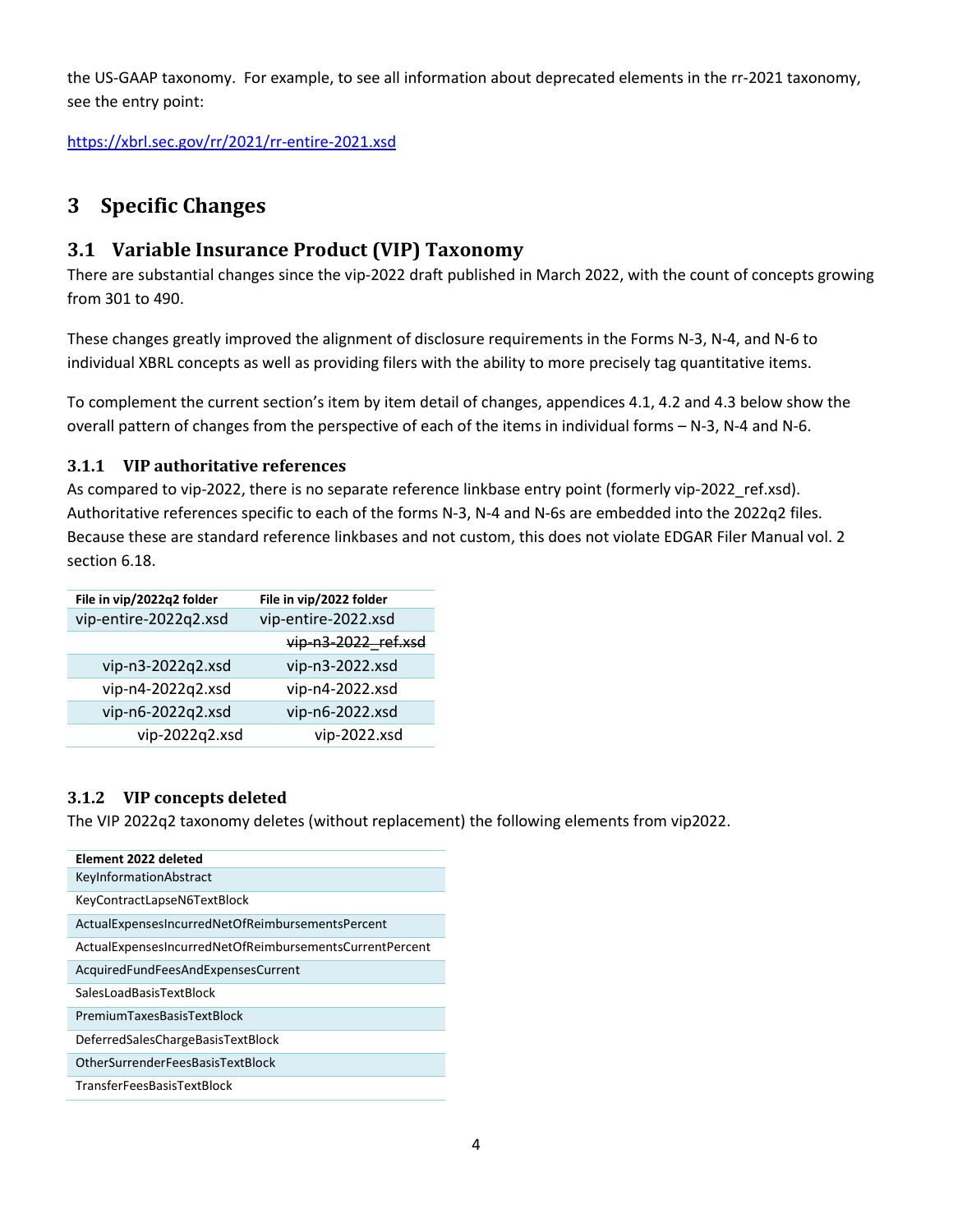the US-GAAP taxonomy. For example, to see all information about deprecated elements in the rr-2021 taxonomy, see the entry point:

https://xbrl.sec.gov/rr/2021/rr-entire-2021.xsd

# 3 Specific Changes

## 3.1 Variable Insurance Product (VIP) Taxonomy

There are substantial changes since the vip-2022 draft published in March 2022, with the count of concepts growing from 301 to 490.

These changes greatly improved the alignment of disclosure requirements in the Forms N-3, N-4, and N-6 to individual XBRL concepts as well as providing filers with the ability to more precisely tag quantitative items.

To complement the current section's item by item detail of changes, appendices 4.1, 4.2 and 4.3 below show the overall pattern of changes from the perspective of each of the items in individual forms – N-3, N-4 and N-6.

### 3.1.1 VIP authoritative references

As compared to vip-2022, there is no separate reference linkbase entry point (formerly vip-2022_ref.xsd). Authoritative references specific to each of the forms N-3, N-4 and N-6s are embedded into the 2022q2 files. Because these are standard reference linkbases and not custom, this does not violate EDGAR Filer Manual vol. 2 section 6.18.

| File in vip/2022q2 folder | File in vip/2022 folder |
|---|---|
| vip-entire-2022q2.xsd | vip-entire-2022.xsd |
| | ~~vip-n3-2022_ref.xsd~~ |
| vip-n3-2022q2.xsd | vip-n3-2022.xsd |
| vip-n4-2022q2.xsd | vip-n4-2022.xsd |
| vip-n6-2022q2.xsd | vip-n6-2022.xsd |
| vip-2022q2.xsd | vip-2022.xsd |

### 3.1.2 VIP concepts deleted

The VIP 2022q2 taxonomy deletes (without replacement) the following elements from vip2022.

| Element 2022 deleted |
|---|
| KeyInformationAbstract |
| KeyContractLapseN6TextBlock |
| ActualExpensesIncurredNetOfReimbursementsPercent |
| ActualExpensesIncurredNetOfReimbursementsCurrentPercent |
| AcquiredFundFeesAndExpensesCurrent |
| SalesLoadBasisTextBlock |
| PremiumTaxesBasisTextBlock |
| DeferredSalesChargeBasisTextBlock |
| OtherSurrenderFeesBasisTextBlock |
| TransferFeesBasisTextBlock |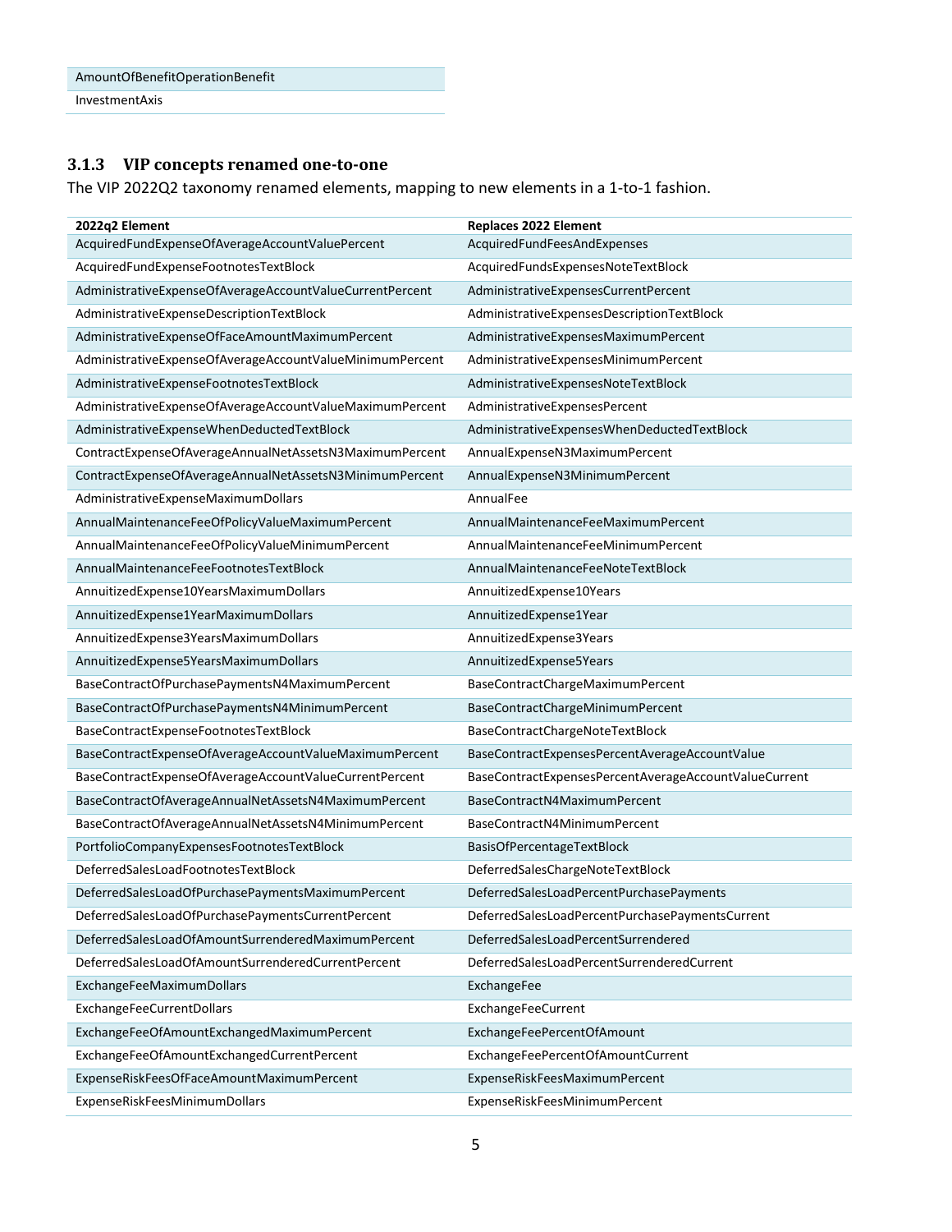| AmountOfBenefitOperationBenefit |
| --- |
| InvestmentAxis |

### 3.1.3 VIP concepts renamed one-to-one

The VIP 2022Q2 taxonomy renamed elements, mapping to new elements in a 1-to-1 fashion.

| 2022q2 Element | Replaces 2022 Element |
| --- | --- |
| AcquiredFundExpenseOfAverageAccountValuePercent | AcquiredFundFeesAndExpenses |
| AcquiredFundExpenseFootnotesTextBlock | AcquiredFundsExpensesNoteTextBlock |
| AdministrativeExpenseOfAverageAccountValueCurrentPercent | AdministrativeExpensesCurrentPercent |
| AdministrativeExpenseDescriptionTextBlock | AdministrativeExpensesDescriptionTextBlock |
| AdministrativeExpenseOfFaceAmountMaximumPercent | AdministrativeExpensesMaximumPercent |
| AdministrativeExpenseOfAverageAccountValueMinimumPercent | AdministrativeExpensesMinimumPercent |
| AdministrativeExpenseFootnotesTextBlock | AdministrativeExpensesNoteTextBlock |
| AdministrativeExpenseOfAverageAccountValueMaximumPercent | AdministrativeExpensesPercent |
| AdministrativeExpenseWhenDeductedTextBlock | AdministrativeExpensesWhenDeductedTextBlock |
| ContractExpenseOfAverageAnnualNetAssetsN3MaximumPercent | AnnualExpenseN3MaximumPercent |
| ContractExpenseOfAverageAnnualNetAssetsN3MinimumPercent | AnnualExpenseN3MinimumPercent |
| AdministrativeExpenseMaximumDollars | AnnualFee |
| AnnualMaintenanceFeeOfPolicyValueMaximumPercent | AnnualMaintenanceFeeMaximumPercent |
| AnnualMaintenanceFeeOfPolicyValueMinimumPercent | AnnualMaintenanceFeeMinimumPercent |
| AnnualMaintenanceFeeFootnotesTextBlock | AnnualMaintenanceFeeNoteTextBlock |
| AnnuitizedExpense10YearsMaximumDollars | AnnuitizedExpense10Years |
| AnnuitizedExpense1YearMaximumDollars | AnnuitizedExpense1Year |
| AnnuitizedExpense3YearsMaximumDollars | AnnuitizedExpense3Years |
| AnnuitizedExpense5YearsMaximumDollars | AnnuitizedExpense5Years |
| BaseContractOfPurchasePaymentsN4MaximumPercent | BaseContractChargeMaximumPercent |
| BaseContractOfPurchasePaymentsN4MinimumPercent | BaseContractChargeMinimumPercent |
| BaseContractExpenseFootnotesTextBlock | BaseContractChargeNoteTextBlock |
| BaseContractExpenseOfAverageAccountValueMaximumPercent | BaseContractExpensesPercentAverageAccountValue |
| BaseContractExpenseOfAverageAccountValueCurrentPercent | BaseContractExpensesPercentAverageAccountValueCurrent |
| BaseContractOfAverageAnnualNetAssetsN4MaximumPercent | BaseContractN4MaximumPercent |
| BaseContractOfAverageAnnualNetAssetsN4MinimumPercent | BaseContractN4MinimumPercent |
| PortfolioCompanyExpensesFootnotesTextBlock | BasisOfPercentageTextBlock |
| DeferredSalesLoadFootnotesTextBlock | DeferredSalesChargeNoteTextBlock |
| DeferredSalesLoadOfPurchasePaymentsMaximumPercent | DeferredSalesLoadPercentPurchasePayments |
| DeferredSalesLoadOfPurchasePaymentsCurrentPercent | DeferredSalesLoadPercentPurchasePaymentsCurrent |
| DeferredSalesLoadOfAmountSurrenderedMaximumPercent | DeferredSalesLoadPercentSurrendered |
| DeferredSalesLoadOfAmountSurrenderedCurrentPercent | DeferredSalesLoadPercentSurrenderedCurrent |
| ExchangeFeeMaximumDollars | ExchangeFee |
| ExchangeFeeCurrentDollars | ExchangeFeeCurrent |
| ExchangeFeeOfAmountExchangedMaximumPercent | ExchangeFeePercentOfAmount |
| ExchangeFeeOfAmountExchangedCurrentPercent | ExchangeFeePercentOfAmountCurrent |
| ExpenseRiskFeesOfFaceAmountMaximumPercent | ExpenseRiskFeesMaximumPercent |
| ExpenseRiskFeesMinimumDollars | ExpenseRiskFeesMinimumPercent |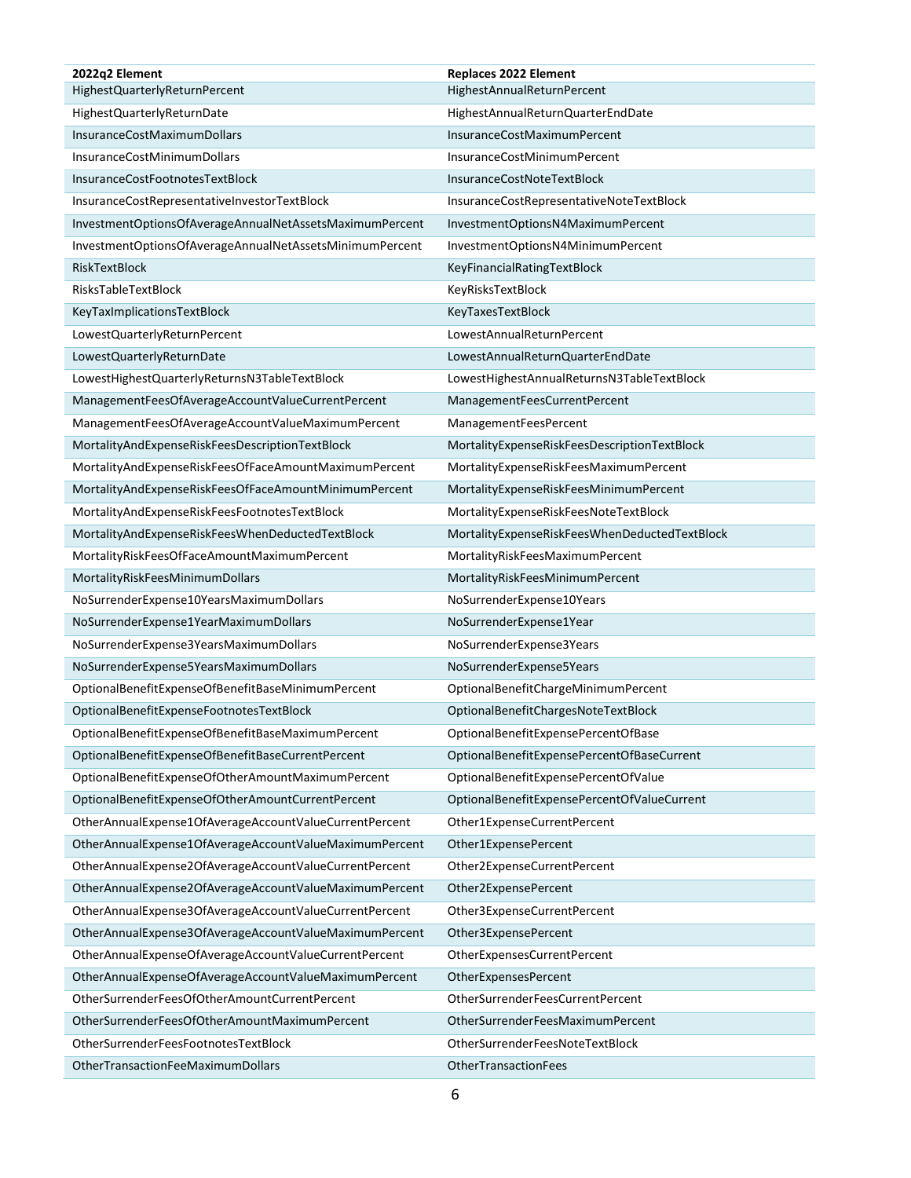| 2022q2 Element | Replaces 2022 Element |
|---|---|
| HighestQuarterlyReturnPercent | HighestAnnualReturnPercent |
| HighestQuarterlyReturnDate | HighestAnnualReturnQuarterEndDate |
| InsuranceCostMaximumDollars | InsuranceCostMaximumPercent |
| InsuranceCostMinimumDollars | InsuranceCostMinimumPercent |
| InsuranceCostFootnotesTextBlock | InsuranceCostNoteTextBlock |
| InsuranceCostRepresentativeInvestorTextBlock | InsuranceCostRepresentativeNoteTextBlock |
| InvestmentOptionsOfAverageAnnualNetAssetsMaximumPercent | InvestmentOptionsN4MaximumPercent |
| InvestmentOptionsOfAverageAnnualNetAssetsMinimumPercent | InvestmentOptionsN4MinimumPercent |
| RiskTextBlock | KeyFinancialRatingTextBlock |
| RisksTableTextBlock | KeyRisksTextBlock |
| KeyTaxImplicationsTextBlock | KeyTaxesTextBlock |
| LowestQuarterlyReturnPercent | LowestAnnualReturnPercent |
| LowestQuarterlyReturnDate | LowestAnnualReturnQuarterEndDate |
| LowestHighestQuarterlyReturnsN3TableTextBlock | LowestHighestAnnualReturnsN3TableTextBlock |
| ManagementFeesOfAverageAccountValueCurrentPercent | ManagementFeesCurrentPercent |
| ManagementFeesOfAverageAccountValueMaximumPercent | ManagementFeesPercent |
| MortalityAndExpenseRiskFeesDescriptionTextBlock | MortalityExpenseRiskFeesDescriptionTextBlock |
| MortalityAndExpenseRiskFeesOfFaceAmountMaximumPercent | MortalityExpenseRiskFeesMaximumPercent |
| MortalityAndExpenseRiskFeesOfFaceAmountMinimumPercent | MortalityExpenseRiskFeesMinimumPercent |
| MortalityAndExpenseRiskFeesFootnotesTextBlock | MortalityExpenseRiskFeesNoteTextBlock |
| MortalityAndExpenseRiskFeesWhenDeductedTextBlock | MortalityExpenseRiskFeesWhenDeductedTextBlock |
| MortalityRiskFeesOfFaceAmountMaximumPercent | MortalityRiskFeesMaximumPercent |
| MortalityRiskFeesMinimumDollars | MortalityRiskFeesMinimumPercent |
| NoSurrenderExpense10YearsMaximumDollars | NoSurrenderExpense10Years |
| NoSurrenderExpense1YearMaximumDollars | NoSurrenderExpense1Year |
| NoSurrenderExpense3YearsMaximumDollars | NoSurrenderExpense3Years |
| NoSurrenderExpense5YearsMaximumDollars | NoSurrenderExpense5Years |
| OptionalBenefitExpenseOfBenefitBaseMinimumPercent | OptionalBenefitChargeMinimumPercent |
| OptionalBenefitExpenseFootnotesTextBlock | OptionalBenefitChargesNoteTextBlock |
| OptionalBenefitExpenseOfBenefitBaseMaximumPercent | OptionalBenefitExpensePercentOfBase |
| OptionalBenefitExpenseOfBenefitBaseCurrentPercent | OptionalBenefitExpensePercentOfBaseCurrent |
| OptionalBenefitExpenseOfOtherAmountMaximumPercent | OptionalBenefitExpensePercentOfValue |
| OptionalBenefitExpenseOfOtherAmountCurrentPercent | OptionalBenefitExpensePercentOfValueCurrent |
| OtherAnnualExpense1OfAverageAccountValueCurrentPercent | Other1ExpenseCurrentPercent |
| OtherAnnualExpense1OfAverageAccountValueMaximumPercent | Other1ExpensePercent |
| OtherAnnualExpense2OfAverageAccountValueCurrentPercent | Other2ExpenseCurrentPercent |
| OtherAnnualExpense2OfAverageAccountValueMaximumPercent | Other2ExpensePercent |
| OtherAnnualExpense3OfAverageAccountValueCurrentPercent | Other3ExpenseCurrentPercent |
| OtherAnnualExpense3OfAverageAccountValueMaximumPercent | Other3ExpensePercent |
| OtherAnnualExpenseOfAverageAccountValueCurrentPercent | OtherExpensesCurrentPercent |
| OtherAnnualExpenseOfAverageAccountValueMaximumPercent | OtherExpensesPercent |
| OtherSurrenderFeesOfOtherAmountCurrentPercent | OtherSurrenderFeesCurrentPercent |
| OtherSurrenderFeesOfOtherAmountMaximumPercent | OtherSurrenderFeesMaximumPercent |
| OtherSurrenderFeesFootnotesTextBlock | OtherSurrenderFeesNoteTextBlock |
| OtherTransactionFeeMaximumDollars | OtherTransactionFees |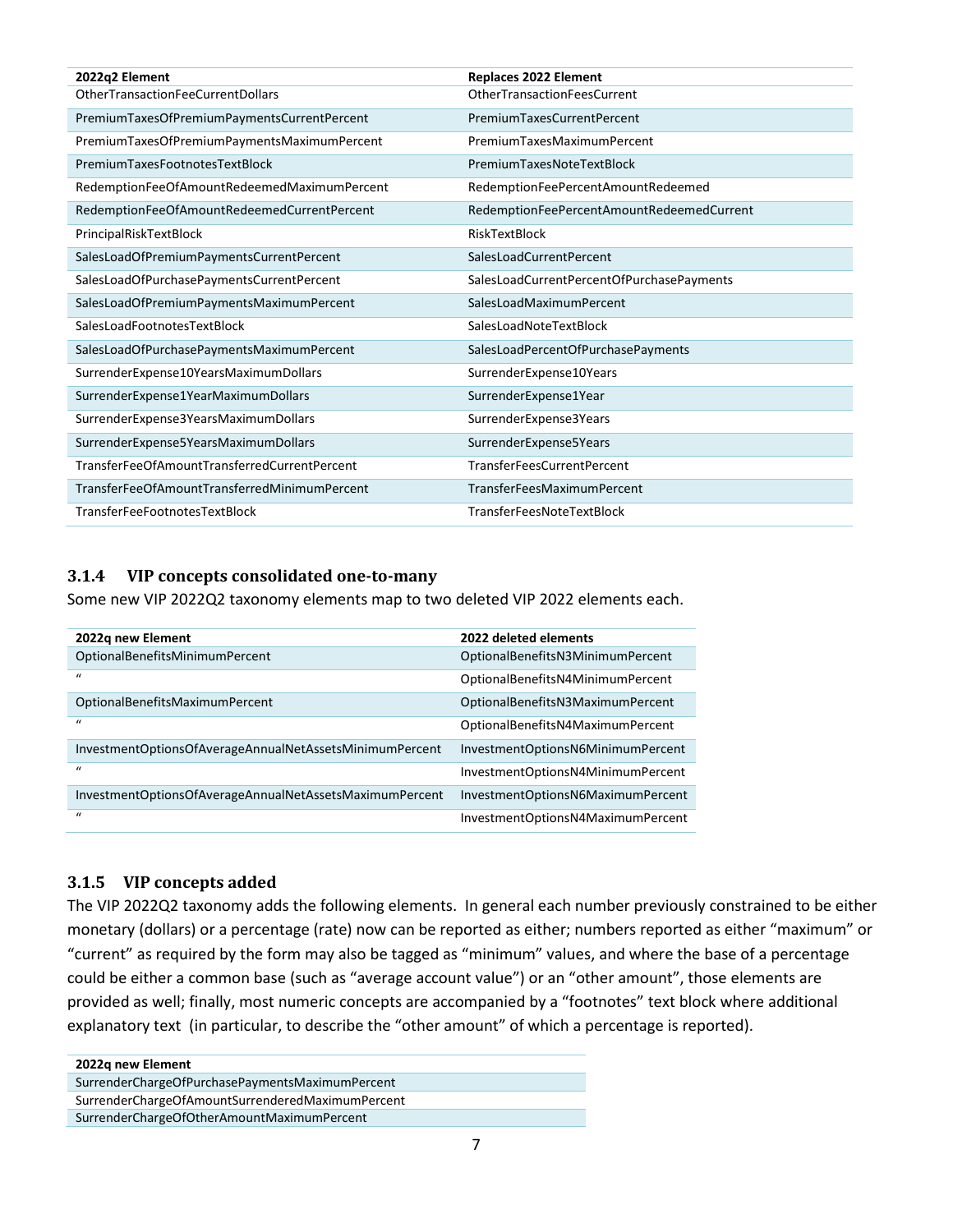| 2022q2 Element | Replaces 2022 Element |
|---|---|
| OtherTransactionFeeCurrentDollars | OtherTransactionFeesCurrent |
| PremiumTaxesOfPremiumPaymentsCurrentPercent | PremiumTaxesCurrentPercent |
| PremiumTaxesOfPremiumPaymentsMaximumPercent | PremiumTaxesMaximumPercent |
| PremiumTaxesFootnotesTextBlock | PremiumTaxesNoteTextBlock |
| RedemptionFeeOfAmountRedeemedMaximumPercent | RedemptionFeePercentAmountRedeemed |
| RedemptionFeeOfAmountRedeemedCurrentPercent | RedemptionFeePercentAmountRedeemedCurrent |
| PrincipalRiskTextBlock | RiskTextBlock |
| SalesLoadOfPremiumPaymentsCurrentPercent | SalesLoadCurrentPercent |
| SalesLoadOfPurchasePaymentsCurrentPercent | SalesLoadCurrentPercentOfPurchasePayments |
| SalesLoadOfPremiumPaymentsMaximumPercent | SalesLoadMaximumPercent |
| SalesLoadFootnotesTextBlock | SalesLoadNoteTextBlock |
| SalesLoadOfPurchasePaymentsMaximumPercent | SalesLoadPercentOfPurchasePayments |
| SurrenderExpense10YearsMaximumDollars | SurrenderExpense10Years |
| SurrenderExpense1YearMaximumDollars | SurrenderExpense1Year |
| SurrenderExpense3YearsMaximumDollars | SurrenderExpense3Years |
| SurrenderExpense5YearsMaximumDollars | SurrenderExpense5Years |
| TransferFeeOfAmountTransferredCurrentPercent | TransferFeesCurrentPercent |
| TransferFeeOfAmountTransferredMinimumPercent | TransferFeesMaximumPercent |
| TransferFeeFootnotesTextBlock | TransferFeesNoteTextBlock |

### 3.1.4 VIP concepts consolidated one-to-many

Some new VIP 2022Q2 taxonomy elements map to two deleted VIP 2022 elements each.

| 2022q new Element | 2022 deleted elements |
|---|---|
| OptionalBenefitsMinimumPercent | OptionalBenefitsN3MinimumPercent |
| " | OptionalBenefitsN4MinimumPercent |
| OptionalBenefitsMaximumPercent | OptionalBenefitsN3MaximumPercent |
| " | OptionalBenefitsN4MaximumPercent |
| InvestmentOptionsOfAverageAnnualNetAssetsMinimumPercent | InvestmentOptionsN6MinimumPercent |
| " | InvestmentOptionsN4MinimumPercent |
| InvestmentOptionsOfAverageAnnualNetAssetsMaximumPercent | InvestmentOptionsN6MaximumPercent |
| " | InvestmentOptionsN4MaximumPercent |

### 3.1.5 VIP concepts added

The VIP 2022Q2 taxonomy adds the following elements. In general each number previously constrained to be either monetary (dollars) or a percentage (rate) now can be reported as either; numbers reported as either "maximum" or "current" as required by the form may also be tagged as "minimum" values, and where the base of a percentage could be either a common base (such as "average account value") or an "other amount", those elements are provided as well; finally, most numeric concepts are accompanied by a "footnotes" text block where additional explanatory text (in particular, to describe the "other amount" of which a percentage is reported).

| 2022q new Element |
|---|
| SurrenderChargeOfPurchasePaymentsMaximumPercent |
| SurrenderChargeOfAmountSurrenderedMaximumPercent |
| SurrenderChargeOfOtherAmountMaximumPercent |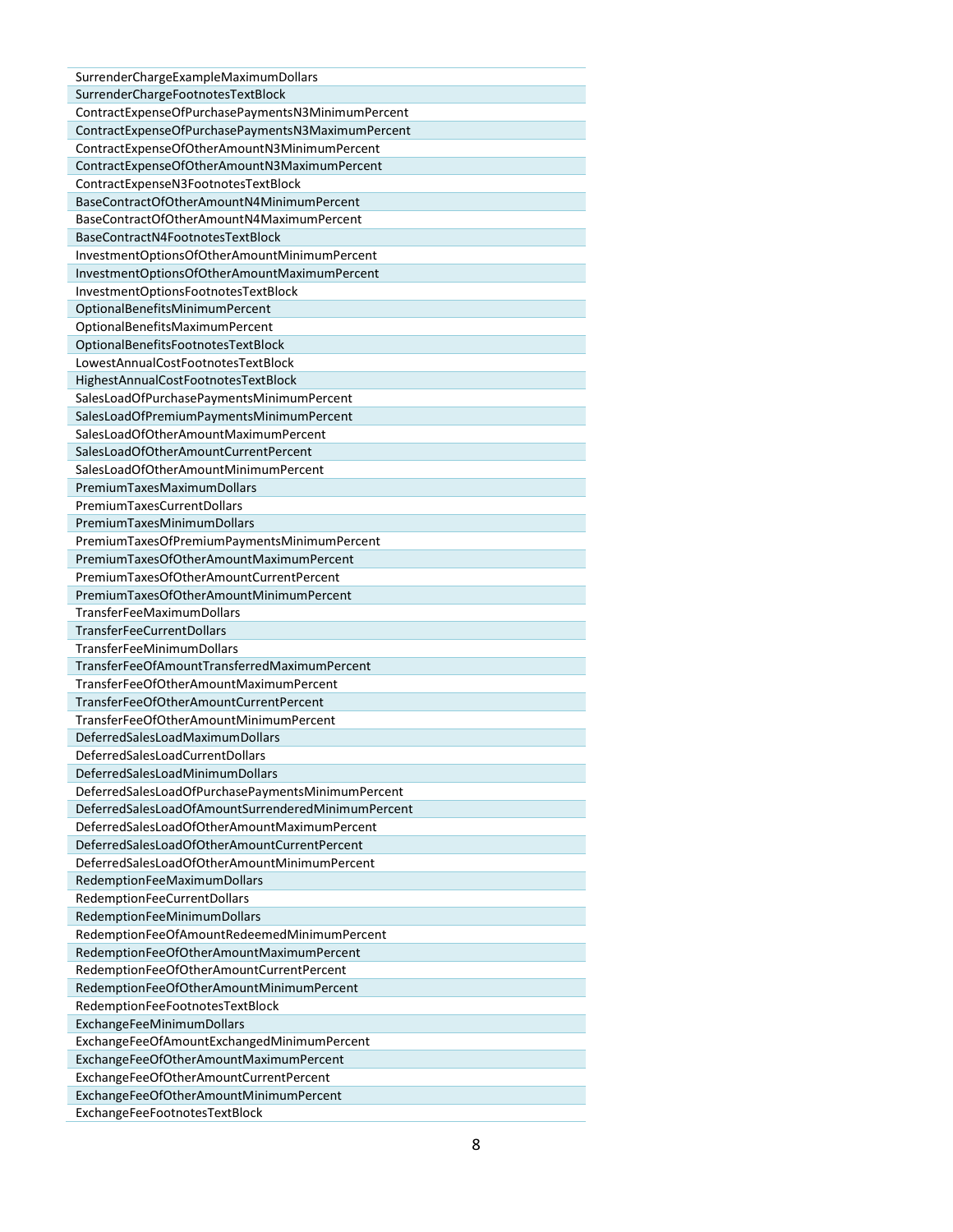| SurrenderChargeExampleMaximumDollars |
| --- |
| SurrenderChargeFootnotesTextBlock |
| ContractExpenseOfPurchasePaymentsN3MinimumPercent |
| ContractExpenseOfPurchasePaymentsN3MaximumPercent |
| ContractExpenseOfOtherAmountN3MinimumPercent |
| ContractExpenseOfOtherAmountN3MaximumPercent |
| ContractExpenseN3FootnotesTextBlock |
| BaseContractOfOtherAmountN4MinimumPercent |
| BaseContractOfOtherAmountN4MaximumPercent |
| BaseContractN4FootnotesTextBlock |
| InvestmentOptionsOfOtherAmountMinimumPercent |
| InvestmentOptionsOfOtherAmountMaximumPercent |
| InvestmentOptionsFootnotesTextBlock |
| OptionalBenefitsMinimumPercent |
| OptionalBenefitsMaximumPercent |
| OptionalBenefitsFootnotesTextBlock |
| LowestAnnualCostFootnotesTextBlock |
| HighestAnnualCostFootnotesTextBlock |
| SalesLoadOfPurchasePaymentsMinimumPercent |
| SalesLoadOfPremiumPaymentsMinimumPercent |
| SalesLoadOfOtherAmountMaximumPercent |
| SalesLoadOfOtherAmountCurrentPercent |
| SalesLoadOfOtherAmountMinimumPercent |
| PremiumTaxesMaximumDollars |
| PremiumTaxesCurrentDollars |
| PremiumTaxesMinimumDollars |
| PremiumTaxesOfPremiumPaymentsMinimumPercent |
| PremiumTaxesOfOtherAmountMaximumPercent |
| PremiumTaxesOfOtherAmountCurrentPercent |
| PremiumTaxesOfOtherAmountMinimumPercent |
| TransferFeeMaximumDollars |
| TransferFeeCurrentDollars |
| TransferFeeMinimumDollars |
| TransferFeeOfAmountTransferredMaximumPercent |
| TransferFeeOfOtherAmountMaximumPercent |
| TransferFeeOfOtherAmountCurrentPercent |
| TransferFeeOfOtherAmountMinimumPercent |
| DeferredSalesLoadMaximumDollars |
| DeferredSalesLoadCurrentDollars |
| DeferredSalesLoadMinimumDollars |
| DeferredSalesLoadOfPurchasePaymentsMinimumPercent |
| DeferredSalesLoadOfAmountSurrenderedMinimumPercent |
| DeferredSalesLoadOfOtherAmountMaximumPercent |
| DeferredSalesLoadOfOtherAmountCurrentPercent |
| DeferredSalesLoadOfOtherAmountMinimumPercent |
| RedemptionFeeMaximumDollars |
| RedemptionFeeCurrentDollars |
| RedemptionFeeMinimumDollars |
| RedemptionFeeOfAmountRedeemedMinimumPercent |
| RedemptionFeeOfOtherAmountMaximumPercent |
| RedemptionFeeOfOtherAmountCurrentPercent |
| RedemptionFeeOfOtherAmountMinimumPercent |
| RedemptionFeeFootnotesTextBlock |
| ExchangeFeeMinimumDollars |
| ExchangeFeeOfAmountExchangedMinimumPercent |
| ExchangeFeeOfOtherAmountMaximumPercent |
| ExchangeFeeOfOtherAmountCurrentPercent |
| ExchangeFeeOfOtherAmountMinimumPercent |
| ExchangeFeeFootnotesTextBlock |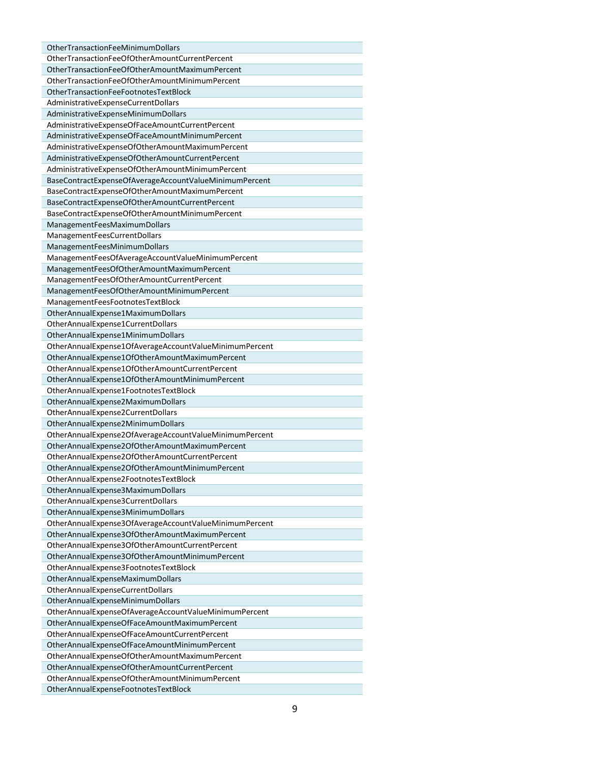| |
|---|
| OtherTransactionFeeMinimumDollars |
| OtherTransactionFeeOfOtherAmountCurrentPercent |
| OtherTransactionFeeOfOtherAmountMaximumPercent |
| OtherTransactionFeeOfOtherAmountMinimumPercent |
| OtherTransactionFeeFootnotesTextBlock |
| AdministrativeExpenseCurrentDollars |
| AdministrativeExpenseMinimumDollars |
| AdministrativeExpenseOfFaceAmountCurrentPercent |
| AdministrativeExpenseOfFaceAmountMinimumPercent |
| AdministrativeExpenseOfOtherAmountMaximumPercent |
| AdministrativeExpenseOfOtherAmountCurrentPercent |
| AdministrativeExpenseOfOtherAmountMinimumPercent |
| BaseContractExpenseOfAverageAccountValueMinimumPercent |
| BaseContractExpenseOfOtherAmountMaximumPercent |
| BaseContractExpenseOfOtherAmountCurrentPercent |
| BaseContractExpenseOfOtherAmountMinimumPercent |
| ManagementFeesMaximumDollars |
| ManagementFeesCurrentDollars |
| ManagementFeesMinimumDollars |
| ManagementFeesOfAverageAccountValueMinimumPercent |
| ManagementFeesOfOtherAmountMaximumPercent |
| ManagementFeesOfOtherAmountCurrentPercent |
| ManagementFeesOfOtherAmountMinimumPercent |
| ManagementFeesFootnotesTextBlock |
| OtherAnnualExpense1MaximumDollars |
| OtherAnnualExpense1CurrentDollars |
| OtherAnnualExpense1MinimumDollars |
| OtherAnnualExpense1OfAverageAccountValueMinimumPercent |
| OtherAnnualExpense1OfOtherAmountMaximumPercent |
| OtherAnnualExpense1OfOtherAmountCurrentPercent |
| OtherAnnualExpense1OfOtherAmountMinimumPercent |
| OtherAnnualExpense1FootnotesTextBlock |
| OtherAnnualExpense2MaximumDollars |
| OtherAnnualExpense2CurrentDollars |
| OtherAnnualExpense2MinimumDollars |
| OtherAnnualExpense2OfAverageAccountValueMinimumPercent |
| OtherAnnualExpense2OfOtherAmountMaximumPercent |
| OtherAnnualExpense2OfOtherAmountCurrentPercent |
| OtherAnnualExpense2OfOtherAmountMinimumPercent |
| OtherAnnualExpense2FootnotesTextBlock |
| OtherAnnualExpense3MaximumDollars |
| OtherAnnualExpense3CurrentDollars |
| OtherAnnualExpense3MinimumDollars |
| OtherAnnualExpense3OfAverageAccountValueMinimumPercent |
| OtherAnnualExpense3OfOtherAmountMaximumPercent |
| OtherAnnualExpense3OfOtherAmountCurrentPercent |
| OtherAnnualExpense3OfOtherAmountMinimumPercent |
| OtherAnnualExpense3FootnotesTextBlock |
| OtherAnnualExpenseMaximumDollars |
| OtherAnnualExpenseCurrentDollars |
| OtherAnnualExpenseMinimumDollars |
| OtherAnnualExpenseOfAverageAccountValueMinimumPercent |
| OtherAnnualExpenseOfFaceAmountMaximumPercent |
| OtherAnnualExpenseOfFaceAmountCurrentPercent |
| OtherAnnualExpenseOfFaceAmountMinimumPercent |
| OtherAnnualExpenseOfOtherAmountMaximumPercent |
| OtherAnnualExpenseOfOtherAmountCurrentPercent |
| OtherAnnualExpenseOfOtherAmountMinimumPercent |
| OtherAnnualExpenseFootnotesTextBlock |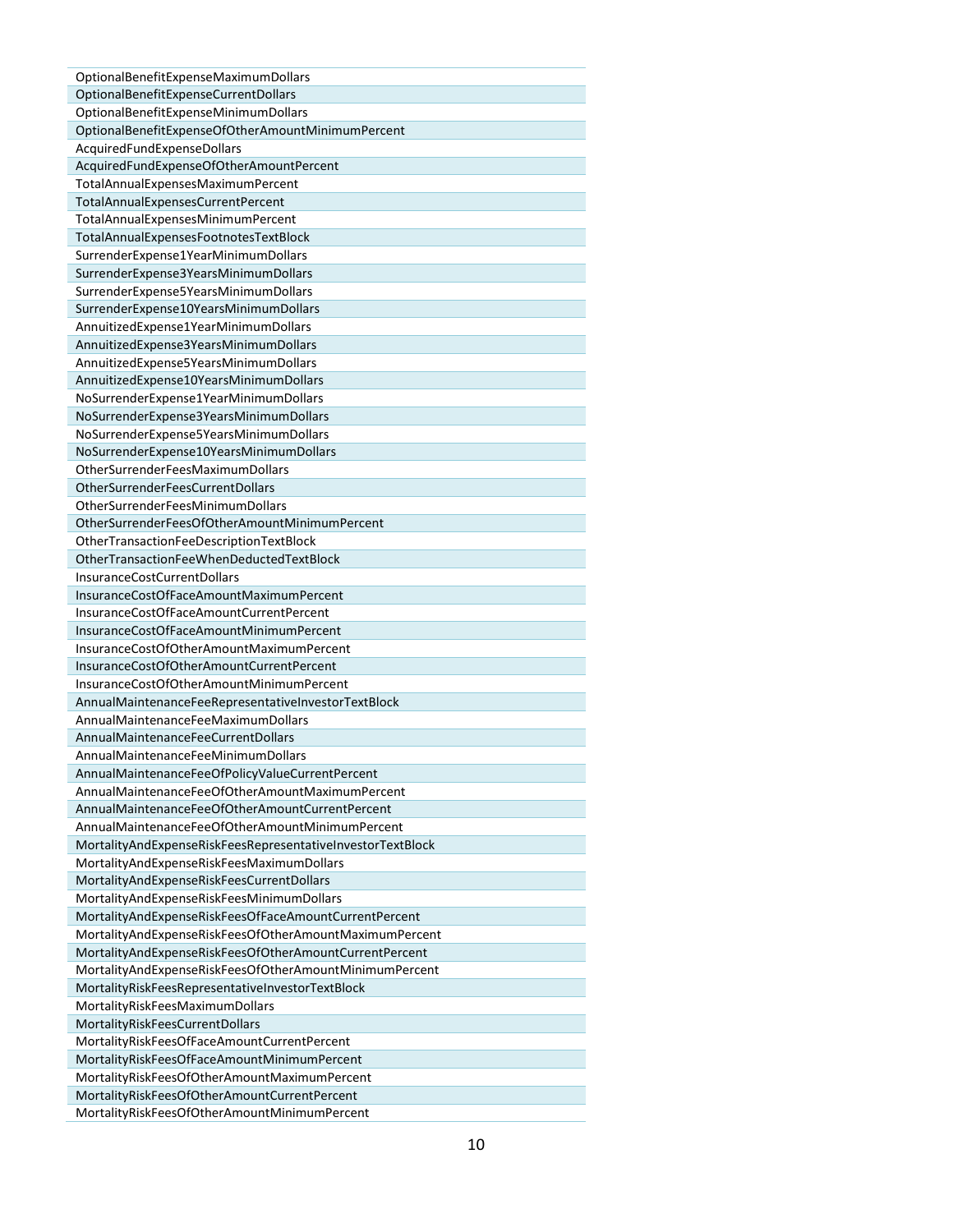| |
|---|
| OptionalBenefitExpenseMaximumDollars |
| OptionalBenefitExpenseCurrentDollars |
| OptionalBenefitExpenseMinimumDollars |
| OptionalBenefitExpenseOfOtherAmountMinimumPercent |
| AcquiredFundExpenseDollars |
| AcquiredFundExpenseOfOtherAmountPercent |
| TotalAnnualExpensesMaximumPercent |
| TotalAnnualExpensesCurrentPercent |
| TotalAnnualExpensesMinimumPercent |
| TotalAnnualExpensesFootnotesTextBlock |
| SurrenderExpense1YearMinimumDollars |
| SurrenderExpense3YearsMinimumDollars |
| SurrenderExpense5YearsMinimumDollars |
| SurrenderExpense10YearsMinimumDollars |
| AnnuitizedExpense1YearMinimumDollars |
| AnnuitizedExpense3YearsMinimumDollars |
| AnnuitizedExpense5YearsMinimumDollars |
| AnnuitizedExpense10YearsMinimumDollars |
| NoSurrenderExpense1YearMinimumDollars |
| NoSurrenderExpense3YearsMinimumDollars |
| NoSurrenderExpense5YearsMinimumDollars |
| NoSurrenderExpense10YearsMinimumDollars |
| OtherSurrenderFeesMaximumDollars |
| OtherSurrenderFeesCurrentDollars |
| OtherSurrenderFeesMinimumDollars |
| OtherSurrenderFeesOfOtherAmountMinimumPercent |
| OtherTransactionFeeDescriptionTextBlock |
| OtherTransactionFeeWhenDeductedTextBlock |
| InsuranceCostCurrentDollars |
| InsuranceCostOfFaceAmountMaximumPercent |
| InsuranceCostOfFaceAmountCurrentPercent |
| InsuranceCostOfFaceAmountMinimumPercent |
| InsuranceCostOfOtherAmountMaximumPercent |
| InsuranceCostOfOtherAmountCurrentPercent |
| InsuranceCostOfOtherAmountMinimumPercent |
| AnnualMaintenanceFeeRepresentativeInvestorTextBlock |
| AnnualMaintenanceFeeMaximumDollars |
| AnnualMaintenanceFeeCurrentDollars |
| AnnualMaintenanceFeeMinimumDollars |
| AnnualMaintenanceFeeOfPolicyValueCurrentPercent |
| AnnualMaintenanceFeeOfOtherAmountMaximumPercent |
| AnnualMaintenanceFeeOfOtherAmountCurrentPercent |
| AnnualMaintenanceFeeOfOtherAmountMinimumPercent |
| MortalityAndExpenseRiskFeesRepresentativeInvestorTextBlock |
| MortalityAndExpenseRiskFeesMaximumDollars |
| MortalityAndExpenseRiskFeesCurrentDollars |
| MortalityAndExpenseRiskFeesMinimumDollars |
| MortalityAndExpenseRiskFeesOfFaceAmountCurrentPercent |
| MortalityAndExpenseRiskFeesOfOtherAmountMaximumPercent |
| MortalityAndExpenseRiskFeesOfOtherAmountCurrentPercent |
| MortalityAndExpenseRiskFeesOfOtherAmountMinimumPercent |
| MortalityRiskFeesRepresentativeInvestorTextBlock |
| MortalityRiskFeesMaximumDollars |
| MortalityRiskFeesCurrentDollars |
| MortalityRiskFeesOfFaceAmountCurrentPercent |
| MortalityRiskFeesOfFaceAmountMinimumPercent |
| MortalityRiskFeesOfOtherAmountMaximumPercent |
| MortalityRiskFeesOfOtherAmountCurrentPercent |
| MortalityRiskFeesOfOtherAmountMinimumPercent |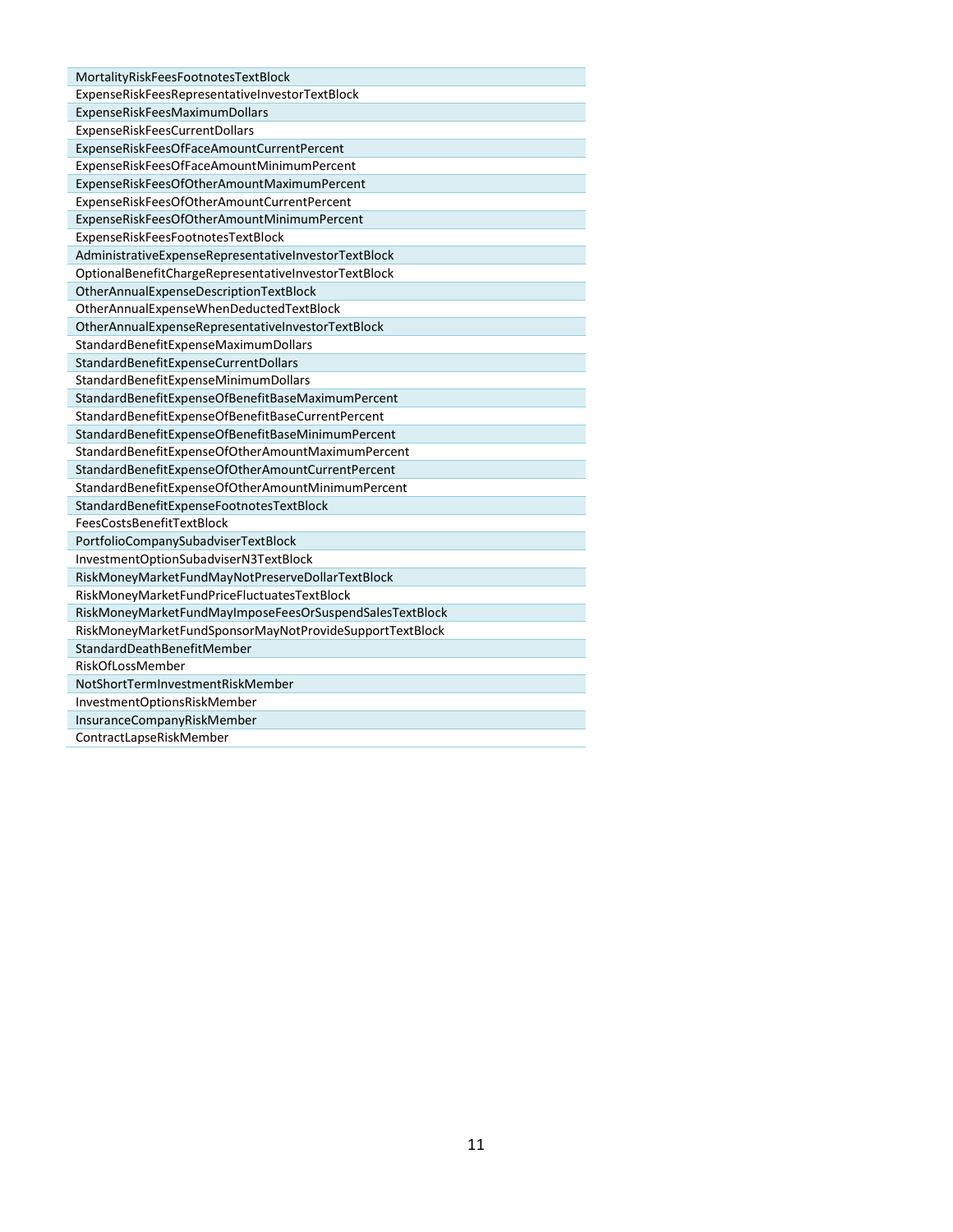| |
|---|
| MortalityRiskFeesFootnotesTextBlock |
| ExpenseRiskFeesRepresentativeInvestorTextBlock |
| ExpenseRiskFeesMaximumDollars |
| ExpenseRiskFeesCurrentDollars |
| ExpenseRiskFeesOfFaceAmountCurrentPercent |
| ExpenseRiskFeesOfFaceAmountMinimumPercent |
| ExpenseRiskFeesOfOtherAmountMaximumPercent |
| ExpenseRiskFeesOfOtherAmountCurrentPercent |
| ExpenseRiskFeesOfOtherAmountMinimumPercent |
| ExpenseRiskFeesFootnotesTextBlock |
| AdministrativeExpenseRepresentativeInvestorTextBlock |
| OptionalBenefitChargeRepresentativeInvestorTextBlock |
| OtherAnnualExpenseDescriptionTextBlock |
| OtherAnnualExpenseWhenDeductedTextBlock |
| OtherAnnualExpenseRepresentativeInvestorTextBlock |
| StandardBenefitExpenseMaximumDollars |
| StandardBenefitExpenseCurrentDollars |
| StandardBenefitExpenseMinimumDollars |
| StandardBenefitExpenseOfBenefitBaseMaximumPercent |
| StandardBenefitExpenseOfBenefitBaseCurrentPercent |
| StandardBenefitExpenseOfBenefitBaseMinimumPercent |
| StandardBenefitExpenseOfOtherAmountMaximumPercent |
| StandardBenefitExpenseOfOtherAmountCurrentPercent |
| StandardBenefitExpenseOfOtherAmountMinimumPercent |
| StandardBenefitExpenseFootnotesTextBlock |
| FeesCostsBenefitTextBlock |
| PortfolioCompanySubadviserTextBlock |
| InvestmentOptionSubadviserN3TextBlock |
| RiskMoneyMarketFundMayNotPreserveDollarTextBlock |
| RiskMoneyMarketFundPriceFluctuatesTextBlock |
| RiskMoneyMarketFundMayImposeFeesOrSuspendSalesTextBlock |
| RiskMoneyMarketFundSponsorMayNotProvideSupportTextBlock |
| StandardDeathBenefitMember |
| RiskOfLossMember |
| NotShortTermInvestmentRiskMember |
| InvestmentOptionsRiskMember |
| InsuranceCompanyRiskMember |
| ContractLapseRiskMember |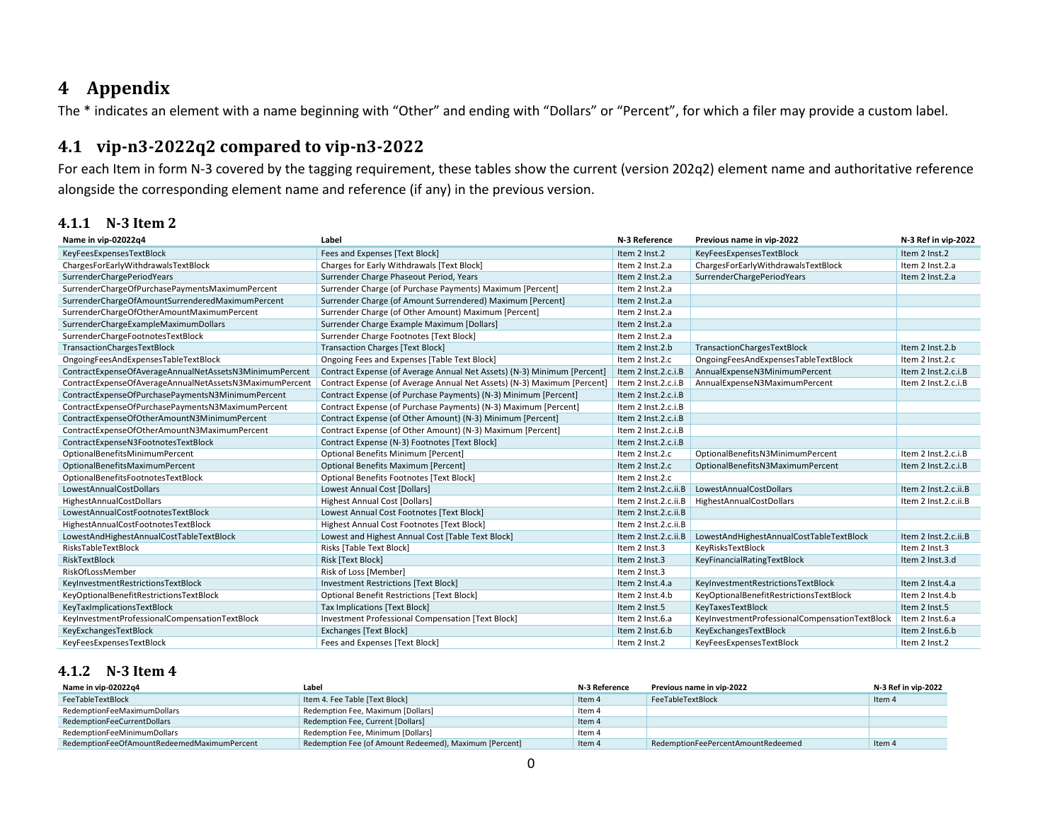# 4 Appendix

The * indicates an element with a name beginning with "Other" and ending with "Dollars" or "Percent", for which a filer may provide a custom label.

## 4.1 vip-n3-2022q2 compared to vip-n3-2022

For each Item in form N-3 covered by the tagging requirement, these tables show the current (version 202q2) element name and authoritative reference alongside the corresponding element name and reference (if any) in the previous version.

### 4.1.1 N-3 Item 2

| Name in vip-02022q4 | Label | N-3 Reference | Previous name in vip-2022 | N-3 Ref in vip-2022 |
|---|---|---|---|---|
| KeyFeesExpensesTextBlock | Fees and Expenses [Text Block] | Item 2 Inst.2 | KeyFeesExpensesTextBlock | Item 2 Inst.2 |
| ChargesForEarlyWithdrawalsTextBlock | Charges for Early Withdrawals [Text Block] | Item 2 Inst.2.a | ChargesForEarlyWithdrawalsTextBlock | Item 2 Inst.2.a |
| SurrenderChargePeriodYears | Surrender Charge Phaseout Period, Years | Item 2 Inst.2.a | SurrenderChargePeriodYears | Item 2 Inst.2.a |
| SurrenderChargeOfPurchasePaymentsMaximumPercent | Surrender Charge (of Purchase Payments) Maximum [Percent] | Item 2 Inst.2.a | | |
| SurrenderChargeOfAmountSurrenderedMaximumPercent | Surrender Charge (of Amount Surrendered) Maximum [Percent] | Item 2 Inst.2.a | | |
| SurrenderChargeOfOtherAmountMaximumPercent | Surrender Charge (of Other Amount) Maximum [Percent] | Item 2 Inst.2.a | | |
| SurrenderChargeExampleMaximumDollars | Surrender Charge Example Maximum [Dollars] | Item 2 Inst.2.a | | |
| SurrenderChargeFootnotesTextBlock | Surrender Charge Footnotes [Text Block] | Item 2 Inst.2.a | | |
| TransactionChargesTextBlock | Transaction Charges [Text Block] | Item 2 Inst.2.b | TransactionChargesTextBlock | Item 2 Inst.2.b |
| OngoingFeesAndExpensesTableTextBlock | Ongoing Fees and Expenses [Table Text Block] | Item 2 Inst.2.c | OngoingFeesAndExpensesTableTextBlock | Item 2 Inst.2.c |
| ContractExpenseOfAverageAnnualNetAssetsN3MinimumPercent | Contract Expense (of Average Annual Net Assets) (N-3) Minimum [Percent] | Item 2 Inst.2.c.i.B | AnnualExpenseN3MinimumPercent | Item 2 Inst.2.c.i.B |
| ContractExpenseOfAverageAnnualNetAssetsN3MaximumPercent | Contract Expense (of Average Annual Net Assets) (N-3) Maximum [Percent] | Item 2 Inst.2.c.i.B | AnnualExpenseN3MaximumPercent | Item 2 Inst.2.c.i.B |
| ContractExpenseOfPurchasePaymentsN3MinimumPercent | Contract Expense (of Purchase Payments) (N-3) Minimum [Percent] | Item 2 Inst.2.c.i.B | | |
| ContractExpenseOfPurchasePaymentsN3MaximumPercent | Contract Expense (of Purchase Payments) (N-3) Maximum [Percent] | Item 2 Inst.2.c.i.B | | |
| ContractExpenseOfOtherAmountN3MinimumPercent | Contract Expense (of Other Amount) (N-3) Minimum [Percent] | Item 2 Inst.2.c.i.B | | |
| ContractExpenseOfOtherAmountN3MaximumPercent | Contract Expense (of Other Amount) (N-3) Maximum [Percent] | Item 2 Inst.2.c.i.B | | |
| ContractExpenseN3FootnotesTextBlock | Contract Expense (N-3) Footnotes [Text Block] | Item 2 Inst.2.c.i.B | | |
| OptionalBenefitsMinimumPercent | Optional Benefits Minimum [Percent] | Item 2 Inst.2.c | OptionalBenefitsN3MinimumPercent | Item 2 Inst.2.c.i.B |
| OptionalBenefitsMaximumPercent | Optional Benefits Maximum [Percent] | Item 2 Inst.2.c | OptionalBenefitsN3MaximumPercent | Item 2 Inst.2.c.i.B |
| OptionalBenefitsFootnotesTextBlock | Optional Benefits Footnotes [Text Block] | Item 2 Inst.2.c | | |
| LowestAnnualCostDollars | Lowest Annual Cost [Dollars] | Item 2 Inst.2.c.ii.B | LowestAnnualCostDollars | Item 2 Inst.2.c.ii.B |
| HighestAnnualCostDollars | Highest Annual Cost [Dollars] | Item 2 Inst.2.c.ii.B | HighestAnnualCostDollars | Item 2 Inst.2.c.ii.B |
| LowestAnnualCostFootnotesTextBlock | Lowest Annual Cost Footnotes [Text Block] | Item 2 Inst.2.c.ii.B | | |
| HighestAnnualCostFootnotesTextBlock | Highest Annual Cost Footnotes [Text Block] | Item 2 Inst.2.c.ii.B | | |
| LowestAndHighestAnnualCostTableTextBlock | Lowest and Highest Annual Cost [Table Text Block] | Item 2 Inst.2.c.ii.B | LowestAndHighestAnnualCostTableTextBlock | Item 2 Inst.2.c.ii.B |
| RisksTableTextBlock | Risks [Table Text Block] | Item 2 Inst.3 | KeyRisksTextBlock | Item 2 Inst.3 |
| RiskTextBlock | Risk [Text Block] | Item 2 Inst.3 | KeyFinancialRatingTextBlock | Item 2 Inst.3.d |
| RiskOfLossMember | Risk of Loss [Member] | Item 2 Inst.3 | | |
| KeyInvestmentRestrictionsTextBlock | Investment Restrictions [Text Block] | Item 2 Inst.4.a | KeyInvestmentRestrictionsTextBlock | Item 2 Inst.4.a |
| KeyOptionalBenefitRestrictionsTextBlock | Optional Benefit Restrictions [Text Block] | Item 2 Inst.4.b | KeyOptionalBenefitRestrictionsTextBlock | Item 2 Inst.4.b |
| KeyTaxImplicationsTextBlock | Tax Implications [Text Block] | Item 2 Inst.5 | KeyTaxesTextBlock | Item 2 Inst.5 |
| KeyInvestmentProfessionalCompensationTextBlock | Investment Professional Compensation [Text Block] | Item 2 Inst.6.a | KeyInvestmentProfessionalCompensationTextBlock | Item 2 Inst.6.a |
| KeyExchangesTextBlock | Exchanges [Text Block] | Item 2 Inst.6.b | KeyExchangesTextBlock | Item 2 Inst.6.b |
| KeyFeesExpensesTextBlock | Fees and Expenses [Text Block] | Item 2 Inst.2 | KeyFeesExpensesTextBlock | Item 2 Inst.2 |

### 4.1.2 N-3 Item 4

| Name in vip-02022q4 | Label | N-3 Reference | Previous name in vip-2022 | N-3 Ref in vip-2022 |
|---|---|---|---|---|
| FeeTableTextBlock | Item 4. Fee Table [Text Block] | Item 4 | FeeTableTextBlock | Item 4 |
| RedemptionFeeMaximumDollars | Redemption Fee, Maximum [Dollars] | Item 4 | | |
| RedemptionFeeCurrentDollars | Redemption Fee, Current [Dollars] | Item 4 | | |
| RedemptionFeeMinimumDollars | Redemption Fee, Minimum [Dollars] | Item 4 | | |
| RedemptionFeeOfAmountRedeemedMaximumPercent | Redemption Fee (of Amount Redeemed), Maximum [Percent] | Item 4 | RedemptionFeePercentAmountRedeemed | Item 4 |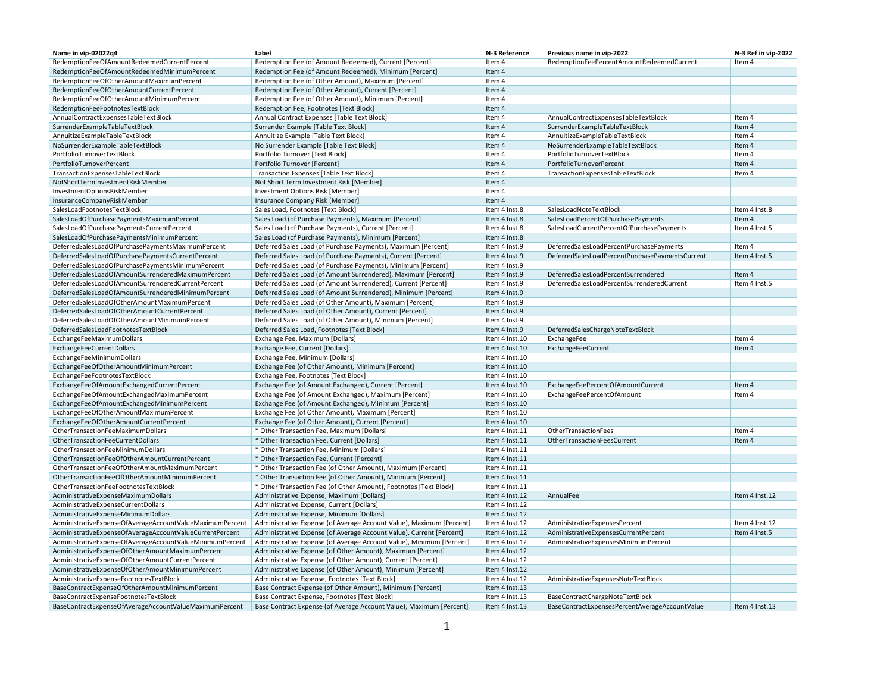| Name in vip-02022q4 | Label | N-3 Reference | Previous name in vip-2022 | N-3 Ref in vip-2022 |
|---|---|---|---|---|
| RedemptionFeeOfAmountRedeemedCurrentPercent | Redemption Fee (of Amount Redeemed), Current [Percent] | Item 4 | RedemptionFeePercentAmountRedeemedCurrent | Item 4 |
| RedemptionFeeOfAmountRedeemedMinimumPercent | Redemption Fee (of Amount Redeemed), Minimum [Percent] | Item 4 | | |
| RedemptionFeeOfOtherAmountMaximumPercent | Redemption Fee (of Other Amount), Maximum [Percent] | Item 4 | | |
| RedemptionFeeOfOtherAmountCurrentPercent | Redemption Fee (of Other Amount), Current [Percent] | Item 4 | | |
| RedemptionFeeOfOtherAmountMinimumPercent | Redemption Fee (of Other Amount), Minimum [Percent] | Item 4 | | |
| RedemptionFeeFootnotesTextBlock | Redemption Fee, Footnotes [Text Block] | Item 4 | | |
| AnnualContractExpensesTableTextBlock | Annual Contract Expenses [Table Text Block] | Item 4 | AnnualContractExpensesTableTextBlock | Item 4 |
| SurrenderExampleTableTextBlock | Surrender Example [Table Text Block] | Item 4 | SurrenderExampleTableTextBlock | Item 4 |
| AnnuitizeExampleTableTextBlock | Annuitize Example [Table Text Block] | Item 4 | AnnuitizeExampleTableTextBlock | Item 4 |
| NoSurrenderExampleTableTextBlock | No Surrender Example [Table Text Block] | Item 4 | NoSurrenderExampleTableTextBlock | Item 4 |
| PortfolioTurnoverTextBlock | Portfolio Turnover [Text Block] | Item 4 | PortfolioTurnoverTextBlock | Item 4 |
| PortfolioTurnoverPercent | Portfolio Turnover [Percent] | Item 4 | PortfolioTurnoverPercent | Item 4 |
| TransactionExpensesTableTextBlock | Transaction Expenses [Table Text Block] | Item 4 | TransactionExpensesTableTextBlock | Item 4 |
| NotShortTermInvestmentRiskMember | Not Short Term Investment Risk [Member] | Item 4 | | |
| InvestmentOptionsRiskMember | Investment Options Risk [Member] | Item 4 | | |
| InsuranceCompanyRiskMember | Insurance Company Risk [Member] | Item 4 | | |
| SalesLoadFootnotesTextBlock | Sales Load, Footnotes [Text Block] | Item 4 Inst.8 | SalesLoadNoteTextBlock | Item 4 Inst.8 |
| SalesLoadOfPurchasePaymentsMaximumPercent | Sales Load (of Purchase Payments), Maximum [Percent] | Item 4 Inst.8 | SalesLoadPercentOfPurchasePayments | Item 4 |
| SalesLoadOfPurchasePaymentsCurrentPercent | Sales Load (of Purchase Payments), Current [Percent] | Item 4 Inst.8 | SalesLoadCurrentPercentOfPurchasePayments | Item 4 Inst.5 |
| SalesLoadOfPurchasePaymentsMinimumPercent | Sales Load (of Purchase Payments), Minimum [Percent] | Item 4 Inst.8 | | |
| DeferredSalesLoadOfPurchasePaymentsMaximumPercent | Deferred Sales Load (of Purchase Payments), Maximum [Percent] | Item 4 Inst.9 | DeferredSalesLoadPercentPurchasePayments | Item 4 |
| DeferredSalesLoadOfPurchasePaymentsCurrentPercent | Deferred Sales Load (of Purchase Payments), Current [Percent] | Item 4 Inst.9 | DeferredSalesLoadPercentPurchasePaymentsCurrent | Item 4 Inst.5 |
| DeferredSalesLoadOfPurchasePaymentsMinimumPercent | Deferred Sales Load (of Purchase Payments), Minimum [Percent] | Item 4 Inst.9 | | |
| DeferredSalesLoadOfAmountSurrenderedMaximumPercent | Deferred Sales Load (of Amount Surrendered), Maximum [Percent] | Item 4 Inst.9 | DeferredSalesLoadPercentSurrendered | Item 4 |
| DeferredSalesLoadOfAmountSurrenderedCurrentPercent | Deferred Sales Load (of Amount Surrendered), Current [Percent] | Item 4 Inst.9 | DeferredSalesLoadPercentSurrenderedCurrent | Item 4 Inst.5 |
| DeferredSalesLoadOfAmountSurrenderedMinimumPercent | Deferred Sales Load (of Amount Surrendered), Minimum [Percent] | Item 4 Inst.9 | | |
| DeferredSalesLoadOfOtherAmountMaximumPercent | Deferred Sales Load (of Other Amount), Maximum [Percent] | Item 4 Inst.9 | | |
| DeferredSalesLoadOfOtherAmountCurrentPercent | Deferred Sales Load (of Other Amount), Current [Percent] | Item 4 Inst.9 | | |
| DeferredSalesLoadOfOtherAmountMinimumPercent | Deferred Sales Load (of Other Amount), Minimum [Percent] | Item 4 Inst.9 | | |
| DeferredSalesLoadFootnotesTextBlock | Deferred Sales Load, Footnotes [Text Block] | Item 4 Inst.9 | DeferredSalesChargeNoteTextBlock | |
| ExchangeFeeMaximumDollars | Exchange Fee, Maximum [Dollars] | Item 4 Inst.10 | ExchangeFee | Item 4 |
| ExchangeFeeCurrentDollars | Exchange Fee, Current [Dollars] | Item 4 Inst.10 | ExchangeFeeCurrent | Item 4 |
| ExchangeFeeMinimumDollars | Exchange Fee, Minimum [Dollars] | Item 4 Inst.10 | | |
| ExchangeFeeOfOtherAmountMinimumPercent | Exchange Fee (of Other Amount), Minimum [Percent] | Item 4 Inst.10 | | |
| ExchangeFeeFootnotesTextBlock | Exchange Fee, Footnotes [Text Block] | Item 4 Inst.10 | | |
| ExchangeFeeOfAmountExchangedCurrentPercent | Exchange Fee (of Amount Exchanged), Current [Percent] | Item 4 Inst.10 | ExchangeFeePercentOfAmountCurrent | Item 4 |
| ExchangeFeeOfAmountExchangedMaximumPercent | Exchange Fee (of Amount Exchanged), Maximum [Percent] | Item 4 Inst.10 | ExchangeFeePercentOfAmount | Item 4 |
| ExchangeFeeOfAmountExchangedMinimumPercent | Exchange Fee (of Amount Exchanged), Minimum [Percent] | Item 4 Inst.10 | | |
| ExchangeFeeOfOtherAmountMaximumPercent | Exchange Fee (of Other Amount), Maximum [Percent] | Item 4 Inst.10 | | |
| ExchangeFeeOfOtherAmountCurrentPercent | Exchange Fee (of Other Amount), Current [Percent] | Item 4 Inst.10 | | |
| OtherTransactionFeeMaximumDollars | * Other Transaction Fee, Maximum [Dollars] | Item 4 Inst.11 | OtherTransactionFees | Item 4 |
| OtherTransactionFeeCurrentDollars | * Other Transaction Fee, Current [Dollars] | Item 4 Inst.11 | OtherTransactionFeesCurrent | Item 4 |
| OtherTransactionFeeMinimumDollars | * Other Transaction Fee, Minimum [Dollars] | Item 4 Inst.11 | | |
| OtherTransactionFeeOfOtherAmountCurrentPercent | * Other Transaction Fee, Current [Percent] | Item 4 Inst.11 | | |
| OtherTransactionFeeOfOtherAmountMaximumPercent | * Other Transaction Fee (of Other Amount), Maximum [Percent] | Item 4 Inst.11 | | |
| OtherTransactionFeeOfOtherAmountMinimumPercent | * Other Transaction Fee (of Other Amount), Minimum [Percent] | Item 4 Inst.11 | | |
| OtherTransactionFeeFootnotesTextBlock | * Other Transaction Fee (of Other Amount), Footnotes [Text Block] | Item 4 Inst.11 | | |
| AdministrativeExpenseMaximumDollars | Administrative Expense, Maximum [Dollars] | Item 4 Inst.12 | AnnualFee | Item 4 Inst.12 |
| AdministrativeExpenseCurrentDollars | Administrative Expense, Current [Dollars] | Item 4 Inst.12 | | |
| AdministrativeExpenseMinimumDollars | Administrative Expense, Minimum [Dollars] | Item 4 Inst.12 | | |
| AdministrativeExpenseOfAverageAccountValueMaximumPercent | Administrative Expense (of Average Account Value), Maximum [Percent] | Item 4 Inst.12 | AdministrativeExpensesPercent | Item 4 Inst.12 |
| AdministrativeExpenseOfAverageAccountValueCurrentPercent | Administrative Expense (of Average Account Value), Current [Percent] | Item 4 Inst.12 | AdministrativeExpensesCurrentPercent | Item 4 Inst.5 |
| AdministrativeExpenseOfAverageAccountValueMinimumPercent | Administrative Expense (of Average Account Value), Minimum [Percent] | Item 4 Inst.12 | AdministrativeExpensesMinimumPercent | |
| AdministrativeExpenseOfOtherAmountMaximumPercent | Administrative Expense (of Other Amount), Maximum [Percent] | Item 4 Inst.12 | | |
| AdministrativeExpenseOfOtherAmountCurrentPercent | Administrative Expense (of Other Amount), Current [Percent] | Item 4 Inst.12 | | |
| AdministrativeExpenseOfOtherAmountMinimumPercent | Administrative Expense (of Other Amount), Minimum [Percent] | Item 4 Inst.12 | | |
| AdministrativeExpenseFootnotesTextBlock | Administrative Expense, Footnotes [Text Block] | Item 4 Inst.12 | AdministrativeExpensesNoteTextBlock | |
| BaseContractExpenseOfOtherAmountMinimumPercent | Base Contract Expense (of Other Amount), Minimum [Percent] | Item 4 Inst.13 | | |
| BaseContractExpenseFootnotesTextBlock | Base Contract Expense, Footnotes [Text Block] | Item 4 Inst.13 | BaseContractChargeNoteTextBlock | |
| BaseContractExpenseOfAverageAccountValueMaximumPercent | Base Contract Expense (of Average Account Value), Maximum [Percent] | Item 4 Inst.13 | BaseContractExpensesPercentAverageAccountValue | Item 4 Inst.13 |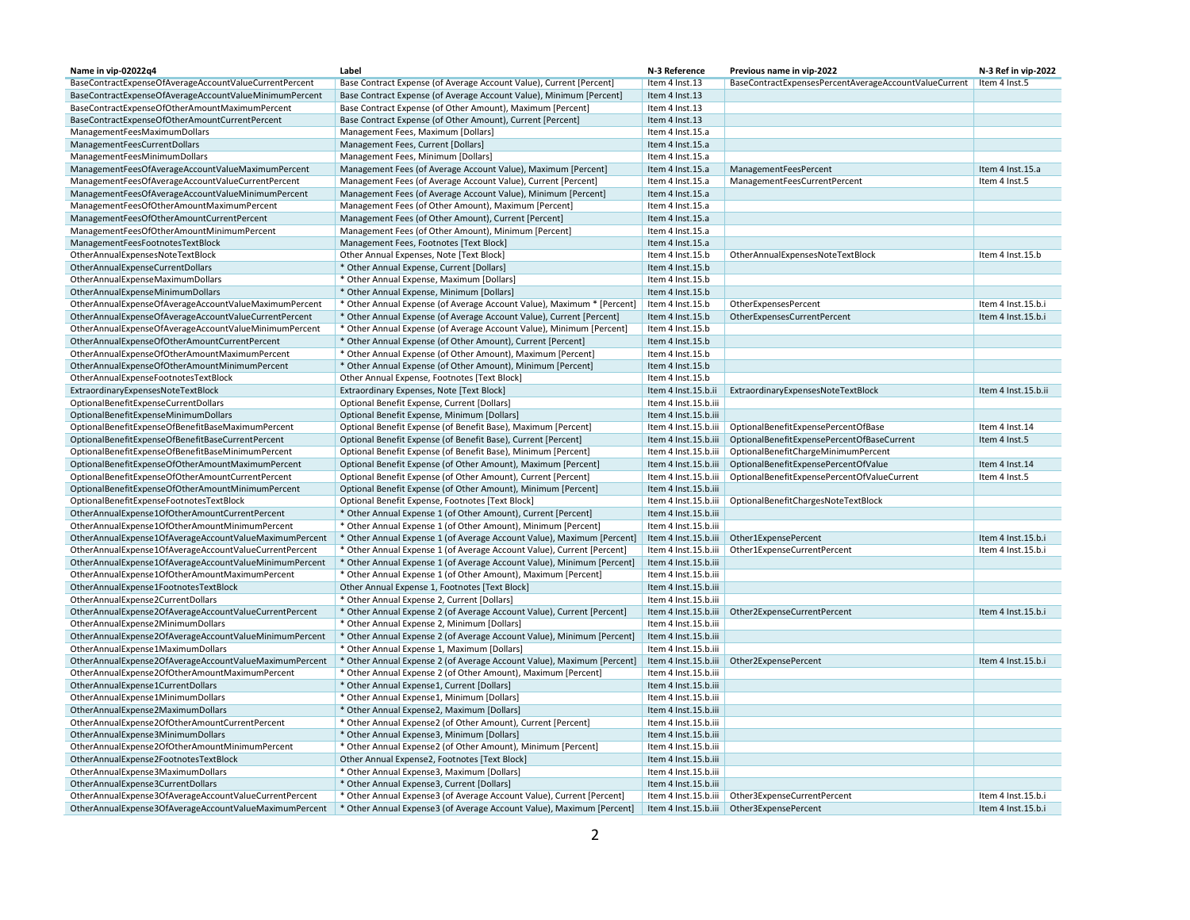| Name in vip-02022q4 | Label | N-3 Reference | Previous name in vip-2022 | N-3 Ref in vip-2022 |
|---|---|---|---|---|
| BaseContractExpenseOfAverageAccountValueCurrentPercent | Base Contract Expense (of Average Account Value), Current [Percent] | Item 4 Inst.13 | BaseContractExpensesPercentAverageAccountValueCurrent | Item 4 Inst.5 |
| BaseContractExpenseOfAverageAccountValueMinimumPercent | Base Contract Expense (of Average Account Value), Minimum [Percent] | Item 4 Inst.13 | | |
| BaseContractExpenseOfOtherAmountMaximumPercent | Base Contract Expense (of Other Amount), Maximum [Percent] | Item 4 Inst.13 | | |
| BaseContractExpenseOfOtherAmountCurrentPercent | Base Contract Expense (of Other Amount), Current [Percent] | Item 4 Inst.13 | | |
| ManagementFeesMaximumDollars | Management Fees, Maximum [Dollars] | Item 4 Inst.15.a | | |
| ManagementFeesCurrentDollars | Management Fees, Current [Dollars] | Item 4 Inst.15.a | | |
| ManagementFeesMinimumDollars | Management Fees, Minimum [Dollars] | Item 4 Inst.15.a | | |
| ManagementFeesOfAverageAccountValueMaximumPercent | Management Fees (of Average Account Value), Maximum [Percent] | Item 4 Inst.15.a | ManagementFeesPercent | Item 4 Inst.15.a |
| ManagementFeesOfAverageAccountValueCurrentPercent | Management Fees (of Average Account Value), Current [Percent] | Item 4 Inst.15.a | ManagementFeesCurrentPercent | Item 4 Inst.5 |
| ManagementFeesOfAverageAccountValueMinimumPercent | Management Fees (of Average Account Value), Minimum [Percent] | Item 4 Inst.15.a | | |
| ManagementFeesOfOtherAmountMaximumPercent | Management Fees (of Other Amount), Maximum [Percent] | Item 4 Inst.15.a | | |
| ManagementFeesOfOtherAmountCurrentPercent | Management Fees (of Other Amount), Current [Percent] | Item 4 Inst.15.a | | |
| ManagementFeesOfOtherAmountMinimumPercent | Management Fees (of Other Amount), Minimum [Percent] | Item 4 Inst.15.a | | |
| ManagementFeesFootnotesTextBlock | Management Fees, Footnotes [Text Block] | Item 4 Inst.15.a | | |
| OtherAnnualExpensesNoteTextBlock | Other Annual Expenses, Note [Text Block] | Item 4 Inst.15.b | OtherAnnualExpensesNoteTextBlock | Item 4 Inst.15.b |
| OtherAnnualExpenseCurrentDollars | * Other Annual Expense, Current [Dollars] | Item 4 Inst.15.b | | |
| OtherAnnualExpenseMaximumDollars | * Other Annual Expense, Maximum [Dollars] | Item 4 Inst.15.b | | |
| OtherAnnualExpenseMinimumDollars | * Other Annual Expense, Minimum [Dollars] | Item 4 Inst.15.b | | |
| OtherAnnualExpenseOfAverageAccountValueMaximumPercent | * Other Annual Expense (of Average Account Value), Maximum * [Percent] | Item 4 Inst.15.b | OtherExpensesPercent | Item 4 Inst.15.b.i |
| OtherAnnualExpenseOfAverageAccountValueCurrentPercent | * Other Annual Expense (of Average Account Value), Current [Percent] | Item 4 Inst.15.b | OtherExpensesCurrentPercent | Item 4 Inst.15.b.i |
| OtherAnnualExpenseOfAverageAccountValueMinimumPercent | * Other Annual Expense (of Average Account Value), Minimum [Percent] | Item 4 Inst.15.b | | |
| OtherAnnualExpenseOfOtherAmountCurrentPercent | * Other Annual Expense (of Other Amount), Current [Percent] | Item 4 Inst.15.b | | |
| OtherAnnualExpenseOfOtherAmountMaximumPercent | * Other Annual Expense (of Other Amount), Maximum [Percent] | Item 4 Inst.15.b | | |
| OtherAnnualExpenseOfOtherAmountMinimumPercent | * Other Annual Expense (of Other Amount), Minimum [Percent] | Item 4 Inst.15.b | | |
| OtherAnnualExpenseFootnotesTextBlock | Other Annual Expense, Footnotes [Text Block] | Item 4 Inst.15.b | | |
| ExtraordinaryExpensesNoteTextBlock | Extraordinary Expenses, Note [Text Block] | Item 4 Inst.15.b.ii | ExtraordinaryExpensesNoteTextBlock | Item 4 Inst.15.b.ii |
| OptionalBenefitExpenseCurrentDollars | Optional Benefit Expense, Current [Dollars] | Item 4 Inst.15.b.iii | | |
| OptionalBenefitExpenseMinimumDollars | Optional Benefit Expense, Minimum [Dollars] | Item 4 Inst.15.b.iii | | |
| OptionalBenefitExpenseOfBenefitBaseMaximumPercent | Optional Benefit Expense (of Benefit Base), Maximum [Percent] | Item 4 Inst.15.b.iii | OptionalBenefitExpensePercentOfBase | Item 4 Inst.14 |
| OptionalBenefitExpenseOfBenefitBaseCurrentPercent | Optional Benefit Expense (of Benefit Base), Current [Percent] | Item 4 Inst.15.b.iii | OptionalBenefitExpensePercentOfBaseCurrent | Item 4 Inst.5 |
| OptionalBenefitExpenseOfBenefitBaseMinimumPercent | Optional Benefit Expense (of Benefit Base), Minimum [Percent] | Item 4 Inst.15.b.iii | OptionalBenefitChargeMinimumPercent | |
| OptionalBenefitExpenseOfOtherAmountMaximumPercent | Optional Benefit Expense (of Other Amount), Maximum [Percent] | Item 4 Inst.15.b.iii | OptionalBenefitExpensePercentOfValue | Item 4 Inst.14 |
| OptionalBenefitExpenseOfOtherAmountCurrentPercent | Optional Benefit Expense (of Other Amount), Current [Percent] | Item 4 Inst.15.b.iii | OptionalBenefitExpensePercentOfValueCurrent | Item 4 Inst.5 |
| OptionalBenefitExpenseOfOtherAmountMinimumPercent | Optional Benefit Expense (of Other Amount), Minimum [Percent] | Item 4 Inst.15.b.iii | | |
| OptionalBenefitExpenseFootnotesTextBlock | Optional Benefit Expense, Footnotes [Text Block] | Item 4 Inst.15.b.iii | OptionalBenefitChargesNoteTextBlock | |
| OtherAnnualExpense1OfOtherAmountCurrentPercent | * Other Annual Expense 1 (of Other Amount), Current [Percent] | Item 4 Inst.15.b.iii | | |
| OtherAnnualExpense1OfOtherAmountMinimumPercent | * Other Annual Expense 1 (of Other Amount), Minimum [Percent] | Item 4 Inst.15.b.iii | | |
| OtherAnnualExpense1OfAverageAccountValueMaximumPercent | * Other Annual Expense 1 (of Average Account Value), Maximum [Percent] | Item 4 Inst.15.b.iii | Other1ExpensePercent | Item 4 Inst.15.b.i |
| OtherAnnualExpense1OfAverageAccountValueCurrentPercent | * Other Annual Expense 1 (of Average Account Value), Current [Percent] | Item 4 Inst.15.b.iii | Other1ExpenseCurrentPercent | Item 4 Inst.15.b.i |
| OtherAnnualExpense1OfAverageAccountValueMinimumPercent | * Other Annual Expense 1 (of Average Account Value), Minimum [Percent] | Item 4 Inst.15.b.iii | | |
| OtherAnnualExpense1OfOtherAmountMaximumPercent | * Other Annual Expense 1 (of Other Amount), Maximum [Percent] | Item 4 Inst.15.b.iii | | |
| OtherAnnualExpense1FootnotesTextBlock | Other Annual Expense 1, Footnotes [Text Block] | Item 4 Inst.15.b.iii | | |
| OtherAnnualExpense2CurrentDollars | * Other Annual Expense 2, Current [Dollars] | Item 4 Inst.15.b.iii | | |
| OtherAnnualExpense2OfAverageAccountValueCurrentPercent | * Other Annual Expense 2 (of Average Account Value), Current [Percent] | Item 4 Inst.15.b.iii | Other2ExpenseCurrentPercent | Item 4 Inst.15.b.i |
| OtherAnnualExpense2MinimumDollars | * Other Annual Expense 2, Minimum [Dollars] | Item 4 Inst.15.b.iii | | |
| OtherAnnualExpense2OfAverageAccountValueMinimumPercent | * Other Annual Expense 2 (of Average Account Value), Minimum [Percent] | Item 4 Inst.15.b.iii | | |
| OtherAnnualExpense1MaximumDollars | * Other Annual Expense 1, Maximum [Dollars] | Item 4 Inst.15.b.iii | | |
| OtherAnnualExpense2OfAverageAccountValueMaximumPercent | * Other Annual Expense 2 (of Average Account Value), Maximum [Percent] | Item 4 Inst.15.b.iii | Other2ExpensePercent | Item 4 Inst.15.b.i |
| OtherAnnualExpense2OfOtherAmountMaximumPercent | * Other Annual Expense 2 (of Other Amount), Maximum [Percent] | Item 4 Inst.15.b.iii | | |
| OtherAnnualExpense1CurrentDollars | * Other Annual Expense1, Current [Dollars] | Item 4 Inst.15.b.iii | | |
| OtherAnnualExpense1MinimumDollars | * Other Annual Expense1, Minimum [Dollars] | Item 4 Inst.15.b.iii | | |
| OtherAnnualExpense2MaximumDollars | * Other Annual Expense2, Maximum [Dollars] | Item 4 Inst.15.b.iii | | |
| OtherAnnualExpense2OfOtherAmountCurrentPercent | * Other Annual Expense2 (of Other Amount), Current [Percent] | Item 4 Inst.15.b.iii | | |
| OtherAnnualExpense3MinimumDollars | * Other Annual Expense3, Minimum [Dollars] | Item 4 Inst.15.b.iii | | |
| OtherAnnualExpense2OfOtherAmountMinimumPercent | * Other Annual Expense2 (of Other Amount), Minimum [Percent] | Item 4 Inst.15.b.iii | | |
| OtherAnnualExpense2FootnotesTextBlock | Other Annual Expense2, Footnotes [Text Block] | Item 4 Inst.15.b.iii | | |
| OtherAnnualExpense3MaximumDollars | * Other Annual Expense3, Maximum [Dollars] | Item 4 Inst.15.b.iii | | |
| OtherAnnualExpense3CurrentDollars | * Other Annual Expense3, Current [Dollars] | Item 4 Inst.15.b.iii | | |
| OtherAnnualExpense3OfAverageAccountValueCurrentPercent | * Other Annual Expense3 (of Average Account Value), Current [Percent] | Item 4 Inst.15.b.iii | Other3ExpenseCurrentPercent | Item 4 Inst.15.b.i |
| OtherAnnualExpense3OfAverageAccountValueMaximumPercent | * Other Annual Expense3 (of Average Account Value), Maximum [Percent] | Item 4 Inst.15.b.iii | Other3ExpensePercent | Item 4 Inst.15.b.i |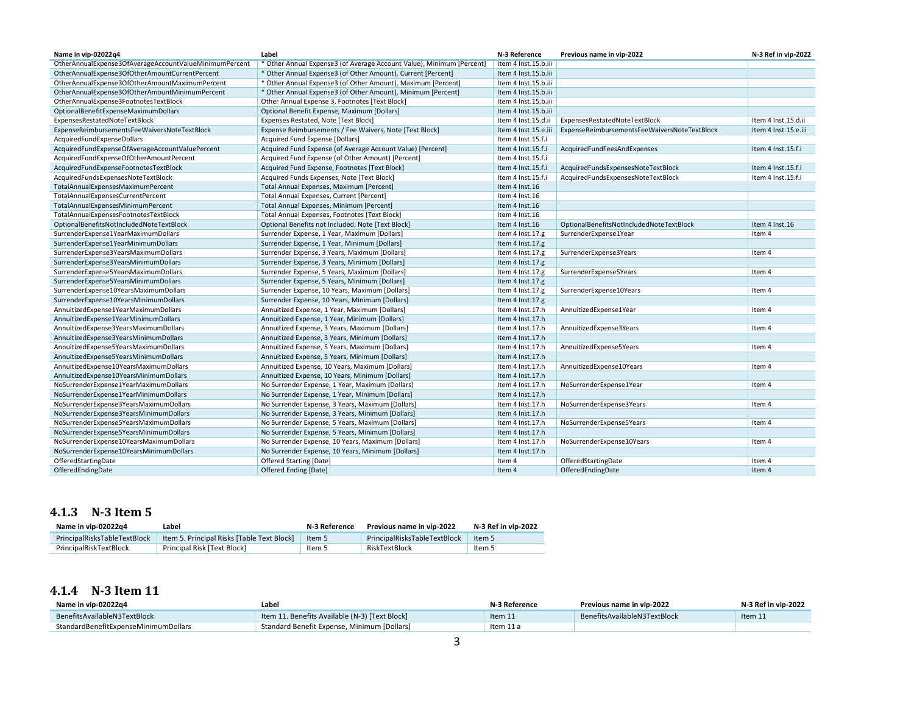| Name in vip-02022q4 | Label | N-3 Reference | Previous name in vip-2022 | N-3 Ref in vip-2022 |
|---|---|---|---|---|
| OtherAnnualExpense3OfAverageAccountValueMinimumPercent | * Other Annual Expense3 (of Average Account Value), Minimum [Percent] | Item 4 Inst.15.b.iii | | |
| OtherAnnualExpense3OfOtherAmountCurrentPercent | * Other Annual Expense3 (of Other Amount), Current [Percent] | Item 4 Inst.15.b.iii | | |
| OtherAnnualExpense3OfOtherAmountMaximumPercent | * Other Annual Expense3 (of Other Amount), Maximum [Percent] | Item 4 Inst.15.b.iii | | |
| OtherAnnualExpense3OfOtherAmountMinimumPercent | * Other Annual Expense3 (of Other Amount), Minimum [Percent] | Item 4 Inst.15.b.iii | | |
| OtherAnnualExpense3FootnotesTextBlock | Other Annual Expense 3, Footnotes [Text Block] | Item 4 Inst.15.b.iii | | |
| OptionalBenefitExpenseMaximumDollars | Optional Benefit Expense, Maximum [Dollars] | Item 4 Inst.15.b.iii | | |
| ExpensesRestatedNoteTextBlock | Expenses Restated, Note [Text Block] | Item 4 Inst.15.d.ii | ExpensesRestatedNoteTextBlock | Item 4 Inst.15.d.ii |
| ExpenseReimbursementsFeeWaiversNoteTextBlock | Expense Reimbursements / Fee Waivers, Note [Text Block] | Item 4 Inst.15.e.iii | ExpenseReimbursementsFeeWaiversNoteTextBlock | Item 4 Inst.15.e.iii |
| AcquiredFundExpenseDollars | Acquired Fund Expense [Dollars] | Item 4 Inst.15.f.i | | |
| AcquiredFundExpenseOfAverageAccountValuePercent | Acquired Fund Expense (of Average Account Value) [Percent] | Item 4 Inst.15.f.i | AcquiredFundFeesAndExpenses | Item 4 Inst.15.f.i |
| AcquiredFundExpenseOfOtherAmountPercent | Acquired Fund Expense (of Other Amount) [Percent] | Item 4 Inst.15.f.i | | |
| AcquiredFundExpenseFootnotesTextBlock | Acquired Fund Expense, Footnotes [Text Block] | Item 4 Inst.15.f.i | AcquiredFundsExpensesNoteTextBlock | Item 4 Inst.15.f.i |
| AcquiredFundsExpensesNoteTextBlock | Acquired Funds Expenses, Note [Text Block] | Item 4 Inst.15.f.i | AcquiredFundsExpensesNoteTextBlock | Item 4 Inst.15.f.i |
| TotalAnnualExpensesMaximumPercent | Total Annual Expenses, Maximum [Percent] | Item 4 Inst.16 | | |
| TotalAnnualExpensesCurrentPercent | Total Annual Expenses, Current [Percent] | Item 4 Inst.16 | | |
| TotalAnnualExpensesMinimumPercent | Total Annual Expenses, Minimum [Percent] | Item 4 Inst.16 | | |
| TotalAnnualExpensesFootnotesTextBlock | Total Annual Expenses, Footnotes [Text Block] | Item 4 Inst.16 | | |
| OptionalBenefitsNotIncludedNoteTextBlock | Optional Benefits not Included, Note [Text Block] | Item 4 Inst.16 | OptionalBenefitsNotIncludedNoteTextBlock | Item 4 Inst.16 |
| SurrenderExpense1YearMaximumDollars | Surrender Expense, 1 Year, Maximum [Dollars] | Item 4 Inst.17.g | SurrenderExpense1Year | Item 4 |
| SurrenderExpense1YearMinimumDollars | Surrender Expense, 1 Year, Minimum [Dollars] | Item 4 Inst.17.g | | |
| SurrenderExpense3YearsMaximumDollars | Surrender Expense, 3 Years, Maximum [Dollars] | Item 4 Inst.17.g | SurrenderExpense3Years | Item 4 |
| SurrenderExpense3YearsMinimumDollars | Surrender Expense, 3 Years, Minimum [Dollars] | Item 4 Inst.17.g | | |
| SurrenderExpense5YearsMaximumDollars | Surrender Expense, 5 Years, Maximum [Dollars] | Item 4 Inst.17.g | SurrenderExpense5Years | Item 4 |
| SurrenderExpense5YearsMinimumDollars | Surrender Expense, 5 Years, Minimum [Dollars] | Item 4 Inst.17.g | | |
| SurrenderExpense10YearsMaximumDollars | Surrender Expense, 10 Years, Maximum [Dollars] | Item 4 Inst.17.g | SurrenderExpense10Years | Item 4 |
| SurrenderExpense10YearsMinimumDollars | Surrender Expense, 10 Years, Minimum [Dollars] | Item 4 Inst.17.g | | |
| AnnuitizedExpense1YearMaximumDollars | Annuitized Expense, 1 Year, Maximum [Dollars] | Item 4 Inst.17.h | AnnuitizedExpense1Year | Item 4 |
| AnnuitizedExpense1YearMinimumDollars | Annuitized Expense, 1 Year, Minimum [Dollars] | Item 4 Inst.17.h | | |
| AnnuitizedExpense3YearsMaximumDollars | Annuitized Expense, 3 Years, Maximum [Dollars] | Item 4 Inst.17.h | AnnuitizedExpense3Years | Item 4 |
| AnnuitizedExpense3YearsMinimumDollars | Annuitized Expense, 3 Years, Minimum [Dollars] | Item 4 Inst.17.h | | |
| AnnuitizedExpense5YearsMaximumDollars | Annuitized Expense, 5 Years, Maximum [Dollars] | Item 4 Inst.17.h | AnnuitizedExpense5Years | Item 4 |
| AnnuitizedExpense5YearsMinimumDollars | Annuitized Expense, 5 Years, Minimum [Dollars] | Item 4 Inst.17.h | | |
| AnnuitizedExpense10YearsMaximumDollars | Annuitized Expense, 10 Years, Maximum [Dollars] | Item 4 Inst.17.h | AnnuitizedExpense10Years | Item 4 |
| AnnuitizedExpense10YearsMinimumDollars | Annuitized Expense, 10 Years, Minimum [Dollars] | Item 4 Inst.17.h | | |
| NoSurrenderExpense1YearMaximumDollars | No Surrender Expense, 1 Year, Maximum [Dollars] | Item 4 Inst.17.h | NoSurrenderExpense1Year | Item 4 |
| NoSurrenderExpense1YearMinimumDollars | No Surrender Expense, 1 Year, Minimum [Dollars] | Item 4 Inst.17.h | | |
| NoSurrenderExpense3YearsMaximumDollars | No Surrender Expense, 3 Years, Maximum [Dollars] | Item 4 Inst.17.h | NoSurrenderExpense3Years | Item 4 |
| NoSurrenderExpense3YearsMinimumDollars | No Surrender Expense, 3 Years, Minimum [Dollars] | Item 4 Inst.17.h | | |
| NoSurrenderExpense5YearsMaximumDollars | No Surrender Expense, 5 Years, Maximum [Dollars] | Item 4 Inst.17.h | NoSurrenderExpense5Years | Item 4 |
| NoSurrenderExpense5YearsMinimumDollars | No Surrender Expense, 5 Years, Minimum [Dollars] | Item 4 Inst.17.h | | |
| NoSurrenderExpense10YearsMaximumDollars | No Surrender Expense, 10 Years, Maximum [Dollars] | Item 4 Inst.17.h | NoSurrenderExpense10Years | Item 4 |
| NoSurrenderExpense10YearsMinimumDollars | No Surrender Expense, 10 Years, Minimum [Dollars] | Item 4 Inst.17.h | | |
| OfferedStartingDate | Offered Starting [Date] | Item 4 | OfferedStartingDate | Item 4 |
| OfferedEndingDate | Offered Ending [Date] | Item 4 | OfferedEndingDate | Item 4 |

### 4.1.3 N-3 Item 5

| Name in vip-02022q4 | Label | N-3 Reference | Previous name in vip-2022 | N-3 Ref in vip-2022 |
|---|---|---|---|---|
| PrincipalRisksTableTextBlock | Item 5. Principal Risks [Table Text Block] | Item 5 | PrincipalRisksTableTextBlock | Item 5 |
| PrincipalRiskTextBlock | Principal Risk [Text Block] | Item 5 | RiskTextBlock | Item 5 |

### 4.1.4 N-3 Item 11

| Name in vip-02022q4 | Label | N-3 Reference | Previous name in vip-2022 | N-3 Ref in vip-2022 |
|---|---|---|---|---|
| BenefitsAvailableN3TextBlock | Item 11. Benefits Available (N-3) [Text Block] | Item 11 | BenefitsAvailableN3TextBlock | Item 11 |
| StandardBenefitExpenseMinimumDollars | Standard Benefit Expense, Minimum [Dollars] | Item 11 a | | |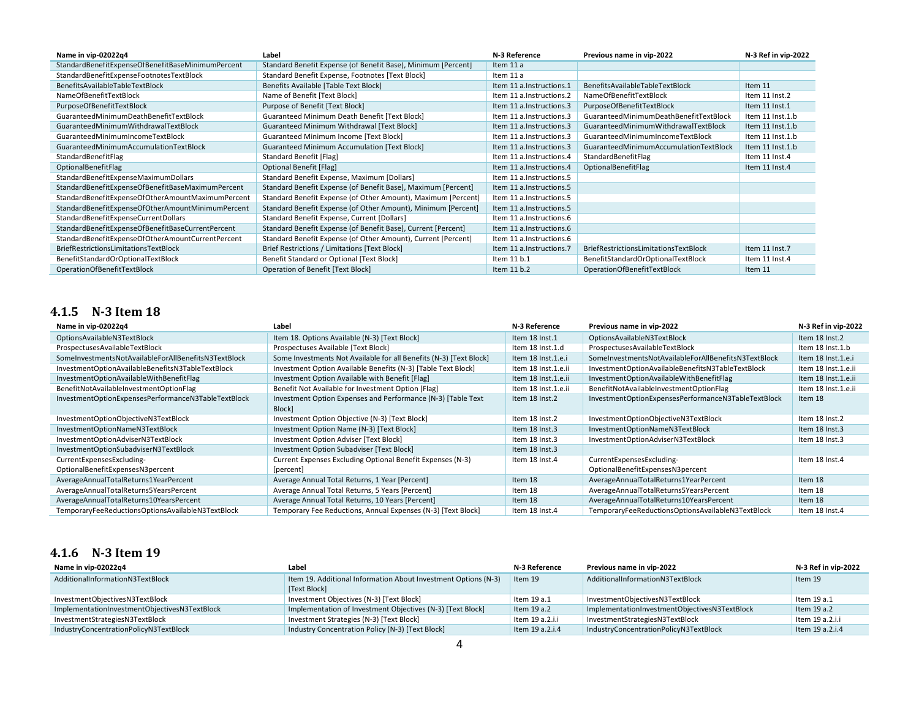| Name in vip-02022q4 | Label | N-3 Reference | Previous name in vip-2022 | N-3 Ref in vip-2022 |
|---|---|---|---|---|
| StandardBenefitExpenseOfBenefitBaseMinimumPercent | Standard Benefit Expense (of Benefit Base), Minimum [Percent] | Item 11 a | | |
| StandardBenefitExpenseFootnotesTextBlock | Standard Benefit Expense, Footnotes [Text Block] | Item 11 a | | |
| BenefitsAvailableTableTextBlock | Benefits Available [Table Text Block] | Item 11 a.Instructions.1 | BenefitsAvailableTableTextBlock | Item 11 |
| NameOfBenefitTextBlock | Name of Benefit [Text Block] | Item 11 a.Instructions.2 | NameOfBenefitTextBlock | Item 11 Inst.2 |
| PurposeOfBenefitTextBlock | Purpose of Benefit [Text Block] | Item 11 a.Instructions.3 | PurposeOfBenefitTextBlock | Item 11 Inst.1 |
| GuaranteedMinimumDeathBenefitTextBlock | Guaranteed Minimum Death Benefit [Text Block] | Item 11 a.Instructions.3 | GuaranteedMinimumDeathBenefitTextBlock | Item 11 Inst.1.b |
| GuaranteedMinimumWithdrawalTextBlock | Guaranteed Minimum Withdrawal [Text Block] | Item 11 a.Instructions.3 | GuaranteedMinimumWithdrawalTextBlock | Item 11 Inst.1.b |
| GuaranteedMinimumIncomeTextBlock | Guaranteed Minimum Income [Text Block] | Item 11 a.Instructions.3 | GuaranteedMinimumIncomeTextBlock | Item 11 Inst.1.b |
| GuaranteedMinimumAccumulationTextBlock | Guaranteed Minimum Accumulation [Text Block] | Item 11 a.Instructions.3 | GuaranteedMinimumAccumulationTextBlock | Item 11 Inst.1.b |
| StandardBenefitFlag | Standard Benefit [Flag] | Item 11 a.Instructions.4 | StandardBenefitFlag | Item 11 Inst.4 |
| OptionalBenefitFlag | Optional Benefit [Flag] | Item 11 a.Instructions.4 | OptionalBenefitFlag | Item 11 Inst.4 |
| StandardBenefitExpenseMaximumDollars | Standard Benefit Expense, Maximum [Dollars] | Item 11 a.Instructions.5 | | |
| StandardBenefitExpenseOfBenefitBaseMaximumPercent | Standard Benefit Expense (of Benefit Base), Maximum [Percent] | Item 11 a.Instructions.5 | | |
| StandardBenefitExpenseOfOtherAmountMaximumPercent | Standard Benefit Expense (of Other Amount), Maximum [Percent] | Item 11 a.Instructions.5 | | |
| StandardBenefitExpenseOfOtherAmountMinimumPercent | Standard Benefit Expense (of Other Amount), Minimum [Percent] | Item 11 a.Instructions.5 | | |
| StandardBenefitExpenseCurrentDollars | Standard Benefit Expense, Current [Dollars] | Item 11 a.Instructions.6 | | |
| StandardBenefitExpenseOfBenefitBaseCurrentPercent | Standard Benefit Expense (of Benefit Base), Current [Percent] | Item 11 a.Instructions.6 | | |
| StandardBenefitExpenseOfOtherAmountCurrentPercent | Standard Benefit Expense (of Other Amount), Current [Percent] | Item 11 a.Instructions.6 | | |
| BriefRestrictionsLimitationsTextBlock | Brief Restrictions / Limitations [Text Block] | Item 11 a.Instructions.7 | BriefRestrictionsLimitationsTextBlock | Item 11 Inst.7 |
| BenefitStandardOrOptionalTextBlock | Benefit Standard or Optional [Text Block] | Item 11 b.1 | BenefitStandardOrOptionalTextBlock | Item 11 Inst.4 |
| OperationOfBenefitTextBlock | Operation of Benefit [Text Block] | Item 11 b.2 | OperationOfBenefitTextBlock | Item 11 |

### 4.1.5 N-3 Item 18

| Name in vip-02022q4 | Label | N-3 Reference | Previous name in vip-2022 | N-3 Ref in vip-2022 |
|---|---|---|---|---|
| OptionsAvailableN3TextBlock | Item 18. Options Available (N-3) [Text Block] | Item 18 Inst.1 | OptionsAvailableN3TextBlock | Item 18 Inst.2 |
| ProspectusesAvailableTextBlock | Prospectuses Available [Text Block] | Item 18 Inst.1.d | ProspectusesAvailableTextBlock | Item 18 Inst.1.b |
| SomeInvestmentsNotAvailableForAllBenefitsN3TextBlock | Some Investments Not Available for all Benefits (N-3) [Text Block] | Item 18 Inst.1.e.i | SomeInvestmentsNotAvailableForAllBenefitsN3TextBlock | Item 18 Inst.1.e.i |
| InvestmentOptionAvailableBenefitsN3TableTextBlock | Investment Option Available Benefits (N-3) [Table Text Block] | Item 18 Inst.1.e.ii | InvestmentOptionAvailableBenefitsN3TableTextBlock | Item 18 Inst.1.e.ii |
| InvestmentOptionAvailableWithBenefitFlag | Investment Option Available with Benefit [Flag] | Item 18 Inst.1.e.ii | InvestmentOptionAvailableWithBenefitFlag | Item 18 Inst.1.e.ii |
| BenefitNotAvailableInvestmentOptionFlag | Benefit Not Available for Investment Option [Flag] | Item 18 Inst.1.e.ii | BenefitNotAvailableInvestmentOptionFlag | Item 18 Inst.1.e.ii |
| InvestmentOptionExpensesPerformanceN3TableTextBlock | Investment Option Expenses and Performance (N-3) [Table Text Block] | Item 18 Inst.2 | InvestmentOptionExpensesPerformanceN3TableTextBlock | Item 18 |
| InvestmentOptionObjectiveN3TextBlock | Investment Option Objective (N-3) [Text Block] | Item 18 Inst.2 | InvestmentOptionObjectiveN3TextBlock | Item 18 Inst.2 |
| InvestmentOptionNameN3TextBlock | Investment Option Name (N-3) [Text Block] | Item 18 Inst.3 | InvestmentOptionNameN3TextBlock | Item 18 Inst.3 |
| InvestmentOptionAdviserN3TextBlock | Investment Option Adviser [Text Block] | Item 18 Inst.3 | InvestmentOptionAdviserN3TextBlock | Item 18 Inst.3 |
| InvestmentOptionSubadviserN3TextBlock | Investment Option Subadviser [Text Block] | Item 18 Inst.3 | | |
| CurrentExpensesExcluding-OptionalBenefitExpensesN3percent | Current Expenses Excluding Optional Benefit Expenses (N-3) [percent] | Item 18 Inst.4 | CurrentExpensesExcluding-OptionalBenefitExpensesN3percent | Item 18 Inst.4 |
| AverageAnnualTotalReturns1YearPercent | Average Annual Total Returns, 1 Year [Percent] | Item 18 | AverageAnnualTotalReturns1YearPercent | Item 18 |
| AverageAnnualTotalReturns5YearsPercent | Average Annual Total Returns, 5 Years [Percent] | Item 18 | AverageAnnualTotalReturns5YearsPercent | Item 18 |
| AverageAnnualTotalReturns10YearsPercent | Average Annual Total Returns, 10 Years [Percent] | Item 18 | AverageAnnualTotalReturns10YearsPercent | Item 18 |
| TemporaryFeeReductionsOptionsAvailableN3TextBlock | Temporary Fee Reductions, Annual Expenses (N-3) [Text Block] | Item 18 Inst.4 | TemporaryFeeReductionsOptionsAvailableN3TextBlock | Item 18 Inst.4 |

### 4.1.6 N-3 Item 19

| Name in vip-02022q4 | Label | N-3 Reference | Previous name in vip-2022 | N-3 Ref in vip-2022 |
|---|---|---|---|---|
| AdditionalInformationN3TextBlock | Item 19. Additional Information About Investment Options (N-3) [Text Block] | Item 19 | AdditionalInformationN3TextBlock | Item 19 |
| InvestmentObjectivesN3TextBlock | Investment Objectives (N-3) [Text Block] | Item 19 a.1 | InvestmentObjectivesN3TextBlock | Item 19 a.1 |
| ImplementationInvestmentObjectivesN3TextBlock | Implementation of Investment Objectives (N-3) [Text Block] | Item 19 a.2 | ImplementationInvestmentObjectivesN3TextBlock | Item 19 a.2 |
| InvestmentStrategiesN3TextBlock | Investment Strategies (N-3) [Text Block] | Item 19 a.2.i.i | InvestmentStrategiesN3TextBlock | Item 19 a.2.i.i |
| IndustryConcentrationPolicyN3TextBlock | Industry Concentration Policy (N-3) [Text Block] | Item 19 a.2.i.4 | IndustryConcentrationPolicyN3TextBlock | Item 19 a.2.i.4 |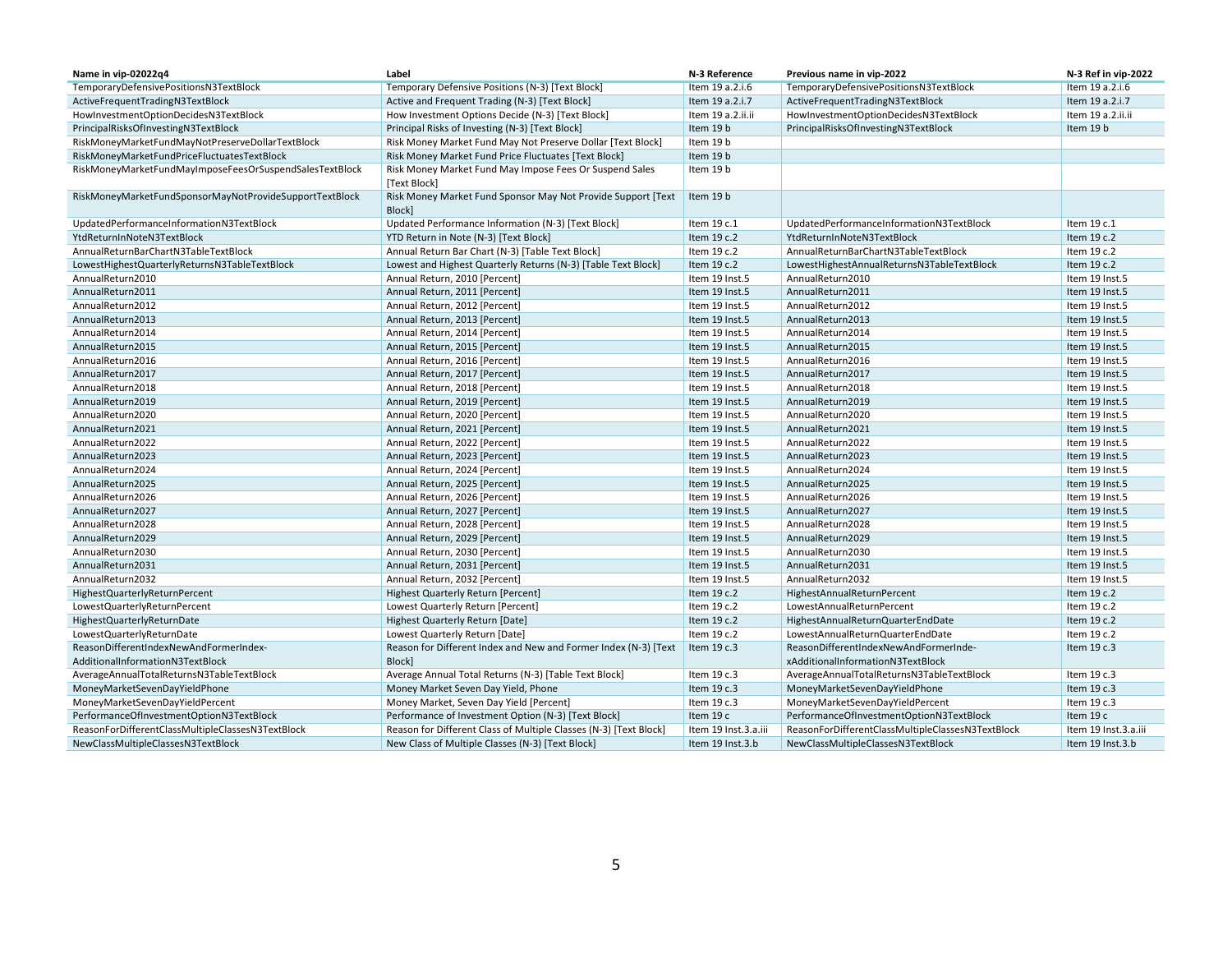| Name in vip-02022q4 | Label | N-3 Reference | Previous name in vip-2022 | N-3 Ref in vip-2022 |
|---|---|---|---|---|
| TemporaryDefensivePositionsN3TextBlock | Temporary Defensive Positions (N-3) [Text Block] | Item 19 a.2.i.6 | TemporaryDefensivePositionsN3TextBlock | Item 19 a.2.i.6 |
| ActiveFrequentTradingN3TextBlock | Active and Frequent Trading (N-3) [Text Block] | Item 19 a.2.i.7 | ActiveFrequentTradingN3TextBlock | Item 19 a.2.i.7 |
| HowInvestmentOptionDecidesN3TextBlock | How Investment Options Decide (N-3) [Text Block] | Item 19 a.2.ii.ii | HowInvestmentOptionDecidesN3TextBlock | Item 19 a.2.ii.ii |
| PrincipalRisksOfInvestingN3TextBlock | Principal Risks of Investing (N-3) [Text Block] | Item 19 b | PrincipalRisksOfInvestingN3TextBlock | Item 19 b |
| RiskMoneyMarketFundMayNotPreserveDollarTextBlock | Risk Money Market Fund May Not Preserve Dollar [Text Block] | Item 19 b | | |
| RiskMoneyMarketFundPriceFluctuatesTextBlock | Risk Money Market Fund Price Fluctuates [Text Block] | Item 19 b | | |
| RiskMoneyMarketFundMayImposeFeesOrSuspendSalesTextBlock | Risk Money Market Fund May Impose Fees Or Suspend Sales [Text Block] | Item 19 b | | |
| RiskMoneyMarketFundSponsorMayNotProvideSupportTextBlock | Risk Money Market Fund Sponsor May Not Provide Support [Text Block] | Item 19 b | | |
| UpdatedPerformanceInformationN3TextBlock | Updated Performance Information (N-3) [Text Block] | Item 19 c.1 | UpdatedPerformanceInformationN3TextBlock | Item 19 c.1 |
| YtdReturnInNoteN3TextBlock | YTD Return in Note (N-3) [Text Block] | Item 19 c.2 | YtdReturnInNoteN3TextBlock | Item 19 c.2 |
| AnnualReturnBarChartN3TableTextBlock | Annual Return Bar Chart (N-3) [Table Text Block] | Item 19 c.2 | AnnualReturnBarChartN3TableTextBlock | Item 19 c.2 |
| LowestHighestQuarterlyReturnsN3TableTextBlock | Lowest and Highest Quarterly Returns (N-3) [Table Text Block] | Item 19 c.2 | LowestHighestAnnualReturnsN3TableTextBlock | Item 19 c.2 |
| AnnualReturn2010 | Annual Return, 2010 [Percent] | Item 19 Inst.5 | AnnualReturn2010 | Item 19 Inst.5 |
| AnnualReturn2011 | Annual Return, 2011 [Percent] | Item 19 Inst.5 | AnnualReturn2011 | Item 19 Inst.5 |
| AnnualReturn2012 | Annual Return, 2012 [Percent] | Item 19 Inst.5 | AnnualReturn2012 | Item 19 Inst.5 |
| AnnualReturn2013 | Annual Return, 2013 [Percent] | Item 19 Inst.5 | AnnualReturn2013 | Item 19 Inst.5 |
| AnnualReturn2014 | Annual Return, 2014 [Percent] | Item 19 Inst.5 | AnnualReturn2014 | Item 19 Inst.5 |
| AnnualReturn2015 | Annual Return, 2015 [Percent] | Item 19 Inst.5 | AnnualReturn2015 | Item 19 Inst.5 |
| AnnualReturn2016 | Annual Return, 2016 [Percent] | Item 19 Inst.5 | AnnualReturn2016 | Item 19 Inst.5 |
| AnnualReturn2017 | Annual Return, 2017 [Percent] | Item 19 Inst.5 | AnnualReturn2017 | Item 19 Inst.5 |
| AnnualReturn2018 | Annual Return, 2018 [Percent] | Item 19 Inst.5 | AnnualReturn2018 | Item 19 Inst.5 |
| AnnualReturn2019 | Annual Return, 2019 [Percent] | Item 19 Inst.5 | AnnualReturn2019 | Item 19 Inst.5 |
| AnnualReturn2020 | Annual Return, 2020 [Percent] | Item 19 Inst.5 | AnnualReturn2020 | Item 19 Inst.5 |
| AnnualReturn2021 | Annual Return, 2021 [Percent] | Item 19 Inst.5 | AnnualReturn2021 | Item 19 Inst.5 |
| AnnualReturn2022 | Annual Return, 2022 [Percent] | Item 19 Inst.5 | AnnualReturn2022 | Item 19 Inst.5 |
| AnnualReturn2023 | Annual Return, 2023 [Percent] | Item 19 Inst.5 | AnnualReturn2023 | Item 19 Inst.5 |
| AnnualReturn2024 | Annual Return, 2024 [Percent] | Item 19 Inst.5 | AnnualReturn2024 | Item 19 Inst.5 |
| AnnualReturn2025 | Annual Return, 2025 [Percent] | Item 19 Inst.5 | AnnualReturn2025 | Item 19 Inst.5 |
| AnnualReturn2026 | Annual Return, 2026 [Percent] | Item 19 Inst.5 | AnnualReturn2026 | Item 19 Inst.5 |
| AnnualReturn2027 | Annual Return, 2027 [Percent] | Item 19 Inst.5 | AnnualReturn2027 | Item 19 Inst.5 |
| AnnualReturn2028 | Annual Return, 2028 [Percent] | Item 19 Inst.5 | AnnualReturn2028 | Item 19 Inst.5 |
| AnnualReturn2029 | Annual Return, 2029 [Percent] | Item 19 Inst.5 | AnnualReturn2029 | Item 19 Inst.5 |
| AnnualReturn2030 | Annual Return, 2030 [Percent] | Item 19 Inst.5 | AnnualReturn2030 | Item 19 Inst.5 |
| AnnualReturn2031 | Annual Return, 2031 [Percent] | Item 19 Inst.5 | AnnualReturn2031 | Item 19 Inst.5 |
| AnnualReturn2032 | Annual Return, 2032 [Percent] | Item 19 Inst.5 | AnnualReturn2032 | Item 19 Inst.5 |
| HighestQuarterlyReturnPercent | Highest Quarterly Return [Percent] | Item 19 c.2 | HighestAnnualReturnPercent | Item 19 c.2 |
| LowestQuarterlyReturnPercent | Lowest Quarterly Return [Percent] | Item 19 c.2 | LowestAnnualReturnPercent | Item 19 c.2 |
| HighestQuarterlyReturnDate | Highest Quarterly Return [Date] | Item 19 c.2 | HighestAnnualReturnQuarterEndDate | Item 19 c.2 |
| LowestQuarterlyReturnDate | Lowest Quarterly Return [Date] | Item 19 c.2 | LowestAnnualReturnQuarterEndDate | Item 19 c.2 |
| ReasonDifferentIndexNewAndFormerIndex-AdditionalInformationN3TextBlock | Reason for Different Index and New and Former Index (N-3) [Text Block] | Item 19 c.3 | ReasonDifferentIndexNewAndFormerInde-xAdditionalInformationN3TextBlock | Item 19 c.3 |
| AverageAnnualTotalReturnsN3TableTextBlock | Average Annual Total Returns (N-3) [Table Text Block] | Item 19 c.3 | AverageAnnualTotalReturnsN3TableTextBlock | Item 19 c.3 |
| MoneyMarketSevenDayYieldPhone | Money Market Seven Day Yield, Phone | Item 19 c.3 | MoneyMarketSevenDayYieldPhone | Item 19 c.3 |
| MoneyMarketSevenDayYieldPercent | Money Market, Seven Day Yield [Percent] | Item 19 c.3 | MoneyMarketSevenDayYieldPercent | Item 19 c.3 |
| PerformanceOfInvestmentOptionN3TextBlock | Performance of Investment Option (N-3) [Text Block] | Item 19 c | PerformanceOfInvestmentOptionN3TextBlock | Item 19 c |
| ReasonForDifferentClassMultipleClassesN3TextBlock | Reason for Different Class of Multiple Classes (N-3) [Text Block] | Item 19 Inst.3.a.iii | ReasonForDifferentClassMultipleClassesN3TextBlock | Item 19 Inst.3.a.iii |
| NewClassMultipleClassesN3TextBlock | New Class of Multiple Classes (N-3) [Text Block] | Item 19 Inst.3.b | NewClassMultipleClassesN3TextBlock | Item 19 Inst.3.b |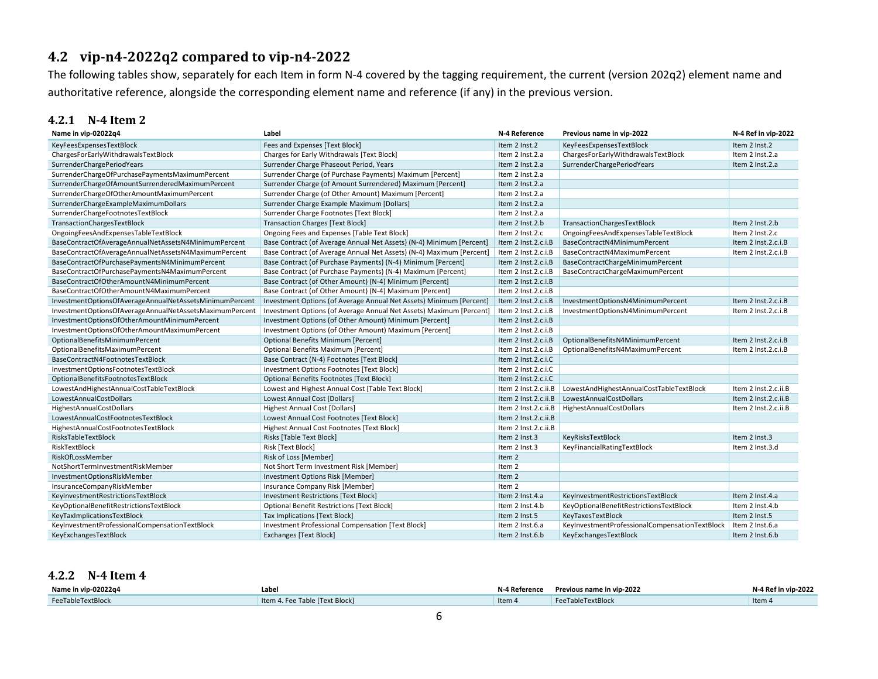## 4.2 vip-n4-2022q2 compared to vip-n4-2022

The following tables show, separately for each Item in form N-4 covered by the tagging requirement, the current (version 202q2) element name and authoritative reference, alongside the corresponding element name and reference (if any) in the previous version.

### 4.2.1 N-4 Item 2

| Name in vip-02022q4 | Label | N-4 Reference | Previous name in vip-2022 | N-4 Ref in vip-2022 |
|---|---|---|---|---|
| KeyFeesExpensesTextBlock | Fees and Expenses [Text Block] | Item 2 Inst.2 | KeyFeesExpensesTextBlock | Item 2 Inst.2 |
| ChargesForEarlyWithdrawalsTextBlock | Charges for Early Withdrawals [Text Block] | Item 2 Inst.2.a | ChargesForEarlyWithdrawalsTextBlock | Item 2 Inst.2.a |
| SurrenderChargePeriodYears | Surrender Charge Phaseout Period, Years | Item 2 Inst.2.a | SurrenderChargePeriodYears | Item 2 Inst.2.a |
| SurrenderChargeOfPurchasePaymentsMaximumPercent | Surrender Charge (of Purchase Payments) Maximum [Percent] | Item 2 Inst.2.a | | |
| SurrenderChargeOfAmountSurrenderedMaximumPercent | Surrender Charge (of Amount Surrendered) Maximum [Percent] | Item 2 Inst.2.a | | |
| SurrenderChargeOfOtherAmountMaximumPercent | Surrender Charge (of Other Amount) Maximum [Percent] | Item 2 Inst.2.a | | |
| SurrenderChargeExampleMaximumDollars | Surrender Charge Example Maximum [Dollars] | Item 2 Inst.2.a | | |
| SurrenderChargeFootnotesTextBlock | Surrender Charge Footnotes [Text Block] | Item 2 Inst.2.a | | |
| TransactionChargesTextBlock | Transaction Charges [Text Block] | Item 2 Inst.2.b | TransactionChargesTextBlock | Item 2 Inst.2.b |
| OngoingFeesAndExpensesTableTextBlock | Ongoing Fees and Expenses [Table Text Block] | Item 2 Inst.2.c | OngoingFeesAndExpensesTableTextBlock | Item 2 Inst.2.c |
| BaseContractOfAverageAnnualNetAssetsN4MinimumPercent | Base Contract (of Average Annual Net Assets) (N-4) Minimum [Percent] | Item 2 Inst.2.c.i.B | BaseContractN4MinimumPercent | Item 2 Inst.2.c.i.B |
| BaseContractOfAverageAnnualNetAssetsN4MaximumPercent | Base Contract (of Average Annual Net Assets) (N-4) Maximum [Percent] | Item 2 Inst.2.c.i.B | BaseContractN4MaximumPercent | Item 2 Inst.2.c.i.B |
| BaseContractOfPurchasePaymentsN4MinimumPercent | Base Contract (of Purchase Payments) (N-4) Minimum [Percent] | Item 2 Inst.2.c.i.B | BaseContractChargeMinimumPercent | |
| BaseContractOfPurchasePaymentsN4MaximumPercent | Base Contract (of Purchase Payments) (N-4) Maximum [Percent] | Item 2 Inst.2.c.i.B | BaseContractChargeMaximumPercent | |
| BaseContractOfOtherAmountN4MinimumPercent | Base Contract (of Other Amount) (N-4) Minimum [Percent] | Item 2 Inst.2.c.i.B | | |
| BaseContractOfOtherAmountN4MaximumPercent | Base Contract (of Other Amount) (N-4) Maximum [Percent] | Item 2 Inst.2.c.i.B | | |
| InvestmentOptionsOfAverageAnnualNetAssetsMinimumPercent | Investment Options (of Average Annual Net Assets) Minimum [Percent] | Item 2 Inst.2.c.i.B | InvestmentOptionsN4MinimumPercent | Item 2 Inst.2.c.i.B |
| InvestmentOptionsOfAverageAnnualNetAssetsMaximumPercent | Investment Options (of Average Annual Net Assets) Maximum [Percent] | Item 2 Inst.2.c.i.B | InvestmentOptionsN4MinimumPercent | Item 2 Inst.2.c.i.B |
| InvestmentOptionsOfOtherAmountMinimumPercent | Investment Options (of Other Amount) Minimum [Percent] | Item 2 Inst.2.c.i.B | | |
| InvestmentOptionsOfOtherAmountMaximumPercent | Investment Options (of Other Amount) Maximum [Percent] | Item 2 Inst.2.c.i.B | | |
| OptionalBenefitsMinimumPercent | Optional Benefits Minimum [Percent] | Item 2 Inst.2.c.i.B | OptionalBenefitsN4MinimumPercent | Item 2 Inst.2.c.i.B |
| OptionalBenefitsMaximumPercent | Optional Benefits Maximum [Percent] | Item 2 Inst.2.c.i.B | OptionalBenefitsN4MaximumPercent | Item 2 Inst.2.c.i.B |
| BaseContractN4FootnotesTextBlock | Base Contract (N-4) Footnotes [Text Block] | Item 2 Inst.2.c.i.C | | |
| InvestmentOptionsFootnotesTextBlock | Investment Options Footnotes [Text Block] | Item 2 Inst.2.c.i.C | | |
| OptionalBenefitsFootnotesTextBlock | Optional Benefits Footnotes [Text Block] | Item 2 Inst.2.c.i.C | | |
| LowestAndHighestAnnualCostTableTextBlock | Lowest and Highest Annual Cost [Table Text Block] | Item 2 Inst.2.c.ii.B | LowestAndHighestAnnualCostTableTextBlock | Item 2 Inst.2.c.ii.B |
| LowestAnnualCostDollars | Lowest Annual Cost [Dollars] | Item 2 Inst.2.c.ii.B | LowestAnnualCostDollars | Item 2 Inst.2.c.ii.B |
| HighestAnnualCostDollars | Highest Annual Cost [Dollars] | Item 2 Inst.2.c.ii.B | HighestAnnualCostDollars | Item 2 Inst.2.c.ii.B |
| LowestAnnualCostFootnotesTextBlock | Lowest Annual Cost Footnotes [Text Block] | Item 2 Inst.2.c.ii.B | | |
| HighestAnnualCostFootnotesTextBlock | Highest Annual Cost Footnotes [Text Block] | Item 2 Inst.2.c.ii.B | | |
| RisksTableTextBlock | Risks [Table Text Block] | Item 2 Inst.3 | KeyRisksTextBlock | Item 2 Inst.3 |
| RiskTextBlock | Risk [Text Block] | Item 2 Inst.3 | KeyFinancialRatingTextBlock | Item 2 Inst.3.d |
| RiskOfLossMember | Risk of Loss [Member] | Item 2 | | |
| NotShortTermInvestmentRiskMember | Not Short Term Investment Risk [Member] | Item 2 | | |
| InvestmentOptionsRiskMember | Investment Options Risk [Member] | Item 2 | | |
| InsuranceCompanyRiskMember | Insurance Company Risk [Member] | Item 2 | | |
| KeyInvestmentRestrictionsTextBlock | Investment Restrictions [Text Block] | Item 2 Inst.4.a | KeyInvestmentRestrictionsTextBlock | Item 2 Inst.4.a |
| KeyOptionalBenefitRestrictionsTextBlock | Optional Benefit Restrictions [Text Block] | Item 2 Inst.4.b | KeyOptionalBenefitRestrictionsTextBlock | Item 2 Inst.4.b |
| KeyTaxImplicationsTextBlock | Tax Implications [Text Block] | Item 2 Inst.5 | KeyTaxesTextBlock | Item 2 Inst.5 |
| KeyInvestmentProfessionalCompensationTextBlock | Investment Professional Compensation [Text Block] | Item 2 Inst.6.a | KeyInvestmentProfessionalCompensationTextBlock | Item 2 Inst.6.a |
| KeyExchangesTextBlock | Exchanges [Text Block] | Item 2 Inst.6.b | KeyExchangesTextBlock | Item 2 Inst.6.b |

### 4.2.2 N-4 Item 4

| Name in vip-02022q4 | Label | N-4 Reference | Previous name in vip-2022 | N-4 Ref in vip-2022 |
|---|---|---|---|---|
| FeeTableTextBlock | Item 4. Fee Table [Text Block] | Item 4 | FeeTableTextBlock | Item 4 |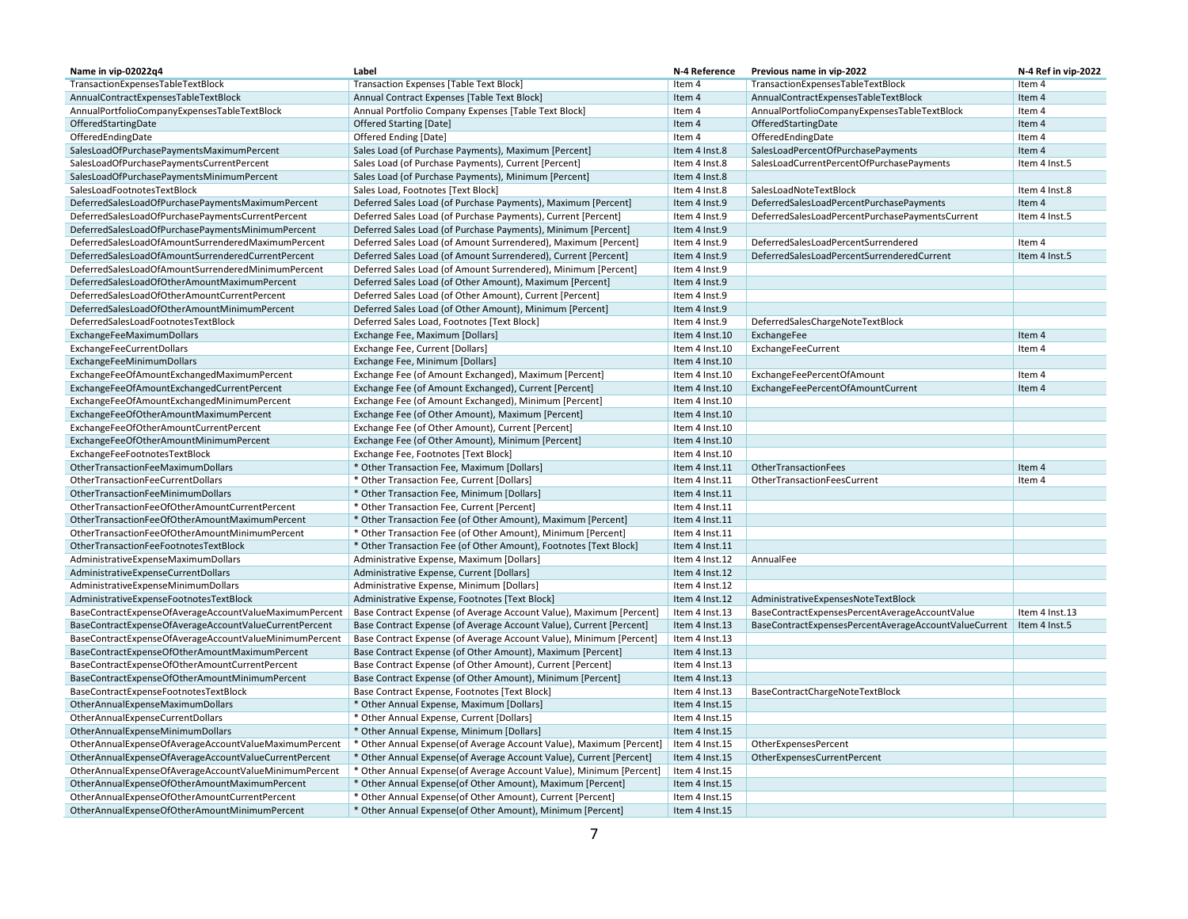| Name in vip-02022q4 | Label | N-4 Reference | Previous name in vip-2022 | N-4 Ref in vip-2022 |
|---|---|---|---|---|
| TransactionExpensesTableTextBlock | Transaction Expenses [Table Text Block] | Item 4 | TransactionExpensesTableTextBlock | Item 4 |
| AnnualContractExpensesTableTextBlock | Annual Contract Expenses [Table Text Block] | Item 4 | AnnualContractExpensesTableTextBlock | Item 4 |
| AnnualPortfolioCompanyExpensesTableTextBlock | Annual Portfolio Company Expenses [Table Text Block] | Item 4 | AnnualPortfolioCompanyExpensesTableTextBlock | Item 4 |
| OfferedStartingDate | Offered Starting [Date] | Item 4 | OfferedStartingDate | Item 4 |
| OfferedEndingDate | Offered Ending [Date] | Item 4 | OfferedEndingDate | Item 4 |
| SalesLoadOfPurchasePaymentsMaximumPercent | Sales Load (of Purchase Payments), Maximum [Percent] | Item 4 Inst.8 | SalesLoadPercentOfPurchasePayments | Item 4 |
| SalesLoadOfPurchasePaymentsCurrentPercent | Sales Load (of Purchase Payments), Current [Percent] | Item 4 Inst.8 | SalesLoadCurrentPercentOfPurchasePayments | Item 4 Inst.5 |
| SalesLoadOfPurchasePaymentsMinimumPercent | Sales Load (of Purchase Payments), Minimum [Percent] | Item 4 Inst.8 | | |
| SalesLoadFootnotesTextBlock | Sales Load, Footnotes [Text Block] | Item 4 Inst.8 | SalesLoadNoteTextBlock | Item 4 Inst.8 |
| DeferredSalesLoadOfPurchasePaymentsMaximumPercent | Deferred Sales Load (of Purchase Payments), Maximum [Percent] | Item 4 Inst.9 | DeferredSalesLoadPercentPurchasePayments | Item 4 |
| DeferredSalesLoadOfPurchasePaymentsCurrentPercent | Deferred Sales Load (of Purchase Payments), Current [Percent] | Item 4 Inst.9 | DeferredSalesLoadPercentPurchasePaymentsCurrent | Item 4 Inst.5 |
| DeferredSalesLoadOfPurchasePaymentsMinimumPercent | Deferred Sales Load (of Purchase Payments), Minimum [Percent] | Item 4 Inst.9 | | |
| DeferredSalesLoadOfAmountSurrenderedMaximumPercent | Deferred Sales Load (of Amount Surrendered), Maximum [Percent] | Item 4 Inst.9 | DeferredSalesLoadPercentSurrendered | Item 4 |
| DeferredSalesLoadOfAmountSurrenderedCurrentPercent | Deferred Sales Load (of Amount Surrendered), Current [Percent] | Item 4 Inst.9 | DeferredSalesLoadPercentSurrenderedCurrent | Item 4 Inst.5 |
| DeferredSalesLoadOfAmountSurrenderedMinimumPercent | Deferred Sales Load (of Amount Surrendered), Minimum [Percent] | Item 4 Inst.9 | | |
| DeferredSalesLoadOfOtherAmountMaximumPercent | Deferred Sales Load (of Other Amount), Maximum [Percent] | Item 4 Inst.9 | | |
| DeferredSalesLoadOfOtherAmountCurrentPercent | Deferred Sales Load (of Other Amount), Current [Percent] | Item 4 Inst.9 | | |
| DeferredSalesLoadOfOtherAmountMinimumPercent | Deferred Sales Load (of Other Amount), Minimum [Percent] | Item 4 Inst.9 | | |
| DeferredSalesLoadFootnotesTextBlock | Deferred Sales Load, Footnotes [Text Block] | Item 4 Inst.9 | DeferredSalesChargeNoteTextBlock | |
| ExchangeFeeMaximumDollars | Exchange Fee, Maximum [Dollars] | Item 4 Inst.10 | ExchangeFee | Item 4 |
| ExchangeFeeCurrentDollars | Exchange Fee, Current [Dollars] | Item 4 Inst.10 | ExchangeFeeCurrent | Item 4 |
| ExchangeFeeMinimumDollars | Exchange Fee, Minimum [Dollars] | Item 4 Inst.10 | | |
| ExchangeFeeOfAmountExchangedMaximumPercent | Exchange Fee (of Amount Exchanged), Maximum [Percent] | Item 4 Inst.10 | ExchangeFeePercentOfAmount | Item 4 |
| ExchangeFeeOfAmountExchangedCurrentPercent | Exchange Fee (of Amount Exchanged), Current [Percent] | Item 4 Inst.10 | ExchangeFeePercentOfAmountCurrent | Item 4 |
| ExchangeFeeOfAmountExchangedMinimumPercent | Exchange Fee (of Amount Exchanged), Minimum [Percent] | Item 4 Inst.10 | | |
| ExchangeFeeOfOtherAmountMaximumPercent | Exchange Fee (of Other Amount), Maximum [Percent] | Item 4 Inst.10 | | |
| ExchangeFeeOfOtherAmountCurrentPercent | Exchange Fee (of Other Amount), Current [Percent] | Item 4 Inst.10 | | |
| ExchangeFeeOfOtherAmountMinimumPercent | Exchange Fee (of Other Amount), Minimum [Percent] | Item 4 Inst.10 | | |
| ExchangeFeeFootnotesTextBlock | Exchange Fee, Footnotes [Text Block] | Item 4 Inst.10 | | |
| OtherTransactionFeeMaximumDollars | * Other Transaction Fee, Maximum [Dollars] | Item 4 Inst.11 | OtherTransactionFees | Item 4 |
| OtherTransactionFeeCurrentDollars | * Other Transaction Fee, Current [Dollars] | Item 4 Inst.11 | OtherTransactionFeesCurrent | Item 4 |
| OtherTransactionFeeMinimumDollars | * Other Transaction Fee, Minimum [Dollars] | Item 4 Inst.11 | | |
| OtherTransactionFeeOfOtherAmountCurrentPercent | * Other Transaction Fee, Current [Percent] | Item 4 Inst.11 | | |
| OtherTransactionFeeOfOtherAmountMaximumPercent | * Other Transaction Fee (of Other Amount), Maximum [Percent] | Item 4 Inst.11 | | |
| OtherTransactionFeeOfOtherAmountMinimumPercent | * Other Transaction Fee (of Other Amount), Minimum [Percent] | Item 4 Inst.11 | | |
| OtherTransactionFeeFootnotesTextBlock | * Other Transaction Fee (of Other Amount), Footnotes [Text Block] | Item 4 Inst.11 | | |
| AdministrativeExpenseMaximumDollars | Administrative Expense, Maximum [Dollars] | Item 4 Inst.12 | AnnualFee | |
| AdministrativeExpenseCurrentDollars | Administrative Expense, Current [Dollars] | Item 4 Inst.12 | | |
| AdministrativeExpenseMinimumDollars | Administrative Expense, Minimum [Dollars] | Item 4 Inst.12 | | |
| AdministrativeExpenseFootnotesTextBlock | Administrative Expense, Footnotes [Text Block] | Item 4 Inst.12 | AdministrativeExpensesNoteTextBlock | |
| BaseContractExpenseOfAverageAccountValueMaximumPercent | Base Contract Expense (of Average Account Value), Maximum [Percent] | Item 4 Inst.13 | BaseContractExpensesPercentAverageAccountValue | Item 4 Inst.13 |
| BaseContractExpenseOfAverageAccountValueCurrentPercent | Base Contract Expense (of Average Account Value), Current [Percent] | Item 4 Inst.13 | BaseContractExpensesPercentAverageAccountValueCurrent | Item 4 Inst.5 |
| BaseContractExpenseOfAverageAccountValueMinimumPercent | Base Contract Expense (of Average Account Value), Minimum [Percent] | Item 4 Inst.13 | | |
| BaseContractExpenseOfOtherAmountMaximumPercent | Base Contract Expense (of Other Amount), Maximum [Percent] | Item 4 Inst.13 | | |
| BaseContractExpenseOfOtherAmountCurrentPercent | Base Contract Expense (of Other Amount), Current [Percent] | Item 4 Inst.13 | | |
| BaseContractExpenseOfOtherAmountMinimumPercent | Base Contract Expense (of Other Amount), Minimum [Percent] | Item 4 Inst.13 | | |
| BaseContractExpenseFootnotesTextBlock | Base Contract Expense, Footnotes [Text Block] | Item 4 Inst.13 | BaseContractChargeNoteTextBlock | |
| OtherAnnualExpenseMaximumDollars | * Other Annual Expense, Maximum [Dollars] | Item 4 Inst.15 | | |
| OtherAnnualExpenseCurrentDollars | * Other Annual Expense, Current [Dollars] | Item 4 Inst.15 | | |
| OtherAnnualExpenseMinimumDollars | * Other Annual Expense, Minimum [Dollars] | Item 4 Inst.15 | | |
| OtherAnnualExpenseOfAverageAccountValueMaximumPercent | * Other Annual Expense(of Average Account Value), Maximum [Percent] | Item 4 Inst.15 | OtherExpensesPercent | |
| OtherAnnualExpenseOfAverageAccountValueCurrentPercent | * Other Annual Expense(of Average Account Value), Current [Percent] | Item 4 Inst.15 | OtherExpensesCurrentPercent | |
| OtherAnnualExpenseOfAverageAccountValueMinimumPercent | * Other Annual Expense(of Average Account Value), Minimum [Percent] | Item 4 Inst.15 | | |
| OtherAnnualExpenseOfOtherAmountMaximumPercent | * Other Annual Expense(of Other Amount), Maximum [Percent] | Item 4 Inst.15 | | |
| OtherAnnualExpenseOfOtherAmountCurrentPercent | * Other Annual Expense(of Other Amount), Current [Percent] | Item 4 Inst.15 | | |
| OtherAnnualExpenseOfOtherAmountMinimumPercent | * Other Annual Expense(of Other Amount), Minimum [Percent] | Item 4 Inst.15 | | |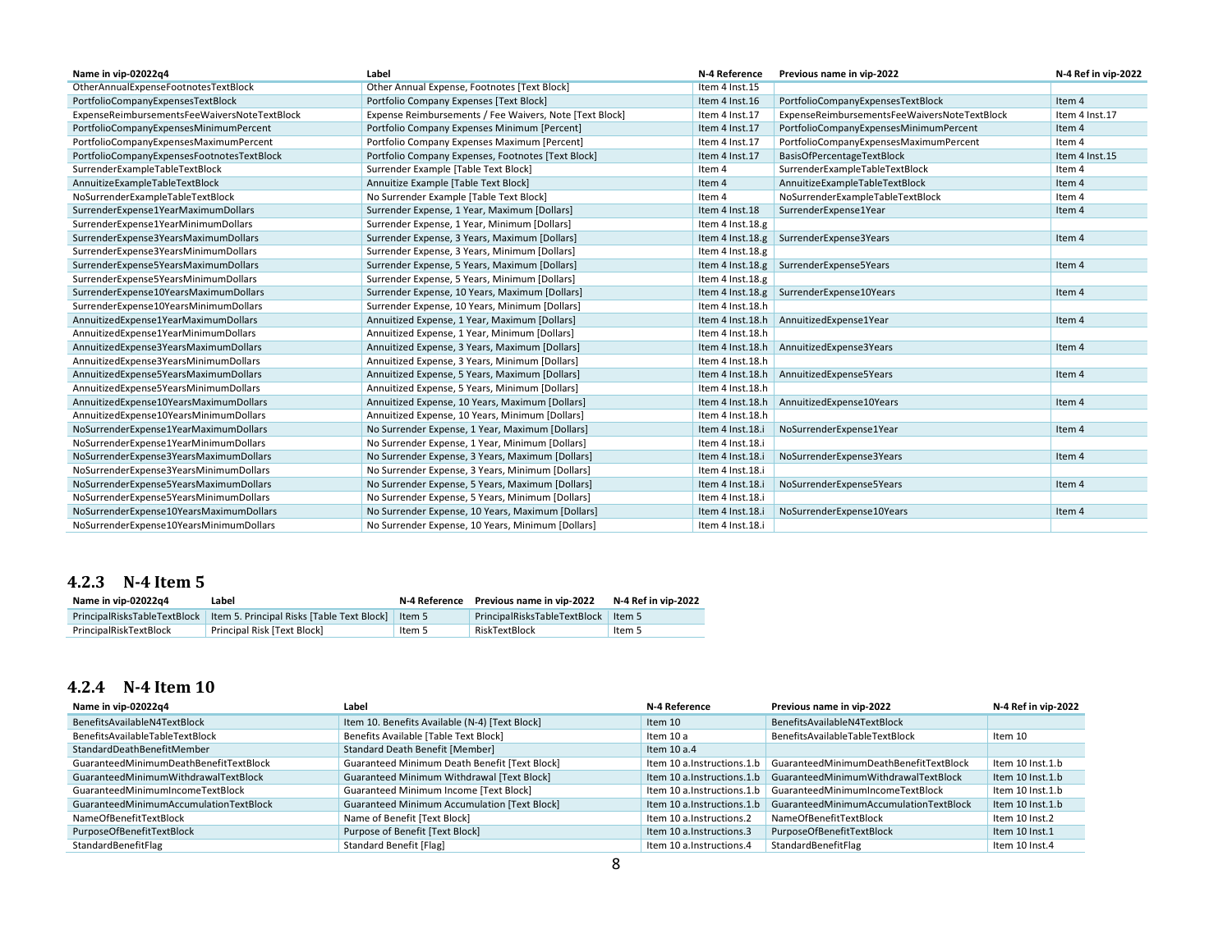| Name in vip-02022q4 | Label | N-4 Reference | Previous name in vip-2022 | N-4 Ref in vip-2022 |
|---|---|---|---|---|
| OtherAnnualExpenseFootnotesTextBlock | Other Annual Expense, Footnotes [Text Block] | Item 4 Inst.15 | | |
| PortfolioCompanyExpensesTextBlock | Portfolio Company Expenses [Text Block] | Item 4 Inst.16 | PortfolioCompanyExpensesTextBlock | Item 4 |
| ExpenseReimbursementsFeeWaiversNoteTextBlock | Expense Reimbursements / Fee Waivers, Note [Text Block] | Item 4 Inst.17 | ExpenseReimbursementsFeeWaiversNoteTextBlock | Item 4 Inst.17 |
| PortfolioCompanyExpensesMinimumPercent | Portfolio Company Expenses Minimum [Percent] | Item 4 Inst.17 | PortfolioCompanyExpensesMinimumPercent | Item 4 |
| PortfolioCompanyExpensesMaximumPercent | Portfolio Company Expenses Maximum [Percent] | Item 4 Inst.17 | PortfolioCompanyExpensesMaximumPercent | Item 4 |
| PortfolioCompanyExpensesFootnotesTextBlock | Portfolio Company Expenses, Footnotes [Text Block] | Item 4 Inst.17 | BasisOfPercentageTextBlock | Item 4 Inst.15 |
| SurrenderExampleTableTextBlock | Surrender Example [Table Text Block] | Item 4 | SurrenderExampleTableTextBlock | Item 4 |
| AnnuitizeExampleTableTextBlock | Annuitize Example [Table Text Block] | Item 4 | AnnuitizeExampleTableTextBlock | Item 4 |
| NoSurrenderExampleTableTextBlock | No Surrender Example [Table Text Block] | Item 4 | NoSurrenderExampleTableTextBlock | Item 4 |
| SurrenderExpense1YearMaximumDollars | Surrender Expense, 1 Year, Maximum [Dollars] | Item 4 Inst.18 | SurrenderExpense1Year | Item 4 |
| SurrenderExpense1YearMinimumDollars | Surrender Expense, 1 Year, Minimum [Dollars] | Item 4 Inst.18.g | | |
| SurrenderExpense3YearsMaximumDollars | Surrender Expense, 3 Years, Maximum [Dollars] | Item 4 Inst.18.g | SurrenderExpense3Years | Item 4 |
| SurrenderExpense3YearsMinimumDollars | Surrender Expense, 3 Years, Minimum [Dollars] | Item 4 Inst.18.g | | |
| SurrenderExpense5YearsMaximumDollars | Surrender Expense, 5 Years, Maximum [Dollars] | Item 4 Inst.18.g | SurrenderExpense5Years | Item 4 |
| SurrenderExpense5YearsMinimumDollars | Surrender Expense, 5 Years, Minimum [Dollars] | Item 4 Inst.18.g | | |
| SurrenderExpense10YearsMaximumDollars | Surrender Expense, 10 Years, Maximum [Dollars] | Item 4 Inst.18.g | SurrenderExpense10Years | Item 4 |
| SurrenderExpense10YearsMinimumDollars | Surrender Expense, 10 Years, Minimum [Dollars] | Item 4 Inst.18.h | | |
| AnnuitizedExpense1YearMaximumDollars | Annuitized Expense, 1 Year, Maximum [Dollars] | Item 4 Inst.18.h | AnnuitizedExpense1Year | Item 4 |
| AnnuitizedExpense1YearMinimumDollars | Annuitized Expense, 1 Year, Minimum [Dollars] | Item 4 Inst.18.h | | |
| AnnuitizedExpense3YearsMaximumDollars | Annuitized Expense, 3 Years, Maximum [Dollars] | Item 4 Inst.18.h | AnnuitizedExpense3Years | Item 4 |
| AnnuitizedExpense3YearsMinimumDollars | Annuitized Expense, 3 Years, Minimum [Dollars] | Item 4 Inst.18.h | | |
| AnnuitizedExpense5YearsMaximumDollars | Annuitized Expense, 5 Years, Maximum [Dollars] | Item 4 Inst.18.h | AnnuitizedExpense5Years | Item 4 |
| AnnuitizedExpense5YearsMinimumDollars | Annuitized Expense, 5 Years, Minimum [Dollars] | Item 4 Inst.18.h | | |
| AnnuitizedExpense10YearsMaximumDollars | Annuitized Expense, 10 Years, Maximum [Dollars] | Item 4 Inst.18.h | AnnuitizedExpense10Years | Item 4 |
| AnnuitizedExpense10YearsMinimumDollars | Annuitized Expense, 10 Years, Minimum [Dollars] | Item 4 Inst.18.h | | |
| NoSurrenderExpense1YearMaximumDollars | No Surrender Expense, 1 Year, Maximum [Dollars] | Item 4 Inst.18.i | NoSurrenderExpense1Year | Item 4 |
| NoSurrenderExpense1YearMinimumDollars | No Surrender Expense, 1 Year, Minimum [Dollars] | Item 4 Inst.18.i | | |
| NoSurrenderExpense3YearsMaximumDollars | No Surrender Expense, 3 Years, Maximum [Dollars] | Item 4 Inst.18.i | NoSurrenderExpense3Years | Item 4 |
| NoSurrenderExpense3YearsMinimumDollars | No Surrender Expense, 3 Years, Minimum [Dollars] | Item 4 Inst.18.i | | |
| NoSurrenderExpense5YearsMaximumDollars | No Surrender Expense, 5 Years, Maximum [Dollars] | Item 4 Inst.18.i | NoSurrenderExpense5Years | Item 4 |
| NoSurrenderExpense5YearsMinimumDollars | No Surrender Expense, 5 Years, Minimum [Dollars] | Item 4 Inst.18.i | | |
| NoSurrenderExpense10YearsMaximumDollars | No Surrender Expense, 10 Years, Maximum [Dollars] | Item 4 Inst.18.i | NoSurrenderExpense10Years | Item 4 |
| NoSurrenderExpense10YearsMinimumDollars | No Surrender Expense, 10 Years, Minimum [Dollars] | Item 4 Inst.18.i | | |

### 4.2.3 N-4 Item 5

| Name in vip-02022q4 | Label | N-4 Reference | Previous name in vip-2022 | N-4 Ref in vip-2022 |
|---|---|---|---|---|
| PrincipalRisksTableTextBlock | Item 5. Principal Risks [Table Text Block] | Item 5 | PrincipalRisksTableTextBlock | Item 5 |
| PrincipalRiskTextBlock | Principal Risk [Text Block] | Item 5 | RiskTextBlock | Item 5 |

### 4.2.4 N-4 Item 10

| Name in vip-02022q4 | Label | N-4 Reference | Previous name in vip-2022 | N-4 Ref in vip-2022 |
|---|---|---|---|---|
| BenefitsAvailableN4TextBlock | Item 10. Benefits Available (N-4) [Text Block] | Item 10 | BenefitsAvailableN4TextBlock | |
| BenefitsAvailableTableTextBlock | Benefits Available [Table Text Block] | Item 10 a | BenefitsAvailableTableTextBlock | Item 10 |
| StandardDeathBenefitMember | Standard Death Benefit [Member] | Item 10 a.4 | | |
| GuaranteedMinimumDeathBenefitTextBlock | Guaranteed Minimum Death Benefit [Text Block] | Item 10 a.Instructions.1.b | GuaranteedMinimumDeathBenefitTextBlock | Item 10 Inst.1.b |
| GuaranteedMinimumWithdrawalTextBlock | Guaranteed Minimum Withdrawal [Text Block] | Item 10 a.Instructions.1.b | GuaranteedMinimumWithdrawalTextBlock | Item 10 Inst.1.b |
| GuaranteedMinimumIncomeTextBlock | Guaranteed Minimum Income [Text Block] | Item 10 a.Instructions.1.b | GuaranteedMinimumIncomeTextBlock | Item 10 Inst.1.b |
| GuaranteedMinimumAccumulationTextBlock | Guaranteed Minimum Accumulation [Text Block] | Item 10 a.Instructions.1.b | GuaranteedMinimumAccumulationTextBlock | Item 10 Inst.1.b |
| NameOfBenefitTextBlock | Name of Benefit [Text Block] | Item 10 a.Instructions.2 | NameOfBenefitTextBlock | Item 10 Inst.2 |
| PurposeOfBenefitTextBlock | Purpose of Benefit [Text Block] | Item 10 a.Instructions.3 | PurposeOfBenefitTextBlock | Item 10 Inst.1 |
| StandardBenefitFlag | Standard Benefit [Flag] | Item 10 a.Instructions.4 | StandardBenefitFlag | Item 10 Inst.4 |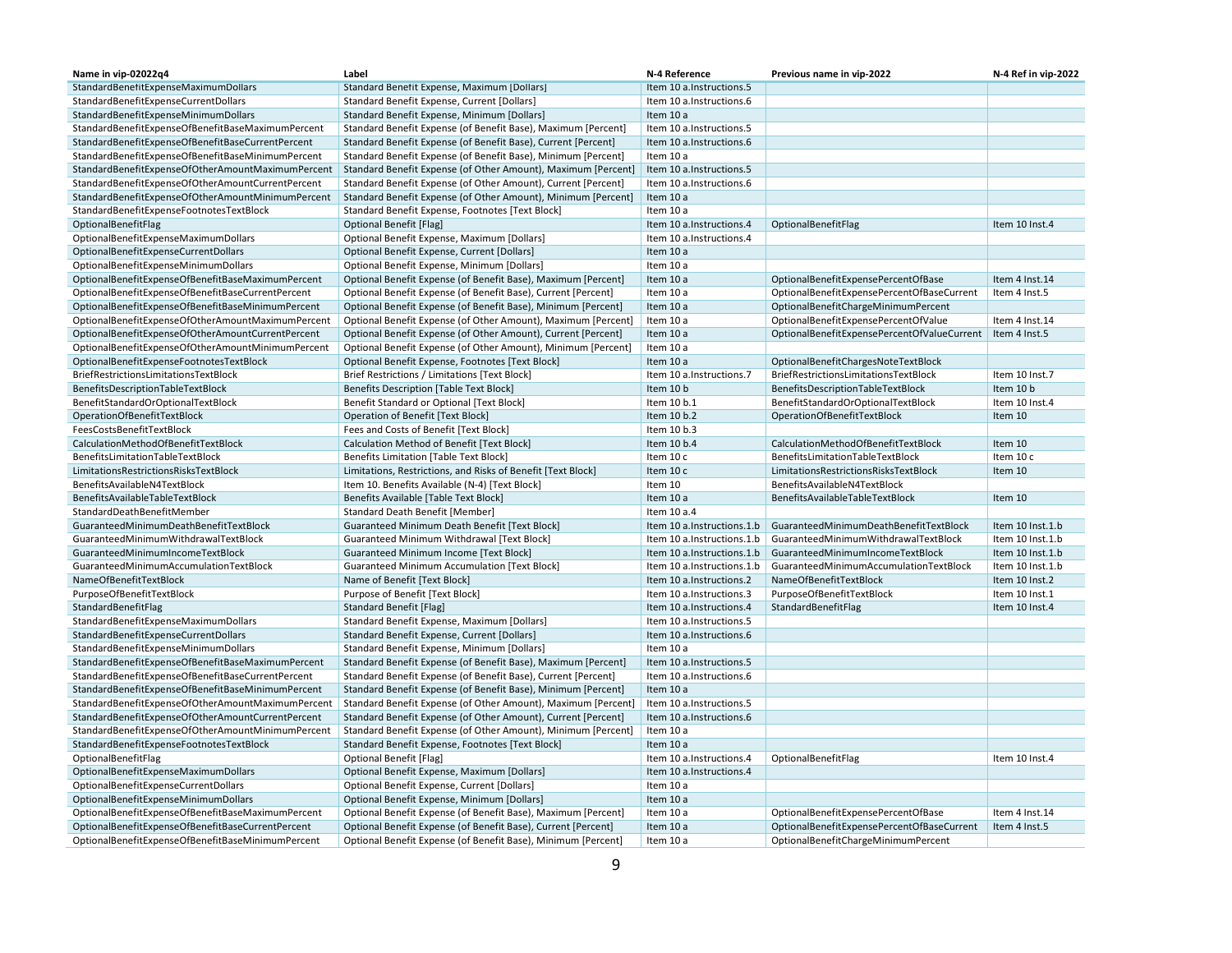| Name in vip-02022q4 | Label | N-4 Reference | Previous name in vip-2022 | N-4 Ref in vip-2022 |
|---|---|---|---|---|
| StandardBenefitExpenseMaximumDollars | Standard Benefit Expense, Maximum [Dollars] | Item 10 a.Instructions.5 | | |
| StandardBenefitExpenseCurrentDollars | Standard Benefit Expense, Current [Dollars] | Item 10 a.Instructions.6 | | |
| StandardBenefitExpenseMinimumDollars | Standard Benefit Expense, Minimum [Dollars] | Item 10 a | | |
| StandardBenefitExpenseOfBenefitBaseMaximumPercent | Standard Benefit Expense (of Benefit Base), Maximum [Percent] | Item 10 a.Instructions.5 | | |
| StandardBenefitExpenseOfBenefitBaseCurrentPercent | Standard Benefit Expense (of Benefit Base), Current [Percent] | Item 10 a.Instructions.6 | | |
| StandardBenefitExpenseOfBenefitBaseMinimumPercent | Standard Benefit Expense (of Benefit Base), Minimum [Percent] | Item 10 a | | |
| StandardBenefitExpenseOfOtherAmountMaximumPercent | Standard Benefit Expense (of Other Amount), Maximum [Percent] | Item 10 a.Instructions.5 | | |
| StandardBenefitExpenseOfOtherAmountCurrentPercent | Standard Benefit Expense (of Other Amount), Current [Percent] | Item 10 a.Instructions.6 | | |
| StandardBenefitExpenseOfOtherAmountMinimumPercent | Standard Benefit Expense (of Other Amount), Minimum [Percent] | Item 10 a | | |
| StandardBenefitExpenseFootnotesTextBlock | Standard Benefit Expense, Footnotes [Text Block] | Item 10 a | | |
| OptionalBenefitFlag | Optional Benefit [Flag] | Item 10 a.Instructions.4 | OptionalBenefitFlag | Item 10 Inst.4 |
| OptionalBenefitExpenseMaximumDollars | Optional Benefit Expense, Maximum [Dollars] | Item 10 a.Instructions.4 | | |
| OptionalBenefitExpenseCurrentDollars | Optional Benefit Expense, Current [Dollars] | Item 10 a | | |
| OptionalBenefitExpenseMinimumDollars | Optional Benefit Expense, Minimum [Dollars] | Item 10 a | | |
| OptionalBenefitExpenseOfBenefitBaseMaximumPercent | Optional Benefit Expense (of Benefit Base), Maximum [Percent] | Item 10 a | OptionalBenefitExpensePercentOfBase | Item 4 Inst.14 |
| OptionalBenefitExpenseOfBenefitBaseCurrentPercent | Optional Benefit Expense (of Benefit Base), Current [Percent] | Item 10 a | OptionalBenefitExpensePercentOfBaseCurrent | Item 4 Inst.5 |
| OptionalBenefitExpenseOfBenefitBaseMinimumPercent | Optional Benefit Expense (of Benefit Base), Minimum [Percent] | Item 10 a | OptionalBenefitChargeMinimumPercent | |
| OptionalBenefitExpenseOfOtherAmountMaximumPercent | Optional Benefit Expense (of Other Amount), Maximum [Percent] | Item 10 a | OptionalBenefitExpensePercentOfValue | Item 4 Inst.14 |
| OptionalBenefitExpenseOfOtherAmountCurrentPercent | Optional Benefit Expense (of Other Amount), Current [Percent] | Item 10 a | OptionalBenefitExpensePercentOfValueCurrent | Item 4 Inst.5 |
| OptionalBenefitExpenseOfOtherAmountMinimumPercent | Optional Benefit Expense (of Other Amount), Minimum [Percent] | Item 10 a | | |
| OptionalBenefitExpenseFootnotesTextBlock | Optional Benefit Expense, Footnotes [Text Block] | Item 10 a | OptionalBenefitChargesNoteTextBlock | |
| BriefRestrictionsLimitationsTextBlock | Brief Restrictions / Limitations [Text Block] | Item 10 a.Instructions.7 | BriefRestrictionsLimitationsTextBlock | Item 10 Inst.7 |
| BenefitsDescriptionTableTextBlock | Benefits Description [Table Text Block] | Item 10 b | BenefitsDescriptionTableTextBlock | Item 10 b |
| BenefitStandardOrOptionalTextBlock | Benefit Standard or Optional [Text Block] | Item 10 b.1 | BenefitStandardOrOptionalTextBlock | Item 10 Inst.4 |
| OperationOfBenefitTextBlock | Operation of Benefit [Text Block] | Item 10 b.2 | OperationOfBenefitTextBlock | Item 10 |
| FeesCostsBenefitTextBlock | Fees and Costs of Benefit [Text Block] | Item 10 b.3 | | |
| CalculationMethodOfBenefitTextBlock | Calculation Method of Benefit [Text Block] | Item 10 b.4 | CalculationMethodOfBenefitTextBlock | Item 10 |
| BenefitsLimitationTableTextBlock | Benefits Limitation [Table Text Block] | Item 10 c | BenefitsLimitationTableTextBlock | Item 10 c |
| LimitationsRestrictionsRisksTextBlock | Limitations, Restrictions, and Risks of Benefit [Text Block] | Item 10 c | LimitationsRestrictionsRisksTextBlock | Item 10 |
| BenefitsAvailableN4TextBlock | Item 10. Benefits Available (N-4) [Text Block] | Item 10 | BenefitsAvailableN4TextBlock | |
| BenefitsAvailableTableTextBlock | Benefits Available [Table Text Block] | Item 10 a | BenefitsAvailableTableTextBlock | Item 10 |
| StandardDeathBenefitMember | Standard Death Benefit [Member] | Item 10 a.4 | | |
| GuaranteedMinimumDeathBenefitTextBlock | Guaranteed Minimum Death Benefit [Text Block] | Item 10 a.Instructions.1.b | GuaranteedMinimumDeathBenefitTextBlock | Item 10 Inst.1.b |
| GuaranteedMinimumWithdrawalTextBlock | Guaranteed Minimum Withdrawal [Text Block] | Item 10 a.Instructions.1.b | GuaranteedMinimumWithdrawalTextBlock | Item 10 Inst.1.b |
| GuaranteedMinimumIncomeTextBlock | Guaranteed Minimum Income [Text Block] | Item 10 a.Instructions.1.b | GuaranteedMinimumIncomeTextBlock | Item 10 Inst.1.b |
| GuaranteedMinimumAccumulationTextBlock | Guaranteed Minimum Accumulation [Text Block] | Item 10 a.Instructions.1.b | GuaranteedMinimumAccumulationTextBlock | Item 10 Inst.1.b |
| NameOfBenefitTextBlock | Name of Benefit [Text Block] | Item 10 a.Instructions.2 | NameOfBenefitTextBlock | Item 10 Inst.2 |
| PurposeOfBenefitTextBlock | Purpose of Benefit [Text Block] | Item 10 a.Instructions.3 | PurposeOfBenefitTextBlock | Item 10 Inst.1 |
| StandardBenefitFlag | Standard Benefit [Flag] | Item 10 a.Instructions.4 | StandardBenefitFlag | Item 10 Inst.4 |
| StandardBenefitExpenseMaximumDollars | Standard Benefit Expense, Maximum [Dollars] | Item 10 a.Instructions.5 | | |
| StandardBenefitExpenseCurrentDollars | Standard Benefit Expense, Current [Dollars] | Item 10 a.Instructions.6 | | |
| StandardBenefitExpenseMinimumDollars | Standard Benefit Expense, Minimum [Dollars] | Item 10 a | | |
| StandardBenefitExpenseOfBenefitBaseMaximumPercent | Standard Benefit Expense (of Benefit Base), Maximum [Percent] | Item 10 a.Instructions.5 | | |
| StandardBenefitExpenseOfBenefitBaseCurrentPercent | Standard Benefit Expense (of Benefit Base), Current [Percent] | Item 10 a.Instructions.6 | | |
| StandardBenefitExpenseOfBenefitBaseMinimumPercent | Standard Benefit Expense (of Benefit Base), Minimum [Percent] | Item 10 a | | |
| StandardBenefitExpenseOfOtherAmountMaximumPercent | Standard Benefit Expense (of Other Amount), Maximum [Percent] | Item 10 a.Instructions.5 | | |
| StandardBenefitExpenseOfOtherAmountCurrentPercent | Standard Benefit Expense (of Other Amount), Current [Percent] | Item 10 a.Instructions.6 | | |
| StandardBenefitExpenseOfOtherAmountMinimumPercent | Standard Benefit Expense (of Other Amount), Minimum [Percent] | Item 10 a | | |
| StandardBenefitExpenseFootnotesTextBlock | Standard Benefit Expense, Footnotes [Text Block] | Item 10 a | | |
| OptionalBenefitFlag | Optional Benefit [Flag] | Item 10 a.Instructions.4 | OptionalBenefitFlag | Item 10 Inst.4 |
| OptionalBenefitExpenseMaximumDollars | Optional Benefit Expense, Maximum [Dollars] | Item 10 a.Instructions.4 | | |
| OptionalBenefitExpenseCurrentDollars | Optional Benefit Expense, Current [Dollars] | Item 10 a | | |
| OptionalBenefitExpenseMinimumDollars | Optional Benefit Expense, Minimum [Dollars] | Item 10 a | | |
| OptionalBenefitExpenseOfBenefitBaseMaximumPercent | Optional Benefit Expense (of Benefit Base), Maximum [Percent] | Item 10 a | OptionalBenefitExpensePercentOfBase | Item 4 Inst.14 |
| OptionalBenefitExpenseOfBenefitBaseCurrentPercent | Optional Benefit Expense (of Benefit Base), Current [Percent] | Item 10 a | OptionalBenefitExpensePercentOfBaseCurrent | Item 4 Inst.5 |
| OptionalBenefitExpenseOfBenefitBaseMinimumPercent | Optional Benefit Expense (of Benefit Base), Minimum [Percent] | Item 10 a | OptionalBenefitChargeMinimumPercent | |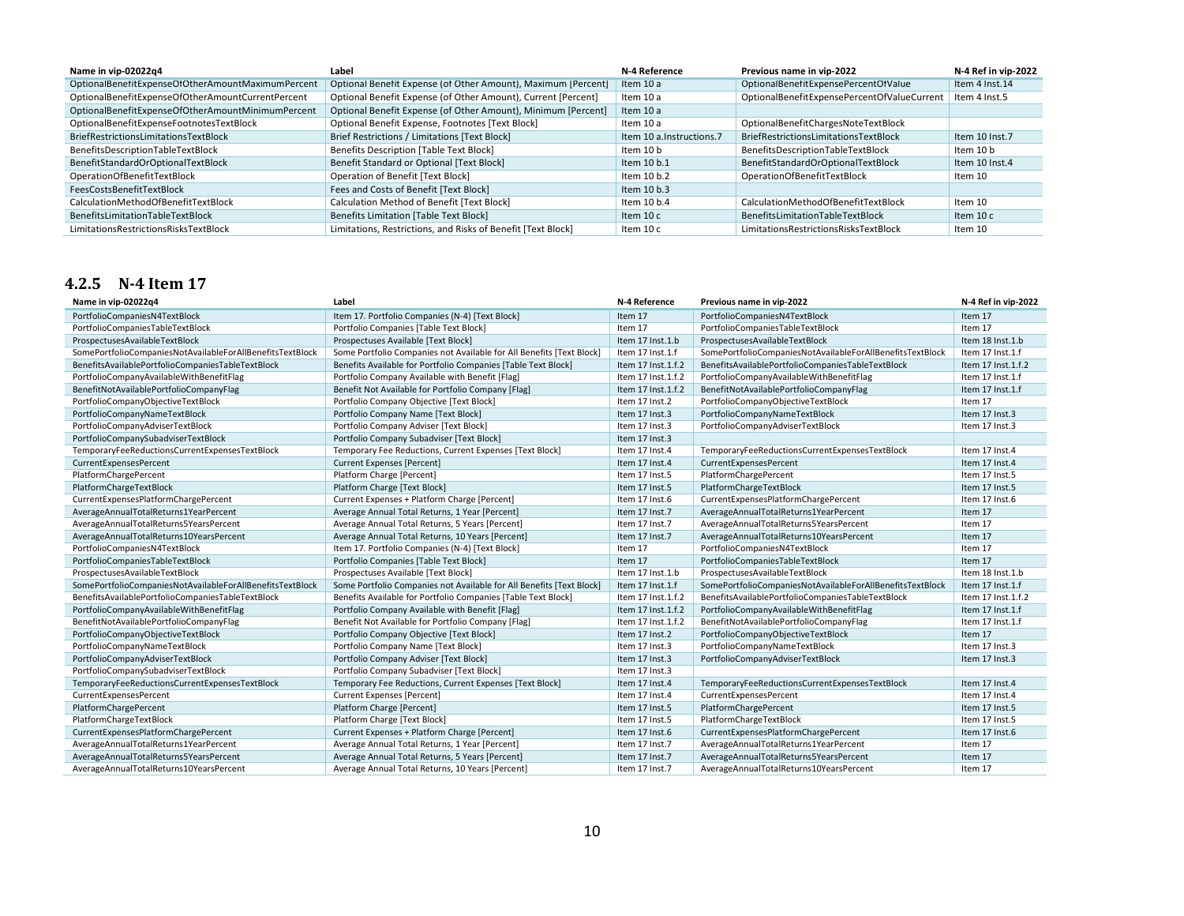| Name in vip-02022q4 | Label | N-4 Reference | Previous name in vip-2022 | N-4 Ref in vip-2022 |
|---|---|---|---|---|
| OptionalBenefitExpenseOfOtherAmountMaximumPercent | Optional Benefit Expense (of Other Amount), Maximum [Percent] | Item 10 a | OptionalBenefitExpensePercentOfValue | Item 4 Inst.14 |
| OptionalBenefitExpenseOfOtherAmountCurrentPercent | Optional Benefit Expense (of Other Amount), Current [Percent] | Item 10 a | OptionalBenefitExpensePercentOfValueCurrent | Item 4 Inst.5 |
| OptionalBenefitExpenseOfOtherAmountMinimumPercent | Optional Benefit Expense (of Other Amount), Minimum [Percent] | Item 10 a | | |
| OptionalBenefitExpenseFootnotesTextBlock | Optional Benefit Expense, Footnotes [Text Block] | Item 10 a | OptionalBenefitChargesNoteTextBlock | |
| BriefRestrictionsLimitationsTextBlock | Brief Restrictions / Limitations [Text Block] | Item 10 a.Instructions.7 | BriefRestrictionsLimitationsTextBlock | Item 10 Inst.7 |
| BenefitsDescriptionTableTextBlock | Benefits Description [Table Text Block] | Item 10 b | BenefitsDescriptionTableTextBlock | Item 10 b |
| BenefitStandardOrOptionalTextBlock | Benefit Standard or Optional [Text Block] | Item 10 b.1 | BenefitStandardOrOptionalTextBlock | Item 10 Inst.4 |
| OperationOfBenefitTextBlock | Operation of Benefit [Text Block] | Item 10 b.2 | OperationOfBenefitTextBlock | Item 10 |
| FeesCostsBenefitTextBlock | Fees and Costs of Benefit [Text Block] | Item 10 b.3 | | |
| CalculationMethodOfBenefitTextBlock | Calculation Method of Benefit [Text Block] | Item 10 b.4 | CalculationMethodOfBenefitTextBlock | Item 10 |
| BenefitsLimitationTableTextBlock | Benefits Limitation [Table Text Block] | Item 10 c | BenefitsLimitationTableTextBlock | Item 10 c |
| LimitationsRestrictionsRisksTextBlock | Limitations, Restrictions, and Risks of Benefit [Text Block] | Item 10 c | LimitationsRestrictionsRisksTextBlock | Item 10 |

### 4.2.5 N-4 Item 17

| Name in vip-02022q4 | Label | N-4 Reference | Previous name in vip-2022 | N-4 Ref in vip-2022 |
|---|---|---|---|---|
| PortfolioCompaniesN4TextBlock | Item 17. Portfolio Companies (N-4) [Text Block] | Item 17 | PortfolioCompaniesN4TextBlock | Item 17 |
| PortfolioCompaniesTableTextBlock | Portfolio Companies [Table Text Block] | Item 17 | PortfolioCompaniesTableTextBlock | Item 17 |
| ProspectusesAvailableTextBlock | Prospectuses Available [Text Block] | Item 17 Inst.1.b | ProspectusesAvailableTextBlock | Item 18 Inst.1.b |
| SomePortfolioCompaniesNotAvailableForAllBenefitsTextBlock | Some Portfolio Companies not Available for All Benefits [Text Block] | Item 17 Inst.1.f | SomePortfolioCompaniesNotAvailableForAllBenefitsTextBlock | Item 17 Inst.1.f |
| BenefitsAvailablePortfolioCompaniesTableTextBlock | Benefits Available for Portfolio Companies [Table Text Block] | Item 17 Inst.1.f.2 | BenefitsAvailablePortfolioCompaniesTableTextBlock | Item 17 Inst.1.f.2 |
| PortfolioCompanyAvailableWithBenefitFlag | Portfolio Company Available with Benefit [Flag] | Item 17 Inst.1.f.2 | PortfolioCompanyAvailableWithBenefitFlag | Item 17 Inst.1.f |
| BenefitNotAvailablePortfolioCompanyFlag | Benefit Not Available for Portfolio Company [Flag] | Item 17 Inst.1.f.2 | BenefitNotAvailablePortfolioCompanyFlag | Item 17 Inst.1.f |
| PortfolioCompanyObjectiveTextBlock | Portfolio Company Objective [Text Block] | Item 17 Inst.2 | PortfolioCompanyObjectiveTextBlock | Item 17 |
| PortfolioCompanyNameTextBlock | Portfolio Company Name [Text Block] | Item 17 Inst.3 | PortfolioCompanyNameTextBlock | Item 17 Inst.3 |
| PortfolioCompanyAdviserTextBlock | Portfolio Company Adviser [Text Block] | Item 17 Inst.3 | PortfolioCompanyAdviserTextBlock | Item 17 Inst.3 |
| PortfolioCompanySubadviserTextBlock | Portfolio Company Subadviser [Text Block] | Item 17 Inst.3 | | |
| TemporaryFeeReductionsCurrentExpensesTextBlock | Temporary Fee Reductions, Current Expenses [Text Block] | Item 17 Inst.4 | TemporaryFeeReductionsCurrentExpensesTextBlock | Item 17 Inst.4 |
| CurrentExpensesPercent | Current Expenses [Percent] | Item 17 Inst.4 | CurrentExpensesPercent | Item 17 Inst.4 |
| PlatformChargePercent | Platform Charge [Percent] | Item 17 Inst.5 | PlatformChargePercent | Item 17 Inst.5 |
| PlatformChargeTextBlock | Platform Charge [Text Block] | Item 17 Inst.5 | PlatformChargeTextBlock | Item 17 Inst.5 |
| CurrentExpensesPlatformChargePercent | Current Expenses + Platform Charge [Percent] | Item 17 Inst.6 | CurrentExpensesPlatformChargePercent | Item 17 Inst.6 |
| AverageAnnualTotalReturns1YearPercent | Average Annual Total Returns, 1 Year [Percent] | Item 17 Inst.7 | AverageAnnualTotalReturns1YearPercent | Item 17 |
| AverageAnnualTotalReturns5YearsPercent | Average Annual Total Returns, 5 Years [Percent] | Item 17 Inst.7 | AverageAnnualTotalReturns5YearsPercent | Item 17 |
| AverageAnnualTotalReturns10YearsPercent | Average Annual Total Returns, 10 Years [Percent] | Item 17 Inst.7 | AverageAnnualTotalReturns10YearsPercent | Item 17 |
| PortfolioCompaniesN4TextBlock | Item 17. Portfolio Companies (N-4) [Text Block] | Item 17 | PortfolioCompaniesN4TextBlock | Item 17 |
| PortfolioCompaniesTableTextBlock | Portfolio Companies [Table Text Block] | Item 17 | PortfolioCompaniesTableTextBlock | Item 17 |
| ProspectusesAvailableTextBlock | Prospectuses Available [Text Block] | Item 17 Inst.1.b | ProspectusesAvailableTextBlock | Item 18 Inst.1.b |
| SomePortfolioCompaniesNotAvailableForAllBenefitsTextBlock | Some Portfolio Companies not Available for All Benefits [Text Block] | Item 17 Inst.1.f | SomePortfolioCompaniesNotAvailableForAllBenefitsTextBlock | Item 17 Inst.1.f |
| BenefitsAvailablePortfolioCompaniesTableTextBlock | Benefits Available for Portfolio Companies [Table Text Block] | Item 17 Inst.1.f.2 | BenefitsAvailablePortfolioCompaniesTableTextBlock | Item 17 Inst.1.f.2 |
| PortfolioCompanyAvailableWithBenefitFlag | Portfolio Company Available with Benefit [Flag] | Item 17 Inst.1.f.2 | PortfolioCompanyAvailableWithBenefitFlag | Item 17 Inst.1.f |
| BenefitNotAvailablePortfolioCompanyFlag | Benefit Not Available for Portfolio Company [Flag] | Item 17 Inst.1.f.2 | BenefitNotAvailablePortfolioCompanyFlag | Item 17 Inst.1.f |
| PortfolioCompanyObjectiveTextBlock | Portfolio Company Objective [Text Block] | Item 17 Inst.2 | PortfolioCompanyObjectiveTextBlock | Item 17 |
| PortfolioCompanyNameTextBlock | Portfolio Company Name [Text Block] | Item 17 Inst.3 | PortfolioCompanyNameTextBlock | Item 17 Inst.3 |
| PortfolioCompanyAdviserTextBlock | Portfolio Company Adviser [Text Block] | Item 17 Inst.3 | PortfolioCompanyAdviserTextBlock | Item 17 Inst.3 |
| PortfolioCompanySubadviserTextBlock | Portfolio Company Subadviser [Text Block] | Item 17 Inst.3 | | |
| TemporaryFeeReductionsCurrentExpensesTextBlock | Temporary Fee Reductions, Current Expenses [Text Block] | Item 17 Inst.4 | TemporaryFeeReductionsCurrentExpensesTextBlock | Item 17 Inst.4 |
| CurrentExpensesPercent | Current Expenses [Percent] | Item 17 Inst.4 | CurrentExpensesPercent | Item 17 Inst.4 |
| PlatformChargePercent | Platform Charge [Percent] | Item 17 Inst.5 | PlatformChargePercent | Item 17 Inst.5 |
| PlatformChargeTextBlock | Platform Charge [Text Block] | Item 17 Inst.5 | PlatformChargeTextBlock | Item 17 Inst.5 |
| CurrentExpensesPlatformChargePercent | Current Expenses + Platform Charge [Percent] | Item 17 Inst.6 | CurrentExpensesPlatformChargePercent | Item 17 Inst.6 |
| AverageAnnualTotalReturns1YearPercent | Average Annual Total Returns, 1 Year [Percent] | Item 17 Inst.7 | AverageAnnualTotalReturns1YearPercent | Item 17 |
| AverageAnnualTotalReturns5YearsPercent | Average Annual Total Returns, 5 Years [Percent] | Item 17 Inst.7 | AverageAnnualTotalReturns5YearsPercent | Item 17 |
| AverageAnnualTotalReturns10YearsPercent | Average Annual Total Returns, 10 Years [Percent] | Item 17 Inst.7 | AverageAnnualTotalReturns10YearsPercent | Item 17 |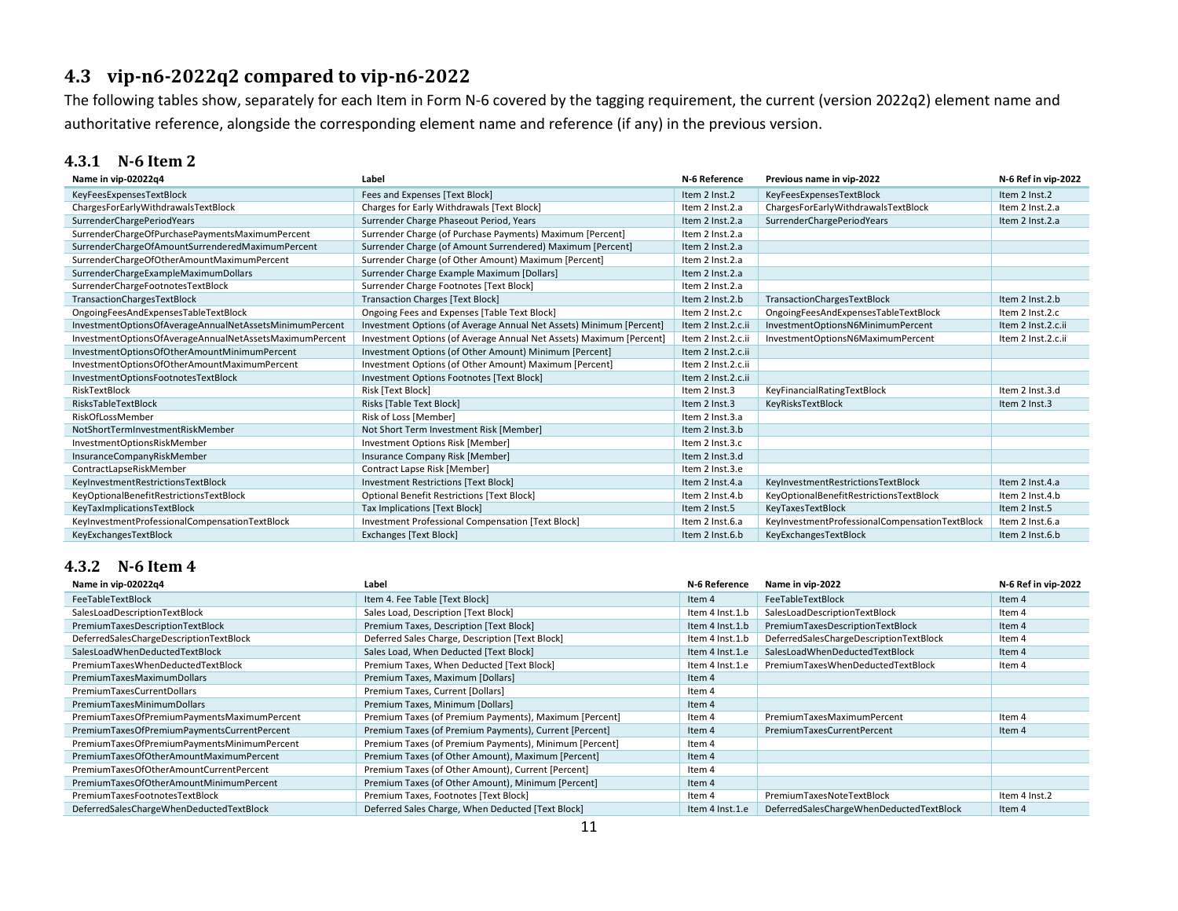## 4.3 vip-n6-2022q2 compared to vip-n6-2022

The following tables show, separately for each Item in Form N-6 covered by the tagging requirement, the current (version 2022q2) element name and authoritative reference, alongside the corresponding element name and reference (if any) in the previous version.

### 4.3.1 N-6 Item 2

| Name in vip-02022q4 | Label | N-6 Reference | Previous name in vip-2022 | N-6 Ref in vip-2022 |
|---|---|---|---|---|
| KeyFeesExpensesTextBlock | Fees and Expenses [Text Block] | Item 2 Inst.2 | KeyFeesExpensesTextBlock | Item 2 Inst.2 |
| ChargesForEarlyWithdrawalsTextBlock | Charges for Early Withdrawals [Text Block] | Item 2 Inst.2.a | ChargesForEarlyWithdrawalsTextBlock | Item 2 Inst.2.a |
| SurrenderChargePeriodYears | Surrender Charge Phaseout Period, Years | Item 2 Inst.2.a | SurrenderChargePeriodYears | Item 2 Inst.2.a |
| SurrenderChargeOfPurchasePaymentsMaximumPercent | Surrender Charge (of Purchase Payments) Maximum [Percent] | Item 2 Inst.2.a | | |
| SurrenderChargeOfAmountSurrenderedMaximumPercent | Surrender Charge (of Amount Surrendered) Maximum [Percent] | Item 2 Inst.2.a | | |
| SurrenderChargeOfOtherAmountMaximumPercent | Surrender Charge (of Other Amount) Maximum [Percent] | Item 2 Inst.2.a | | |
| SurrenderChargeExampleMaximumDollars | Surrender Charge Example Maximum [Dollars] | Item 2 Inst.2.a | | |
| SurrenderChargeFootnotesTextBlock | Surrender Charge Footnotes [Text Block] | Item 2 Inst.2.a | | |
| TransactionChargesTextBlock | Transaction Charges [Text Block] | Item 2 Inst.2.b | TransactionChargesTextBlock | Item 2 Inst.2.b |
| OngoingFeesAndExpensesTableTextBlock | Ongoing Fees and Expenses [Table Text Block] | Item 2 Inst.2.c | OngoingFeesAndExpensesTableTextBlock | Item 2 Inst.2.c |
| InvestmentOptionsOfAverageAnnualNetAssetsMinimumPercent | Investment Options (of Average Annual Net Assets) Minimum [Percent] | Item 2 Inst.2.c.ii | InvestmentOptionsN6MinimumPercent | Item 2 Inst.2.c.ii |
| InvestmentOptionsOfAverageAnnualNetAssetsMaximumPercent | Investment Options (of Average Annual Net Assets) Maximum [Percent] | Item 2 Inst.2.c.ii | InvestmentOptionsN6MaximumPercent | Item 2 Inst.2.c.ii |
| InvestmentOptionsOfOtherAmountMinimumPercent | Investment Options (of Other Amount) Minimum [Percent] | Item 2 Inst.2.c.ii | | |
| InvestmentOptionsOfOtherAmountMaximumPercent | Investment Options (of Other Amount) Maximum [Percent] | Item 2 Inst.2.c.ii | | |
| InvestmentOptionsFootnotesTextBlock | Investment Options Footnotes [Text Block] | Item 2 Inst.2.c.ii | | |
| RiskTextBlock | Risk [Text Block] | Item 2 Inst.3 | KeyFinancialRatingTextBlock | Item 2 Inst.3.d |
| RisksTableTextBlock | Risks [Table Text Block] | Item 2 Inst.3 | KeyRisksTextBlock | Item 2 Inst.3 |
| RiskOfLossMember | Risk of Loss [Member] | Item 2 Inst.3.a | | |
| NotShortTermInvestmentRiskMember | Not Short Term Investment Risk [Member] | Item 2 Inst.3.b | | |
| InvestmentOptionsRiskMember | Investment Options Risk [Member] | Item 2 Inst.3.c | | |
| InsuranceCompanyRiskMember | Insurance Company Risk [Member] | Item 2 Inst.3.d | | |
| ContractLapseRiskMember | Contract Lapse Risk [Member] | Item 2 Inst.3.e | | |
| KeyInvestmentRestrictionsTextBlock | Investment Restrictions [Text Block] | Item 2 Inst.4.a | KeyInvestmentRestrictionsTextBlock | Item 2 Inst.4.a |
| KeyOptionalBenefitRestrictionsTextBlock | Optional Benefit Restrictions [Text Block] | Item 2 Inst.4.b | KeyOptionalBenefitRestrictionsTextBlock | Item 2 Inst.4.b |
| KeyTaxImplicationsTextBlock | Tax Implications [Text Block] | Item 2 Inst.5 | KeyTaxesTextBlock | Item 2 Inst.5 |
| KeyInvestmentProfessionalCompensationTextBlock | Investment Professional Compensation [Text Block] | Item 2 Inst.6.a | KeyInvestmentProfessionalCompensationTextBlock | Item 2 Inst.6.a |
| KeyExchangesTextBlock | Exchanges [Text Block] | Item 2 Inst.6.b | KeyExchangesTextBlock | Item 2 Inst.6.b |

### 4.3.2 N-6 Item 4

| Name in vip-02022q4 | Label | N-6 Reference | Name in vip-2022 | N-6 Ref in vip-2022 |
|---|---|---|---|---|
| FeeTableTextBlock | Item 4. Fee Table [Text Block] | Item 4 | FeeTableTextBlock | Item 4 |
| SalesLoadDescriptionTextBlock | Sales Load, Description [Text Block] | Item 4 Inst.1.b | SalesLoadDescriptionTextBlock | Item 4 |
| PremiumTaxesDescriptionTextBlock | Premium Taxes, Description [Text Block] | Item 4 Inst.1.b | PremiumTaxesDescriptionTextBlock | Item 4 |
| DeferredSalesChargeDescriptionTextBlock | Deferred Sales Charge, Description [Text Block] | Item 4 Inst.1.b | DeferredSalesChargeDescriptionTextBlock | Item 4 |
| SalesLoadWhenDeductedTextBlock | Sales Load, When Deducted [Text Block] | Item 4 Inst.1.e | SalesLoadWhenDeductedTextBlock | Item 4 |
| PremiumTaxesWhenDeductedTextBlock | Premium Taxes, When Deducted [Text Block] | Item 4 Inst.1.e | PremiumTaxesWhenDeductedTextBlock | Item 4 |
| PremiumTaxesMaximumDollars | Premium Taxes, Maximum [Dollars] | Item 4 | | |
| PremiumTaxesCurrentDollars | Premium Taxes, Current [Dollars] | Item 4 | | |
| PremiumTaxesMinimumDollars | Premium Taxes, Minimum [Dollars] | Item 4 | | |
| PremiumTaxesOfPremiumPaymentsMaximumPercent | Premium Taxes (of Premium Payments), Maximum [Percent] | Item 4 | PremiumTaxesMaximumPercent | Item 4 |
| PremiumTaxesOfPremiumPaymentsCurrentPercent | Premium Taxes (of Premium Payments), Current [Percent] | Item 4 | PremiumTaxesCurrentPercent | Item 4 |
| PremiumTaxesOfPremiumPaymentsMinimumPercent | Premium Taxes (of Premium Payments), Minimum [Percent] | Item 4 | | |
| PremiumTaxesOfOtherAmountMaximumPercent | Premium Taxes (of Other Amount), Maximum [Percent] | Item 4 | | |
| PremiumTaxesOfOtherAmountCurrentPercent | Premium Taxes (of Other Amount), Current [Percent] | Item 4 | | |
| PremiumTaxesOfOtherAmountMinimumPercent | Premium Taxes (of Other Amount), Minimum [Percent] | Item 4 | | |
| PremiumTaxesFootnotesTextBlock | Premium Taxes, Footnotes [Text Block] | Item 4 | PremiumTaxesNoteTextBlock | Item 4 Inst.2 |
| DeferredSalesChargeWhenDeductedTextBlock | Deferred Sales Charge, When Deducted [Text Block] | Item 4 Inst.1.e | DeferredSalesChargeWhenDeductedTextBlock | Item 4 |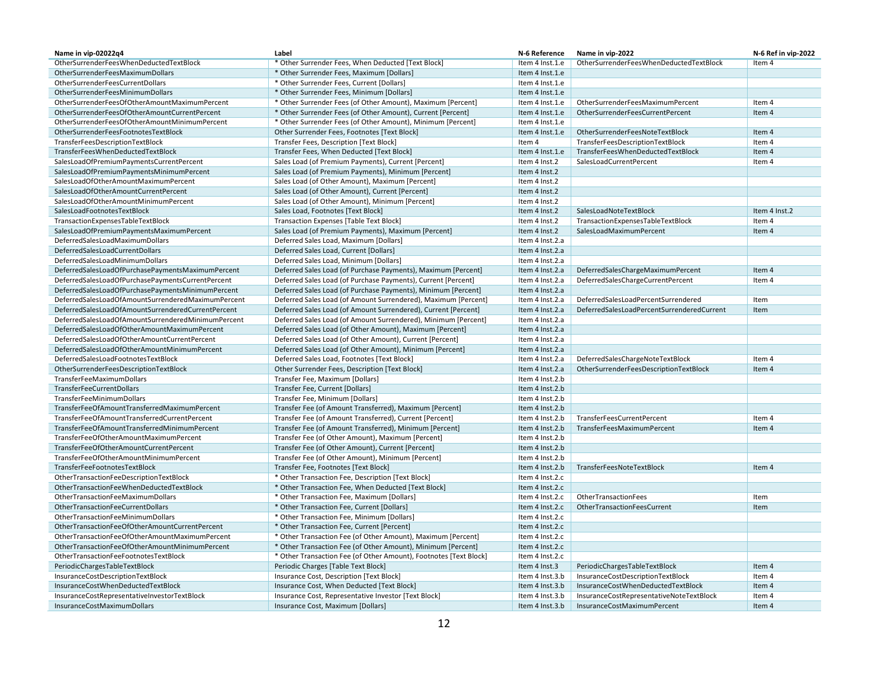| Name in vip-02022q4 | Label | N-6 Reference | Name in vip-2022 | N-6 Ref in vip-2022 |
|---|---|---|---|---|
| OtherSurrenderFeesWhenDeductedTextBlock | * Other Surrender Fees, When Deducted [Text Block] | Item 4 Inst.1.e | OtherSurrenderFeesWhenDeductedTextBlock | Item 4 |
| OtherSurrenderFeesMaximumDollars | * Other Surrender Fees, Maximum [Dollars] | Item 4 Inst.1.e | | |
| OtherSurrenderFeesCurrentDollars | * Other Surrender Fees, Current [Dollars] | Item 4 Inst.1.e | | |
| OtherSurrenderFeesMinimumDollars | * Other Surrender Fees, Minimum [Dollars] | Item 4 Inst.1.e | | |
| OtherSurrenderFeesOfOtherAmountMaximumPercent | * Other Surrender Fees (of Other Amount), Maximum [Percent] | Item 4 Inst.1.e | OtherSurrenderFeesMaximumPercent | Item 4 |
| OtherSurrenderFeesOfOtherAmountCurrentPercent | * Other Surrender Fees (of Other Amount), Current [Percent] | Item 4 Inst.1.e | OtherSurrenderFeesCurrentPercent | Item 4 |
| OtherSurrenderFeesOfOtherAmountMinimumPercent | * Other Surrender Fees (of Other Amount), Minimum [Percent] | Item 4 Inst.1.e | | |
| OtherSurrenderFeesFootnotesTextBlock | Other Surrender Fees, Footnotes [Text Block] | Item 4 Inst.1.e | OtherSurrenderFeesNoteTextBlock | Item 4 |
| TransferFeesDescriptionTextBlock | Transfer Fees, Description [Text Block] | Item 4 | TransferFeesDescriptionTextBlock | Item 4 |
| TransferFeesWhenDeductedTextBlock | Transfer Fees, When Deducted [Text Block] | Item 4 Inst.1.e | TransferFeesWhenDeductedTextBlock | Item 4 |
| SalesLoadOfPremiumPaymentsCurrentPercent | Sales Load (of Premium Payments), Current [Percent] | Item 4 Inst.2 | SalesLoadCurrentPercent | Item 4 |
| SalesLoadOfPremiumPaymentsMinimumPercent | Sales Load (of Premium Payments), Minimum [Percent] | Item 4 Inst.2 | | |
| SalesLoadOfOtherAmountMaximumPercent | Sales Load (of Other Amount), Maximum [Percent] | Item 4 Inst.2 | | |
| SalesLoadOfOtherAmountCurrentPercent | Sales Load (of Other Amount), Current [Percent] | Item 4 Inst.2 | | |
| SalesLoadOfOtherAmountMinimumPercent | Sales Load (of Other Amount), Minimum [Percent] | Item 4 Inst.2 | | |
| SalesLoadFootnotesTextBlock | Sales Load, Footnotes [Text Block] | Item 4 Inst.2 | SalesLoadNoteTextBlock | Item 4 Inst.2 |
| TransactionExpensesTableTextBlock | Transaction Expenses [Table Text Block] | Item 4 Inst.2 | TransactionExpensesTableTextBlock | Item 4 |
| SalesLoadOfPremiumPaymentsMaximumPercent | Sales Load (of Premium Payments), Maximum [Percent] | Item 4 Inst.2 | SalesLoadMaximumPercent | Item 4 |
| DeferredSalesLoadMaximumDollars | Deferred Sales Load, Maximum [Dollars] | Item 4 Inst.2.a | | |
| DeferredSalesLoadCurrentDollars | Deferred Sales Load, Current [Dollars] | Item 4 Inst.2.a | | |
| DeferredSalesLoadMinimumDollars | Deferred Sales Load, Minimum [Dollars] | Item 4 Inst.2.a | | |
| DeferredSalesLoadOfPurchasePaymentsMaximumPercent | Deferred Sales Load (of Purchase Payments), Maximum [Percent] | Item 4 Inst.2.a | DeferredSalesChargeMaximumPercent | Item 4 |
| DeferredSalesLoadOfPurchasePaymentsCurrentPercent | Deferred Sales Load (of Purchase Payments), Current [Percent] | Item 4 Inst.2.a | DeferredSalesChargeCurrentPercent | Item 4 |
| DeferredSalesLoadOfPurchasePaymentsMinimumPercent | Deferred Sales Load (of Purchase Payments), Minimum [Percent] | Item 4 Inst.2.a | | |
| DeferredSalesLoadOfAmountSurrenderedMaximumPercent | Deferred Sales Load (of Amount Surrendered), Maximum [Percent] | Item 4 Inst.2.a | DeferredSalesLoadPercentSurrendered | Item |
| DeferredSalesLoadOfAmountSurrenderedCurrentPercent | Deferred Sales Load (of Amount Surrendered), Current [Percent] | Item 4 Inst.2.a | DeferredSalesLoadPercentSurrenderedCurrent | Item |
| DeferredSalesLoadOfAmountSurrenderedMinimumPercent | Deferred Sales Load (of Amount Surrendered), Minimum [Percent] | Item 4 Inst.2.a | | |
| DeferredSalesLoadOfOtherAmountMaximumPercent | Deferred Sales Load (of Other Amount), Maximum [Percent] | Item 4 Inst.2.a | | |
| DeferredSalesLoadOfOtherAmountCurrentPercent | Deferred Sales Load (of Other Amount), Current [Percent] | Item 4 Inst.2.a | | |
| DeferredSalesLoadOfOtherAmountMinimumPercent | Deferred Sales Load (of Other Amount), Minimum [Percent] | Item 4 Inst.2.a | | |
| DeferredSalesLoadFootnotesTextBlock | Deferred Sales Load, Footnotes [Text Block] | Item 4 Inst.2.a | DeferredSalesChargeNoteTextBlock | Item 4 |
| OtherSurrenderFeesDescriptionTextBlock | Other Surrender Fees, Description [Text Block] | Item 4 Inst.2.a | OtherSurrenderFeesDescriptionTextBlock | Item 4 |
| TransferFeeMaximumDollars | Transfer Fee, Maximum [Dollars] | Item 4 Inst.2.b | | |
| TransferFeeCurrentDollars | Transfer Fee, Current [Dollars] | Item 4 Inst.2.b | | |
| TransferFeeMinimumDollars | Transfer Fee, Minimum [Dollars] | Item 4 Inst.2.b | | |
| TransferFeeOfAmountTransferredMaximumPercent | Transfer Fee (of Amount Transferred), Maximum [Percent] | Item 4 Inst.2.b | | |
| TransferFeeOfAmountTransferredCurrentPercent | Transfer Fee (of Amount Transferred), Current [Percent] | Item 4 Inst.2.b | TransferFeesCurrentPercent | Item 4 |
| TransferFeeOfAmountTransferredMinimumPercent | Transfer Fee (of Amount Transferred), Minimum [Percent] | Item 4 Inst.2.b | TransferFeesMaximumPercent | Item 4 |
| TransferFeeOfOtherAmountMaximumPercent | Transfer Fee (of Other Amount), Maximum [Percent] | Item 4 Inst.2.b | | |
| TransferFeeOfOtherAmountCurrentPercent | Transfer Fee (of Other Amount), Current [Percent] | Item 4 Inst.2.b | | |
| TransferFeeOfOtherAmountMinimumPercent | Transfer Fee (of Other Amount), Minimum [Percent] | Item 4 Inst.2.b | | |
| TransferFeeFootnotesTextBlock | Transfer Fee, Footnotes [Text Block] | Item 4 Inst.2.b | TransferFeesNoteTextBlock | Item 4 |
| OtherTransactionFeeDescriptionTextBlock | * Other Transaction Fee, Description [Text Block] | Item 4 Inst.2.c | | |
| OtherTransactionFeeWhenDeductedTextBlock | * Other Transaction Fee, When Deducted [Text Block] | Item 4 Inst.2.c | | |
| OtherTransactionFeeMaximumDollars | * Other Transaction Fee, Maximum [Dollars] | Item 4 Inst.2.c | OtherTransactionFees | Item |
| OtherTransactionFeeCurrentDollars | * Other Transaction Fee, Current [Dollars] | Item 4 Inst.2.c | OtherTransactionFeesCurrent | Item |
| OtherTransactionFeeMinimumDollars | * Other Transaction Fee, Minimum [Dollars] | Item 4 Inst.2.c | | |
| OtherTransactionFeeOfOtherAmountCurrentPercent | * Other Transaction Fee, Current [Percent] | Item 4 Inst.2.c | | |
| OtherTransactionFeeOfOtherAmountMaximumPercent | * Other Transaction Fee (of Other Amount), Maximum [Percent] | Item 4 Inst.2.c | | |
| OtherTransactionFeeOfOtherAmountMinimumPercent | * Other Transaction Fee (of Other Amount), Minimum [Percent] | Item 4 Inst.2.c | | |
| OtherTransactionFeeFootnotesTextBlock | * Other Transaction Fee (of Other Amount), Footnotes [Text Block] | Item 4 Inst.2.c | | |
| PeriodicChargesTableTextBlock | Periodic Charges [Table Text Block] | Item 4 Inst.3 | PeriodicChargesTableTextBlock | Item 4 |
| InsuranceCostDescriptionTextBlock | Insurance Cost, Description [Text Block] | Item 4 Inst.3.b | InsuranceCostDescriptionTextBlock | Item 4 |
| InsuranceCostWhenDeductedTextBlock | Insurance Cost, When Deducted [Text Block] | Item 4 Inst.3.b | InsuranceCostWhenDeductedTextBlock | Item 4 |
| InsuranceCostRepresentativeInvestorTextBlock | Insurance Cost, Representative Investor [Text Block] | Item 4 Inst.3.b | InsuranceCostRepresentativeNoteTextBlock | Item 4 |
| InsuranceCostMaximumDollars | Insurance Cost, Maximum [Dollars] | Item 4 Inst.3.b | InsuranceCostMaximumPercent | Item 4 |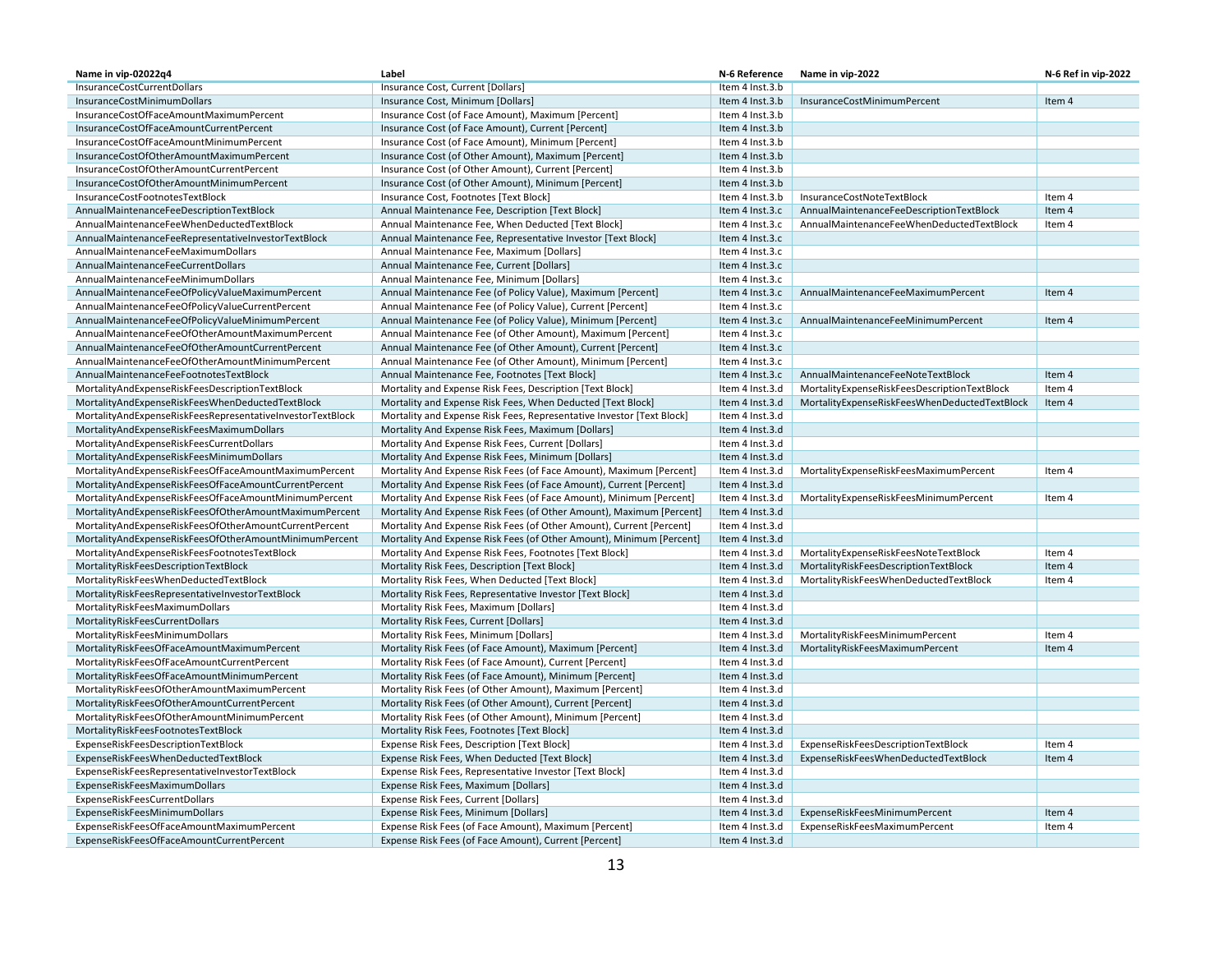| Name in vip-02022q4 | Label | N-6 Reference | Name in vip-2022 | N-6 Ref in vip-2022 |
|---|---|---|---|---|
| InsuranceCostCurrentDollars | Insurance Cost, Current [Dollars] | Item 4 Inst.3.b | | |
| InsuranceCostMinimumDollars | Insurance Cost, Minimum [Dollars] | Item 4 Inst.3.b | InsuranceCostMinimumPercent | Item 4 |
| InsuranceCostOfFaceAmountMaximumPercent | Insurance Cost (of Face Amount), Maximum [Percent] | Item 4 Inst.3.b | | |
| InsuranceCostOfFaceAmountCurrentPercent | Insurance Cost (of Face Amount), Current [Percent] | Item 4 Inst.3.b | | |
| InsuranceCostOfFaceAmountMinimumPercent | Insurance Cost (of Face Amount), Minimum [Percent] | Item 4 Inst.3.b | | |
| InsuranceCostOfOtherAmountMaximumPercent | Insurance Cost (of Other Amount), Maximum [Percent] | Item 4 Inst.3.b | | |
| InsuranceCostOfOtherAmountCurrentPercent | Insurance Cost (of Other Amount), Current [Percent] | Item 4 Inst.3.b | | |
| InsuranceCostOfOtherAmountMinimumPercent | Insurance Cost (of Other Amount), Minimum [Percent] | Item 4 Inst.3.b | | |
| InsuranceCostFootnotesTextBlock | Insurance Cost, Footnotes [Text Block] | Item 4 Inst.3.b | InsuranceCostNoteTextBlock | Item 4 |
| AnnualMaintenanceFeeDescriptionTextBlock | Annual Maintenance Fee, Description [Text Block] | Item 4 Inst.3.c | AnnualMaintenanceFeeDescriptionTextBlock | Item 4 |
| AnnualMaintenanceFeeWhenDeductedTextBlock | Annual Maintenance Fee, When Deducted [Text Block] | Item 4 Inst.3.c | AnnualMaintenanceFeeWhenDeductedTextBlock | Item 4 |
| AnnualMaintenanceFeeRepresentativeInvestorTextBlock | Annual Maintenance Fee, Representative Investor [Text Block] | Item 4 Inst.3.c | | |
| AnnualMaintenanceFeeMaximumDollars | Annual Maintenance Fee, Maximum [Dollars] | Item 4 Inst.3.c | | |
| AnnualMaintenanceFeeCurrentDollars | Annual Maintenance Fee, Current [Dollars] | Item 4 Inst.3.c | | |
| AnnualMaintenanceFeeMinimumDollars | Annual Maintenance Fee, Minimum [Dollars] | Item 4 Inst.3.c | | |
| AnnualMaintenanceFeeOfPolicyValueMaximumPercent | Annual Maintenance Fee (of Policy Value), Maximum [Percent] | Item 4 Inst.3.c | AnnualMaintenanceFeeMaximumPercent | Item 4 |
| AnnualMaintenanceFeeOfPolicyValueCurrentPercent | Annual Maintenance Fee (of Policy Value), Current [Percent] | Item 4 Inst.3.c | | |
| AnnualMaintenanceFeeOfPolicyValueMinimumPercent | Annual Maintenance Fee (of Policy Value), Minimum [Percent] | Item 4 Inst.3.c | AnnualMaintenanceFeeMinimumPercent | Item 4 |
| AnnualMaintenanceFeeOfOtherAmountMaximumPercent | Annual Maintenance Fee (of Other Amount), Maximum [Percent] | Item 4 Inst.3.c | | |
| AnnualMaintenanceFeeOfOtherAmountCurrentPercent | Annual Maintenance Fee (of Other Amount), Current [Percent] | Item 4 Inst.3.c | | |
| AnnualMaintenanceFeeOfOtherAmountMinimumPercent | Annual Maintenance Fee (of Other Amount), Minimum [Percent] | Item 4 Inst.3.c | | |
| AnnualMaintenanceFeeFootnotesTextBlock | Annual Maintenance Fee, Footnotes [Text Block] | Item 4 Inst.3.c | AnnualMaintenanceFeeNoteTextBlock | Item 4 |
| MortalityAndExpenseRiskFeesDescriptionTextBlock | Mortality and Expense Risk Fees, Description [Text Block] | Item 4 Inst.3.d | MortalityExpenseRiskFeesDescriptionTextBlock | Item 4 |
| MortalityAndExpenseRiskFeesWhenDeductedTextBlock | Mortality and Expense Risk Fees, When Deducted [Text Block] | Item 4 Inst.3.d | MortalityExpenseRiskFeesWhenDeductedTextBlock | Item 4 |
| MortalityAndExpenseRiskFeesRepresentativeInvestorTextBlock | Mortality and Expense Risk Fees, Representative Investor [Text Block] | Item 4 Inst.3.d | | |
| MortalityAndExpenseRiskFeesMaximumDollars | Mortality And Expense Risk Fees, Maximum [Dollars] | Item 4 Inst.3.d | | |
| MortalityAndExpenseRiskFeesCurrentDollars | Mortality And Expense Risk Fees, Current [Dollars] | Item 4 Inst.3.d | | |
| MortalityAndExpenseRiskFeesMinimumDollars | Mortality And Expense Risk Fees, Minimum [Dollars] | Item 4 Inst.3.d | | |
| MortalityAndExpenseRiskFeesOfFaceAmountMaximumPercent | Mortality And Expense Risk Fees (of Face Amount), Maximum [Percent] | Item 4 Inst.3.d | MortalityExpenseRiskFeesMaximumPercent | Item 4 |
| MortalityAndExpenseRiskFeesOfFaceAmountCurrentPercent | Mortality And Expense Risk Fees (of Face Amount), Current [Percent] | Item 4 Inst.3.d | | |
| MortalityAndExpenseRiskFeesOfFaceAmountMinimumPercent | Mortality And Expense Risk Fees (of Face Amount), Minimum [Percent] | Item 4 Inst.3.d | MortalityExpenseRiskFeesMinimumPercent | Item 4 |
| MortalityAndExpenseRiskFeesOfOtherAmountMaximumPercent | Mortality And Expense Risk Fees (of Other Amount), Maximum [Percent] | Item 4 Inst.3.d | | |
| MortalityAndExpenseRiskFeesOfOtherAmountCurrentPercent | Mortality And Expense Risk Fees (of Other Amount), Current [Percent] | Item 4 Inst.3.d | | |
| MortalityAndExpenseRiskFeesOfOtherAmountMinimumPercent | Mortality And Expense Risk Fees (of Other Amount), Minimum [Percent] | Item 4 Inst.3.d | | |
| MortalityAndExpenseRiskFeesFootnotesTextBlock | Mortality And Expense Risk Fees, Footnotes [Text Block] | Item 4 Inst.3.d | MortalityExpenseRiskFeesNoteTextBlock | Item 4 |
| MortalityRiskFeesDescriptionTextBlock | Mortality Risk Fees, Description [Text Block] | Item 4 Inst.3.d | MortalityRiskFeesDescriptionTextBlock | Item 4 |
| MortalityRiskFeesWhenDeductedTextBlock | Mortality Risk Fees, When Deducted [Text Block] | Item 4 Inst.3.d | MortalityRiskFeesWhenDeductedTextBlock | Item 4 |
| MortalityRiskFeesRepresentativeInvestorTextBlock | Mortality Risk Fees, Representative Investor [Text Block] | Item 4 Inst.3.d | | |
| MortalityRiskFeesMaximumDollars | Mortality Risk Fees, Maximum [Dollars] | Item 4 Inst.3.d | | |
| MortalityRiskFeesCurrentDollars | Mortality Risk Fees, Current [Dollars] | Item 4 Inst.3.d | | |
| MortalityRiskFeesMinimumDollars | Mortality Risk Fees, Minimum [Dollars] | Item 4 Inst.3.d | MortalityRiskFeesMinimumPercent | Item 4 |
| MortalityRiskFeesOfFaceAmountMaximumPercent | Mortality Risk Fees (of Face Amount), Maximum [Percent] | Item 4 Inst.3.d | MortalityRiskFeesMaximumPercent | Item 4 |
| MortalityRiskFeesOfFaceAmountCurrentPercent | Mortality Risk Fees (of Face Amount), Current [Percent] | Item 4 Inst.3.d | | |
| MortalityRiskFeesOfFaceAmountMinimumPercent | Mortality Risk Fees (of Face Amount), Minimum [Percent] | Item 4 Inst.3.d | | |
| MortalityRiskFeesOfOtherAmountMaximumPercent | Mortality Risk Fees (of Other Amount), Maximum [Percent] | Item 4 Inst.3.d | | |
| MortalityRiskFeesOfOtherAmountCurrentPercent | Mortality Risk Fees (of Other Amount), Current [Percent] | Item 4 Inst.3.d | | |
| MortalityRiskFeesOfOtherAmountMinimumPercent | Mortality Risk Fees (of Other Amount), Minimum [Percent] | Item 4 Inst.3.d | | |
| MortalityRiskFeesFootnotesTextBlock | Mortality Risk Fees, Footnotes [Text Block] | Item 4 Inst.3.d | | |
| ExpenseRiskFeesDescriptionTextBlock | Expense Risk Fees, Description [Text Block] | Item 4 Inst.3.d | ExpenseRiskFeesDescriptionTextBlock | Item 4 |
| ExpenseRiskFeesWhenDeductedTextBlock | Expense Risk Fees, When Deducted [Text Block] | Item 4 Inst.3.d | ExpenseRiskFeesWhenDeductedTextBlock | Item 4 |
| ExpenseRiskFeesRepresentativeInvestorTextBlock | Expense Risk Fees, Representative Investor [Text Block] | Item 4 Inst.3.d | | |
| ExpenseRiskFeesMaximumDollars | Expense Risk Fees, Maximum [Dollars] | Item 4 Inst.3.d | | |
| ExpenseRiskFeesCurrentDollars | Expense Risk Fees, Current [Dollars] | Item 4 Inst.3.d | | |
| ExpenseRiskFeesMinimumDollars | Expense Risk Fees, Minimum [Dollars] | Item 4 Inst.3.d | ExpenseRiskFeesMinimumPercent | Item 4 |
| ExpenseRiskFeesOfFaceAmountMaximumPercent | Expense Risk Fees (of Face Amount), Maximum [Percent] | Item 4 Inst.3.d | ExpenseRiskFeesMaximumPercent | Item 4 |
| ExpenseRiskFeesOfFaceAmountCurrentPercent | Expense Risk Fees (of Face Amount), Current [Percent] | Item 4 Inst.3.d | | |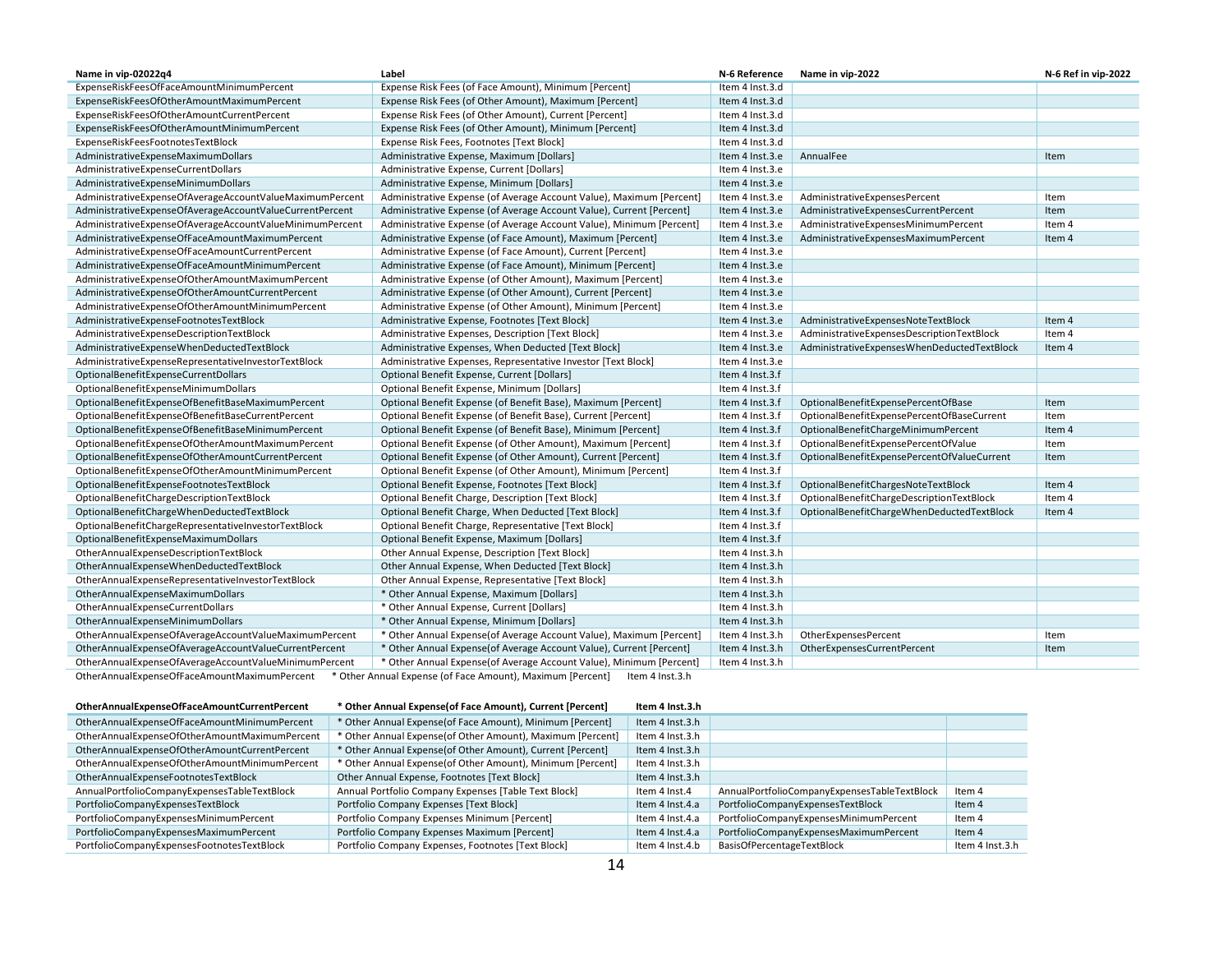| Name in vip-02022q4 | Label | N-6 Reference | Name in vip-2022 | N-6 Ref in vip-2022 |
|---|---|---|---|---|
| ExpenseRiskFeesOfFaceAmountMinimumPercent | Expense Risk Fees (of Face Amount), Minimum [Percent] | Item 4 Inst.3.d | | |
| ExpenseRiskFeesOfOtherAmountMaximumPercent | Expense Risk Fees (of Other Amount), Maximum [Percent] | Item 4 Inst.3.d | | |
| ExpenseRiskFeesOfOtherAmountCurrentPercent | Expense Risk Fees (of Other Amount), Current [Percent] | Item 4 Inst.3.d | | |
| ExpenseRiskFeesOfOtherAmountMinimumPercent | Expense Risk Fees (of Other Amount), Minimum [Percent] | Item 4 Inst.3.d | | |
| ExpenseRiskFeesFootnotesTextBlock | Expense Risk Fees, Footnotes [Text Block] | Item 4 Inst.3.d | | |
| AdministrativeExpenseMaximumDollars | Administrative Expense, Maximum [Dollars] | Item 4 Inst.3.e | AnnualFee | Item |
| AdministrativeExpenseCurrentDollars | Administrative Expense, Current [Dollars] | Item 4 Inst.3.e | | |
| AdministrativeExpenseMinimumDollars | Administrative Expense, Minimum [Dollars] | Item 4 Inst.3.e | | |
| AdministrativeExpenseOfAverageAccountValueMaximumPercent | Administrative Expense (of Average Account Value), Maximum [Percent] | Item 4 Inst.3.e | AdministrativeExpensesPercent | Item |
| AdministrativeExpenseOfAverageAccountValueCurrentPercent | Administrative Expense (of Average Account Value), Current [Percent] | Item 4 Inst.3.e | AdministrativeExpensesCurrentPercent | Item |
| AdministrativeExpenseOfAverageAccountValueMinimumPercent | Administrative Expense (of Average Account Value), Minimum [Percent] | Item 4 Inst.3.e | AdministrativeExpensesMinimumPercent | Item 4 |
| AdministrativeExpenseOfFaceAmountMaximumPercent | Administrative Expense (of Face Amount), Maximum [Percent] | Item 4 Inst.3.e | AdministrativeExpensesMaximumPercent | Item 4 |
| AdministrativeExpenseOfFaceAmountCurrentPercent | Administrative Expense (of Face Amount), Current [Percent] | Item 4 Inst.3.e | | |
| AdministrativeExpenseOfFaceAmountMinimumPercent | Administrative Expense (of Face Amount), Minimum [Percent] | Item 4 Inst.3.e | | |
| AdministrativeExpenseOfOtherAmountMaximumPercent | Administrative Expense (of Other Amount), Maximum [Percent] | Item 4 Inst.3.e | | |
| AdministrativeExpenseOfOtherAmountCurrentPercent | Administrative Expense (of Other Amount), Current [Percent] | Item 4 Inst.3.e | | |
| AdministrativeExpenseOfOtherAmountMinimumPercent | Administrative Expense (of Other Amount), Minimum [Percent] | Item 4 Inst.3.e | | |
| AdministrativeExpenseFootnotesTextBlock | Administrative Expense, Footnotes [Text Block] | Item 4 Inst.3.e | AdministrativeExpensesNoteTextBlock | Item 4 |
| AdministrativeExpenseDescriptionTextBlock | Administrative Expenses, Description [Text Block] | Item 4 Inst.3.e | AdministrativeExpensesDescriptionTextBlock | Item 4 |
| AdministrativeExpenseWhenDeductedTextBlock | Administrative Expenses, When Deducted [Text Block] | Item 4 Inst.3.e | AdministrativeExpensesWhenDeductedTextBlock | Item 4 |
| AdministrativeExpenseRepresentativeInvestorTextBlock | Administrative Expenses, Representative Investor [Text Block] | Item 4 Inst.3.e | | |
| OptionalBenefitExpenseCurrentDollars | Optional Benefit Expense, Current [Dollars] | Item 4 Inst.3.f | | |
| OptionalBenefitExpenseMinimumDollars | Optional Benefit Expense, Minimum [Dollars] | Item 4 Inst.3.f | | |
| OptionalBenefitExpenseOfBenefitBaseMaximumPercent | Optional Benefit Expense (of Benefit Base), Maximum [Percent] | Item 4 Inst.3.f | OptionalBenefitExpensePercentOfBase | Item |
| OptionalBenefitExpenseOfBenefitBaseCurrentPercent | Optional Benefit Expense (of Benefit Base), Current [Percent] | Item 4 Inst.3.f | OptionalBenefitExpensePercentOfBaseCurrent | Item |
| OptionalBenefitExpenseOfBenefitBaseMinimumPercent | Optional Benefit Expense (of Benefit Base), Minimum [Percent] | Item 4 Inst.3.f | OptionalBenefitChargeMinimumPercent | Item 4 |
| OptionalBenefitExpenseOfOtherAmountMaximumPercent | Optional Benefit Expense (of Other Amount), Maximum [Percent] | Item 4 Inst.3.f | OptionalBenefitExpensePercentOfValue | Item |
| OptionalBenefitExpenseOfOtherAmountCurrentPercent | Optional Benefit Expense (of Other Amount), Current [Percent] | Item 4 Inst.3.f | OptionalBenefitExpensePercentOfValueCurrent | Item |
| OptionalBenefitExpenseOfOtherAmountMinimumPercent | Optional Benefit Expense (of Other Amount), Minimum [Percent] | Item 4 Inst.3.f | | |
| OptionalBenefitExpenseFootnotesTextBlock | Optional Benefit Expense, Footnotes [Text Block] | Item 4 Inst.3.f | OptionalBenefitChargesNoteTextBlock | Item 4 |
| OptionalBenefitChargeDescriptionTextBlock | Optional Benefit Charge, Description [Text Block] | Item 4 Inst.3.f | OptionalBenefitChargeDescriptionTextBlock | Item 4 |
| OptionalBenefitChargeWhenDeductedTextBlock | Optional Benefit Charge, When Deducted [Text Block] | Item 4 Inst.3.f | OptionalBenefitChargeWhenDeductedTextBlock | Item 4 |
| OptionalBenefitChargeRepresentativeInvestorTextBlock | Optional Benefit Charge, Representative [Text Block] | Item 4 Inst.3.f | | |
| OptionalBenefitExpenseMaximumDollars | Optional Benefit Expense, Maximum [Dollars] | Item 4 Inst.3.f | | |
| OtherAnnualExpenseDescriptionTextBlock | Other Annual Expense, Description [Text Block] | Item 4 Inst.3.h | | |
| OtherAnnualExpenseWhenDeductedTextBlock | Other Annual Expense, When Deducted [Text Block] | Item 4 Inst.3.h | | |
| OtherAnnualExpenseRepresentativeInvestorTextBlock | Other Annual Expense, Representative [Text Block] | Item 4 Inst.3.h | | |
| OtherAnnualExpenseMaximumDollars | * Other Annual Expense, Maximum [Dollars] | Item 4 Inst.3.h | | |
| OtherAnnualExpenseCurrentDollars | * Other Annual Expense, Current [Dollars] | Item 4 Inst.3.h | | |
| OtherAnnualExpenseMinimumDollars | * Other Annual Expense, Minimum [Dollars] | Item 4 Inst.3.h | | |
| OtherAnnualExpenseOfAverageAccountValueMaximumPercent | * Other Annual Expense(of Average Account Value), Maximum [Percent] | Item 4 Inst.3.h | OtherExpensesPercent | Item |
| OtherAnnualExpenseOfAverageAccountValueCurrentPercent | * Other Annual Expense(of Average Account Value), Current [Percent] | Item 4 Inst.3.h | OtherExpensesCurrentPercent | Item |
| OtherAnnualExpenseOfAverageAccountValueMinimumPercent | * Other Annual Expense(of Average Account Value), Minimum [Percent] | Item 4 Inst.3.h | | |
| OtherAnnualExpenseOfFaceAmountMaximumPercent | * Other Annual Expense (of Face Amount), Maximum [Percent] | Item 4 Inst.3.h | | |
| OtherAnnualExpenseOfFaceAmountCurrentPercent | * Other Annual Expense(of Face Amount), Current [Percent] | Item 4 Inst.3.h | | |
| OtherAnnualExpenseOfFaceAmountMinimumPercent | * Other Annual Expense(of Face Amount), Minimum [Percent] | Item 4 Inst.3.h | | |
| OtherAnnualExpenseOfOtherAmountMaximumPercent | * Other Annual Expense(of Other Amount), Maximum [Percent] | Item 4 Inst.3.h | | |
| OtherAnnualExpenseOfOtherAmountCurrentPercent | * Other Annual Expense(of Other Amount), Current [Percent] | Item 4 Inst.3.h | | |
| OtherAnnualExpenseOfOtherAmountMinimumPercent | * Other Annual Expense(of Other Amount), Minimum [Percent] | Item 4 Inst.3.h | | |
| OtherAnnualExpenseFootnotesTextBlock | Other Annual Expense, Footnotes [Text Block] | Item 4 Inst.3.h | | |
| AnnualPortfolioCompanyExpensesTableTextBlock | Annual Portfolio Company Expenses [Table Text Block] | Item 4 Inst.4 | AnnualPortfolioCompanyExpensesTableTextBlock | Item 4 |
| PortfolioCompanyExpensesTextBlock | Portfolio Company Expenses [Text Block] | Item 4 Inst.4.a | PortfolioCompanyExpensesTextBlock | Item 4 |
| PortfolioCompanyExpensesMinimumPercent | Portfolio Company Expenses Minimum [Percent] | Item 4 Inst.4.a | PortfolioCompanyExpensesMinimumPercent | Item 4 |
| PortfolioCompanyExpensesMaximumPercent | Portfolio Company Expenses Maximum [Percent] | Item 4 Inst.4.a | PortfolioCompanyExpensesMaximumPercent | Item 4 |
| PortfolioCompanyExpensesFootnotesTextBlock | Portfolio Company Expenses, Footnotes [Text Block] | Item 4 Inst.4.b | BasisOfPercentageTextBlock | Item 4 Inst.3.h |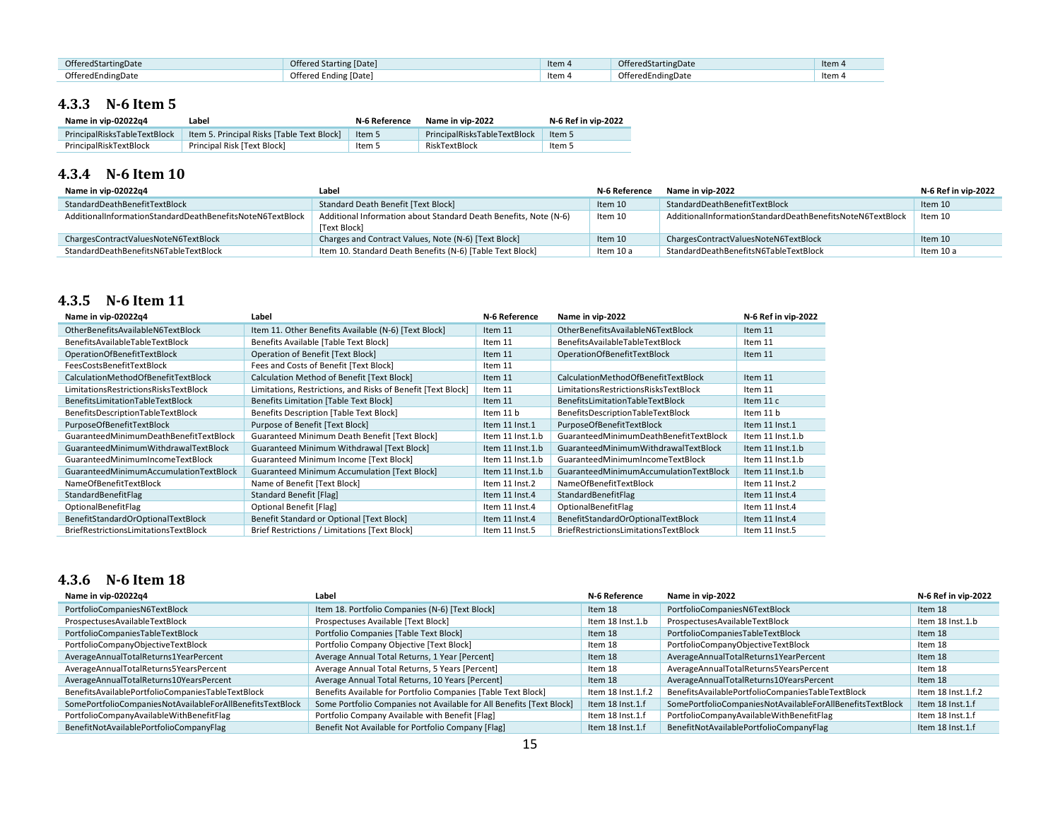| OfferedStartingDate | Offered Starting [Date] | Item 4 | OfferedStartingDate | Item 4 |
|---|---|---|---|---|
| OfferedEndingDate | Offered Ending [Date] | Item 4 | OfferedEndingDate | Item 4 |

### 4.3.3 N-6 Item 5

| Name in vip-02022q4 | Label | N-6 Reference | Name in vip-2022 | N-6 Ref in vip-2022 |
|---|---|---|---|---|
| PrincipalRisksTableTextBlock | Item 5. Principal Risks [Table Text Block] | Item 5 | PrincipalRisksTableTextBlock | Item 5 |
| PrincipalRiskTextBlock | Principal Risk [Text Block] | Item 5 | RiskTextBlock | Item 5 |

### 4.3.4 N-6 Item 10

| Name in vip-02022q4 | Label | N-6 Reference | Name in vip-2022 | N-6 Ref in vip-2022 |
|---|---|---|---|---|
| StandardDeathBenefitTextBlock | Standard Death Benefit [Text Block] | Item 10 | StandardDeathBenefitTextBlock | Item 10 |
| AdditionalInformationStandardDeathBenefitsNoteN6TextBlock | Additional Information about Standard Death Benefits, Note (N-6) [Text Block] | Item 10 | AdditionalInformationStandardDeathBenefitsNoteN6TextBlock | Item 10 |
| ChargesContractValuesNoteN6TextBlock | Charges and Contract Values, Note (N-6) [Text Block] | Item 10 | ChargesContractValuesNoteN6TextBlock | Item 10 |
| StandardDeathBenefitsN6TableTextBlock | Item 10. Standard Death Benefits (N-6) [Table Text Block] | Item 10 a | StandardDeathBenefitsN6TableTextBlock | Item 10 a |

### 4.3.5 N-6 Item 11

| Name in vip-02022q4 | Label | N-6 Reference | Name in vip-2022 | N-6 Ref in vip-2022 |
|---|---|---|---|---|
| OtherBenefitsAvailableN6TextBlock | Item 11. Other Benefits Available (N-6) [Text Block] | Item 11 | OtherBenefitsAvailableN6TextBlock | Item 11 |
| BenefitsAvailableTableTextBlock | Benefits Available [Table Text Block] | Item 11 | BenefitsAvailableTableTextBlock | Item 11 |
| OperationOfBenefitTextBlock | Operation of Benefit [Text Block] | Item 11 | OperationOfBenefitTextBlock | Item 11 |
| FeesCostsBenefitTextBlock | Fees and Costs of Benefit [Text Block] | Item 11 | | |
| CalculationMethodOfBenefitTextBlock | Calculation Method of Benefit [Text Block] | Item 11 | CalculationMethodOfBenefitTextBlock | Item 11 |
| LimitationsRestrictionsRisksTextBlock | Limitations, Restrictions, and Risks of Benefit [Text Block] | Item 11 | LimitationsRestrictionsRisksTextBlock | Item 11 |
| BenefitsLimitationTableTextBlock | Benefits Limitation [Table Text Block] | Item 11 | BenefitsLimitationTableTextBlock | Item 11 c |
| BenefitsDescriptionTableTextBlock | Benefits Description [Table Text Block] | Item 11 b | BenefitsDescriptionTableTextBlock | Item 11 b |
| PurposeOfBenefitTextBlock | Purpose of Benefit [Text Block] | Item 11 Inst.1 | PurposeOfBenefitTextBlock | Item 11 Inst.1 |
| GuaranteedMinimumDeathBenefitTextBlock | Guaranteed Minimum Death Benefit [Text Block] | Item 11 Inst.1.b | GuaranteedMinimumDeathBenefitTextBlock | Item 11 Inst.1.b |
| GuaranteedMinimumWithdrawalTextBlock | Guaranteed Minimum Withdrawal [Text Block] | Item 11 Inst.1.b | GuaranteedMinimumWithdrawalTextBlock | Item 11 Inst.1.b |
| GuaranteedMinimumIncomeTextBlock | Guaranteed Minimum Income [Text Block] | Item 11 Inst.1.b | GuaranteedMinimumIncomeTextBlock | Item 11 Inst.1.b |
| GuaranteedMinimumAccumulationTextBlock | Guaranteed Minimum Accumulation [Text Block] | Item 11 Inst.1.b | GuaranteedMinimumAccumulationTextBlock | Item 11 Inst.1.b |
| NameOfBenefitTextBlock | Name of Benefit [Text Block] | Item 11 Inst.2 | NameOfBenefitTextBlock | Item 11 Inst.2 |
| StandardBenefitFlag | Standard Benefit [Flag] | Item 11 Inst.4 | StandardBenefitFlag | Item 11 Inst.4 |
| OptionalBenefitFlag | Optional Benefit [Flag] | Item 11 Inst.4 | OptionalBenefitFlag | Item 11 Inst.4 |
| BenefitStandardOrOptionalTextBlock | Benefit Standard or Optional [Text Block] | Item 11 Inst.4 | BenefitStandardOrOptionalTextBlock | Item 11 Inst.4 |
| BriefRestrictionsLimitationsTextBlock | Brief Restrictions / Limitations [Text Block] | Item 11 Inst.5 | BriefRestrictionsLimitationsTextBlock | Item 11 Inst.5 |

### 4.3.6 N-6 Item 18

| Name in vip-02022q4 | Label | N-6 Reference | Name in vip-2022 | N-6 Ref in vip-2022 |
|---|---|---|---|---|
| PortfolioCompaniesN6TextBlock | Item 18. Portfolio Companies (N-6) [Text Block] | Item 18 | PortfolioCompaniesN6TextBlock | Item 18 |
| ProspectusesAvailableTextBlock | Prospectuses Available [Text Block] | Item 18 Inst.1.b | ProspectusesAvailableTextBlock | Item 18 Inst.1.b |
| PortfolioCompaniesTableTextBlock | Portfolio Companies [Table Text Block] | Item 18 | PortfolioCompaniesTableTextBlock | Item 18 |
| PortfolioCompanyObjectiveTextBlock | Portfolio Company Objective [Text Block] | Item 18 | PortfolioCompanyObjectiveTextBlock | Item 18 |
| AverageAnnualTotalReturns1YearPercent | Average Annual Total Returns, 1 Year [Percent] | Item 18 | AverageAnnualTotalReturns1YearPercent | Item 18 |
| AverageAnnualTotalReturns5YearsPercent | Average Annual Total Returns, 5 Years [Percent] | Item 18 | AverageAnnualTotalReturns5YearsPercent | Item 18 |
| AverageAnnualTotalReturns10YearsPercent | Average Annual Total Returns, 10 Years [Percent] | Item 18 | AverageAnnualTotalReturns10YearsPercent | Item 18 |
| BenefitsAvailablePortfolioCompaniesTableTextBlock | Benefits Available for Portfolio Companies [Table Text Block] | Item 18 Inst.1.f.2 | BenefitsAvailablePortfolioCompaniesTableTextBlock | Item 18 Inst.1.f.2 |
| SomePortfolioCompaniesNotAvailableForAllBenefitsTextBlock | Some Portfolio Companies not Available for All Benefits [Text Block] | Item 18 Inst.1.f | SomePortfolioCompaniesNotAvailableForAllBenefitsTextBlock | Item 18 Inst.1.f |
| PortfolioCompanyAvailableWithBenefitFlag | Portfolio Company Available with Benefit [Flag] | Item 18 Inst.1.f | PortfolioCompanyAvailableWithBenefitFlag | Item 18 Inst.1.f |
| BenefitNotAvailablePortfolioCompanyFlag | Benefit Not Available for Portfolio Company [Flag] | Item 18 Inst.1.f | BenefitNotAvailablePortfolioCompanyFlag | Item 18 Inst.1.f |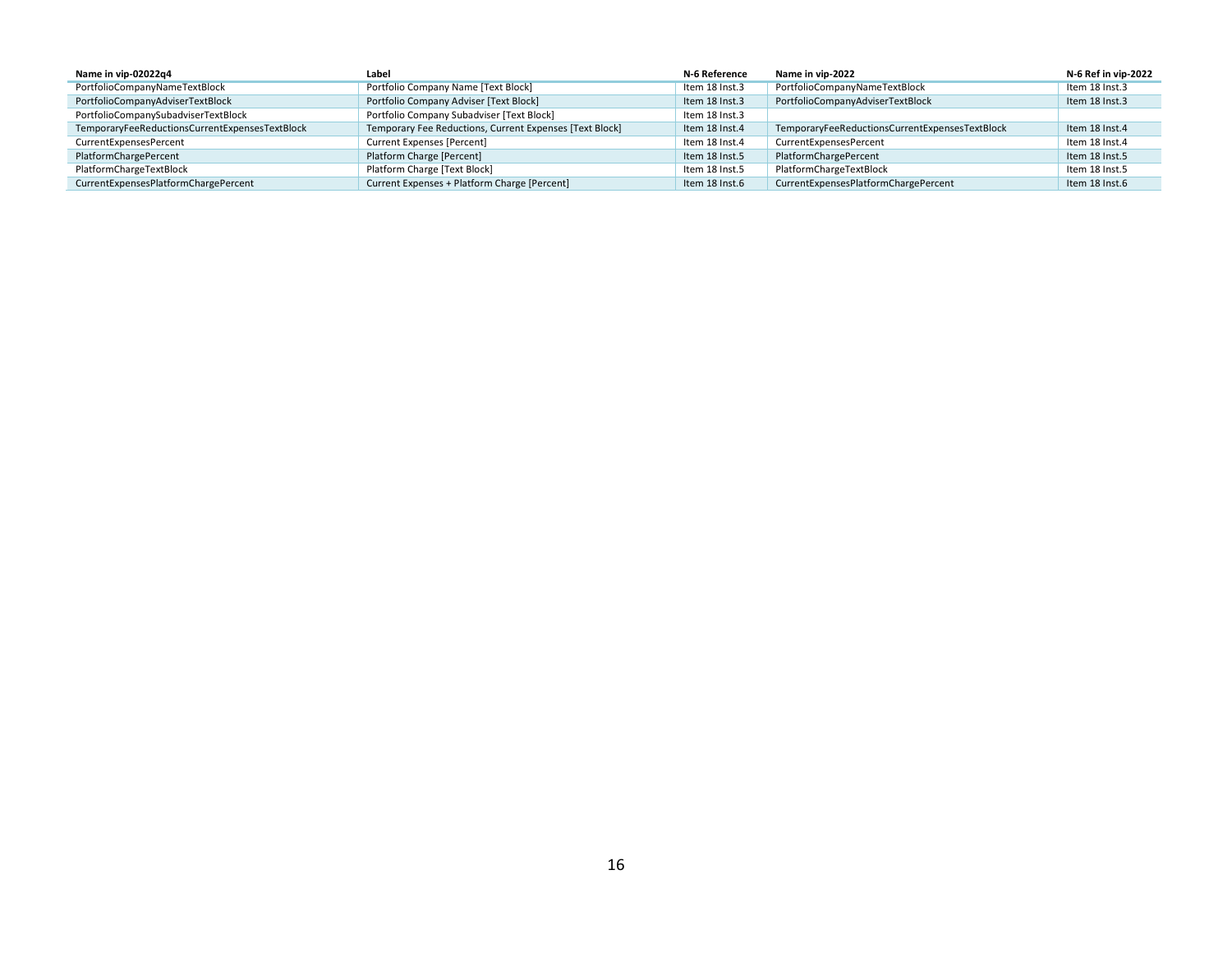| Name in vip-02022q4 | Label | N-6 Reference | Name in vip-2022 | N-6 Ref in vip-2022 |
|---|---|---|---|---|
| PortfolioCompanyNameTextBlock | Portfolio Company Name [Text Block] | Item 18 Inst.3 | PortfolioCompanyNameTextBlock | Item 18 Inst.3 |
| PortfolioCompanyAdviserTextBlock | Portfolio Company Adviser [Text Block] | Item 18 Inst.3 | PortfolioCompanyAdviserTextBlock | Item 18 Inst.3 |
| PortfolioCompanySubadviserTextBlock | Portfolio Company Subadviser [Text Block] | Item 18 Inst.3 | | |
| TemporaryFeeReductionsCurrentExpensesTextBlock | Temporary Fee Reductions, Current Expenses [Text Block] | Item 18 Inst.4 | TemporaryFeeReductionsCurrentExpensesTextBlock | Item 18 Inst.4 |
| CurrentExpensesPercent | Current Expenses [Percent] | Item 18 Inst.4 | CurrentExpensesPercent | Item 18 Inst.4 |
| PlatformChargePercent | Platform Charge [Percent] | Item 18 Inst.5 | PlatformChargePercent | Item 18 Inst.5 |
| PlatformChargeTextBlock | Platform Charge [Text Block] | Item 18 Inst.5 | PlatformChargeTextBlock | Item 18 Inst.5 |
| CurrentExpensesPlatformChargePercent | Current Expenses + Platform Charge [Percent] | Item 18 Inst.6 | CurrentExpensesPlatformChargePercent | Item 18 Inst.6 |